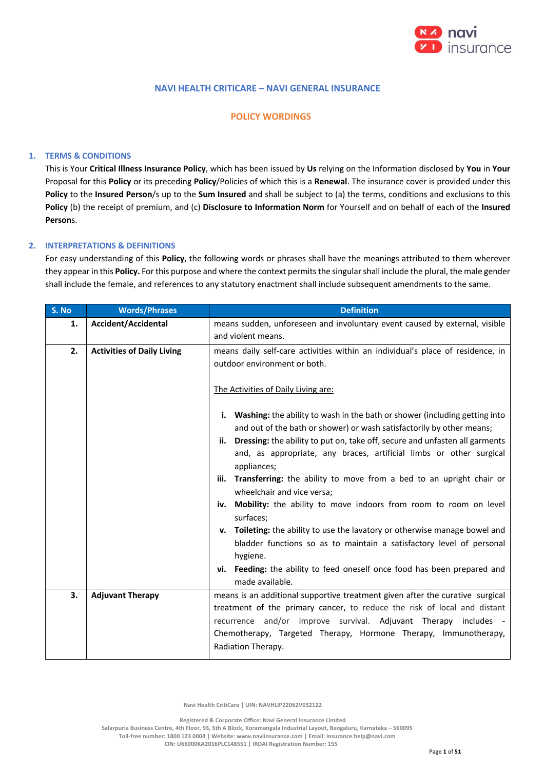# NAVI HEALTH CRITICARE – NAVI GENERAL INSURANCE

## POLICY WORDINGS

### 1. TERMS & CONDITIONS

This is Your **Critical Illness Insurance Policy**, which has been issued by **Us** relying on the Information disclosed by **You** in **Your** Proposal for this **Policy** or its preceding **Policy**/Policies of which this is a **Renewal**. The insurance cover is provided under this **Policy** to the **Insured Person**/s up to the **Sum Insured** and shall be subject to (a) the terms, conditions and exclusions to this **Policy** (b) the receipt of premium, and (c) **Disclosure to Information Norm** for Yourself and on behalf of each of the **Insured Persons**.

### 2. INTERPRETATIONS & DEFINITIONS

For easy understanding of this **Policy**, the following words or phrases shall have the meanings attributed to them wherever they appear in this **Policy.** For this purpose and where the context permits the singular shall include the plural, the male gender shall include the female, and references to any statutory enactment shall include subsequent amendments to the same.

| S. No | Words/Phrases | Definition |
|---|---|---|
| **1.** | **Accident/Accidental** | means sudden, unforeseen and involuntary event caused by external, visible and violent means. |
| **2.** | **Activities of Daily Living** | means daily self-care activities within an individual's place of residence, in outdoor environment or both.<br><br>The Activities of Daily Living are:<br><br>**i. Washing:** the ability to wash in the bath or shower (including getting into and out of the bath or shower) or wash satisfactorily by other means;<br>**ii. Dressing:** the ability to put on, take off, secure and unfasten all garments and, as appropriate, any braces, artificial limbs or other surgical appliances;<br>**iii. Transferring:** the ability to move from a bed to an upright chair or wheelchair and vice versa;<br>**iv. Mobility:** the ability to move indoors from room to room on level surfaces;<br>**v. Toileting:** the ability to use the lavatory or otherwise manage bowel and bladder functions so as to maintain a satisfactory level of personal hygiene.<br>**vi. Feeding:** the ability to feed oneself once food has been prepared and made available. |
| **3.** | **Adjuvant Therapy** | means is an additional supportive treatment given after the curative surgical treatment of the primary cancer, to reduce the risk of local and distant recurrence and/or improve survival. Adjuvant Therapy includes - Chemotherapy, Targeted Therapy, Hormone Therapy, Immunotherapy, Radiation Therapy. |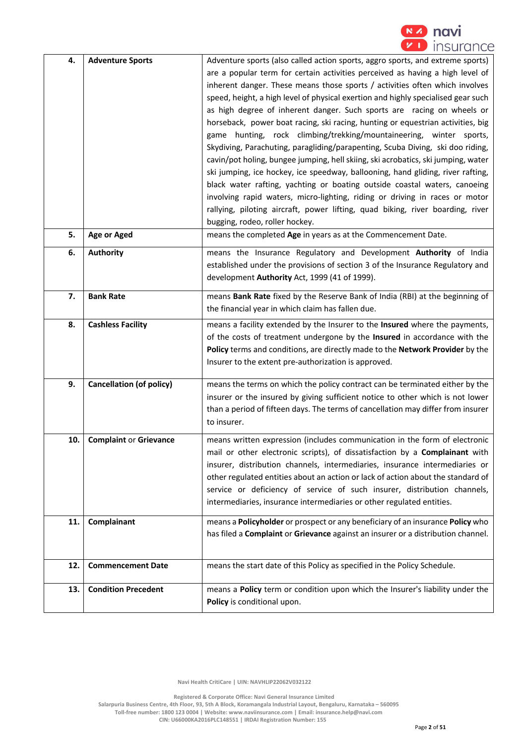| | | |
|---|---|---|
| **4.** | **Adventure Sports** | Adventure sports (also called action sports, aggro sports, and extreme sports) are a popular term for certain activities perceived as having a high level of inherent danger. These means those sports / activities often which involves speed, height, a high level of physical exertion and highly specialised gear such as high degree of inherent danger. Such sports are racing on wheels or horseback, power boat racing, ski racing, hunting or equestrian activities, big game hunting, rock climbing/trekking/mountaineering, winter sports, Skydiving, Parachuting, paragliding/parapenting, Scuba Diving, ski doo riding, cavin/pot holing, bungee jumping, hell skiing, ski acrobatics, ski jumping, water ski jumping, ice hockey, ice speedway, ballooning, hand gliding, river rafting, black water rafting, yachting or boating outside coastal waters, canoeing involving rapid waters, micro-lighting, riding or driving in races or motor rallying, piloting aircraft, power lifting, quad biking, river boarding, river bugging, rodeo, roller hockey. |
| **5.** | **Age or Aged** | means the completed **Age** in years as at the Commencement Date. |
| **6.** | **Authority** | means the Insurance Regulatory and Development **Authority** of India established under the provisions of section 3 of the Insurance Regulatory and development **Authority** Act, 1999 (41 of 1999). |
| **7.** | **Bank Rate** | means **Bank Rate** fixed by the Reserve Bank of India (RBI) at the beginning of the financial year in which claim has fallen due. |
| **8.** | **Cashless Facility** | means a facility extended by the Insurer to the **Insured** where the payments, of the costs of treatment undergone by the **Insured** in accordance with the **Policy** terms and conditions, are directly made to the **Network Provider** by the Insurer to the extent pre-authorization is approved. |
| **9.** | **Cancellation (of policy)** | means the terms on which the policy contract can be terminated either by the insurer or the insured by giving sufficient notice to other which is not lower than a period of fifteen days. The terms of cancellation may differ from insurer to insurer. |
| **10.** | **Complaint** or **Grievance** | means written expression (includes communication in the form of electronic mail or other electronic scripts), of dissatisfaction by a **Complainant** with insurer, distribution channels, intermediaries, insurance intermediaries or other regulated entities about an action or lack of action about the standard of service or deficiency of service of such insurer, distribution channels, intermediaries, insurance intermediaries or other regulated entities. |
| **11.** | **Complainant** | means a **Policyholder** or prospect or any beneficiary of an insurance **Policy** who has filed a **Complaint** or **Grievance** against an insurer or a distribution channel. |
| **12.** | **Commencement Date** | means the start date of this Policy as specified in the Policy Schedule. |
| **13.** | **Condition Precedent** | means a **Policy** term or condition upon which the Insurer's liability under the **Policy** is conditional upon. |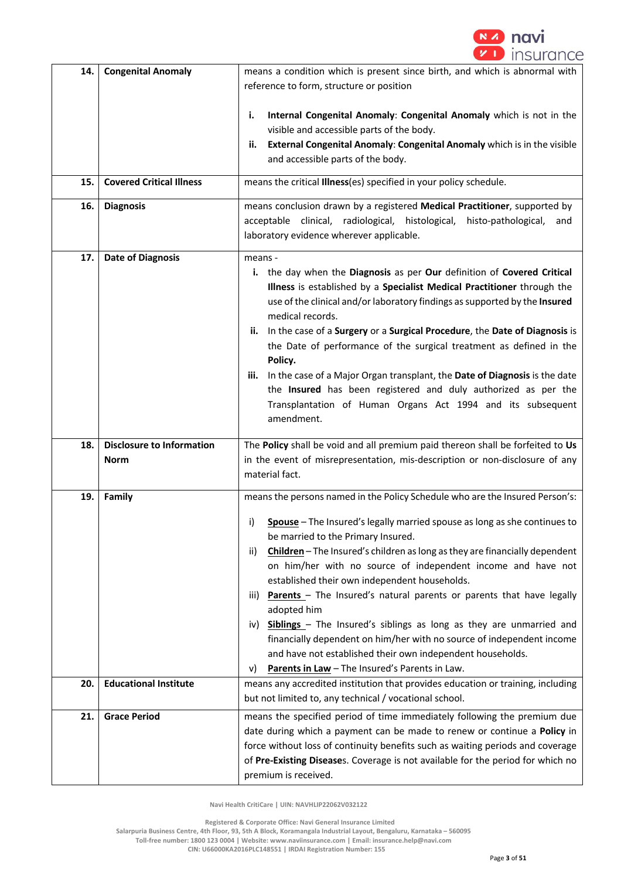| | | |
|---|---|---|
| **14.** | **Congenital Anomaly** | means a condition which is present since birth, and which is abnormal with reference to form, structure or position<br><br>**i.** **Internal Congenital Anomaly**: **Congenital Anomaly** which is not in the visible and accessible parts of the body.<br>**ii.** **External Congenital Anomaly**: **Congenital Anomaly** which is in the visible and accessible parts of the body. |
| **15.** | **Covered Critical Illness** | means the critical **Illness**(es) specified in your policy schedule. |
| **16.** | **Diagnosis** | means conclusion drawn by a registered **Medical Practitioner**, supported by acceptable clinical, radiological, histological, histo-pathological, and laboratory evidence wherever applicable. |
| **17.** | **Date of Diagnosis** | means -<br>**i.** the day when the **Diagnosis** as per **Our** definition of **Covered Critical Illness** is established by a **Specialist Medical Practitioner** through the use of the clinical and/or laboratory findings as supported by the **Insured** medical records.<br>**ii.** In the case of a **Surgery** or a **Surgical Procedure**, the **Date of Diagnosis** is the Date of performance of the surgical treatment as defined in the **Policy.**<br>**iii.** In the case of a Major Organ transplant, the **Date of Diagnosis** is the date the **Insured** has been registered and duly authorized as per the Transplantation of Human Organs Act 1994 and its subsequent amendment. |
| **18.** | **Disclosure to Information Norm** | The **Policy** shall be void and all premium paid thereon shall be forfeited to **Us** in the event of misrepresentation, mis-description or non-disclosure of any material fact. |
| **19.** | **Family** | means the persons named in the Policy Schedule who are the Insured Person's:<br><br>i) **Spouse** – The Insured's legally married spouse as long as she continues to be married to the Primary Insured.<br>ii) **Children** – The Insured's children as long as they are financially dependent on him/her with no source of independent income and have not established their own independent households.<br>iii) **Parents** – The Insured's natural parents or parents that have legally adopted him<br>iv) **Siblings** – The Insured's siblings as long as they are unmarried and financially dependent on him/her with no source of independent income and have not established their own independent households.<br>v) **Parents in Law** – The Insured's Parents in Law. |
| **20.** | **Educational Institute** | means any accredited institution that provides education or training, including but not limited to, any technical / vocational school. |
| **21.** | **Grace Period** | means the specified period of time immediately following the premium due date during which a payment can be made to renew or continue a **Policy** in force without loss of continuity benefits such as waiting periods and coverage of **Pre-Existing Disease**s. Coverage is not available for the period for which no premium is received. |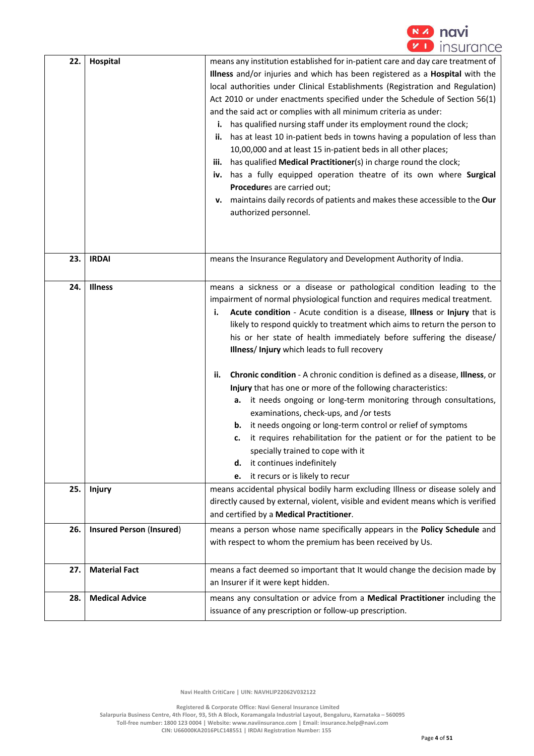| | | |
|---|---|---|
| **22.** | **Hospital** | means any institution established for in-patient care and day care treatment of **Illness** and/or injuries and which has been registered as a **Hospital** with the local authorities under Clinical Establishments (Registration and Regulation) Act 2010 or under enactments specified under the Schedule of Section 56(1) and the said act or complies with all minimum criteria as under:<br>**i.** has qualified nursing staff under its employment round the clock;<br>**ii.** has at least 10 in-patient beds in towns having a population of less than 10,00,000 and at least 15 in-patient beds in all other places;<br>**iii.** has qualified **Medical Practitioner**(s) in charge round the clock;<br>**iv.** has a fully equipped operation theatre of its own where **Surgical Procedure**s are carried out;<br>**v.** maintains daily records of patients and makes these accessible to the **Our** authorized personnel. |
| **23.** | **IRDAI** | means the Insurance Regulatory and Development Authority of India. |
| **24.** | **Illness** | means a sickness or a disease or pathological condition leading to the impairment of normal physiological function and requires medical treatment.<br>**i.** **Acute condition** - Acute condition is a disease, **Illness** or **Injury** that is likely to respond quickly to treatment which aims to return the person to his or her state of health immediately before suffering the disease/ **Illness**/ **Injury** which leads to full recovery<br>**ii.** **Chronic condition** - A chronic condition is defined as a disease, **Illness**, or **Injury** that has one or more of the following characteristics:<br>**a.** it needs ongoing or long-term monitoring through consultations, examinations, check-ups, and /or tests<br>**b.** it needs ongoing or long-term control or relief of symptoms<br>**c.** it requires rehabilitation for the patient or for the patient to be specially trained to cope with it<br>**d.** it continues indefinitely<br>**e.** it recurs or is likely to recur |
| **25.** | **Injury** | means accidental physical bodily harm excluding Illness or disease solely and directly caused by external, violent, visible and evident means which is verified and certified by a **Medical Practitioner**. |
| **26.** | **Insured Person (Insured)** | means a person whose name specifically appears in the **Policy Schedule** and with respect to whom the premium has been received by Us. |
| **27.** | **Material Fact** | means a fact deemed so important that It would change the decision made by an Insurer if it were kept hidden. |
| **28.** | **Medical Advice** | means any consultation or advice from a **Medical Practitioner** including the issuance of any prescription or follow-up prescription. |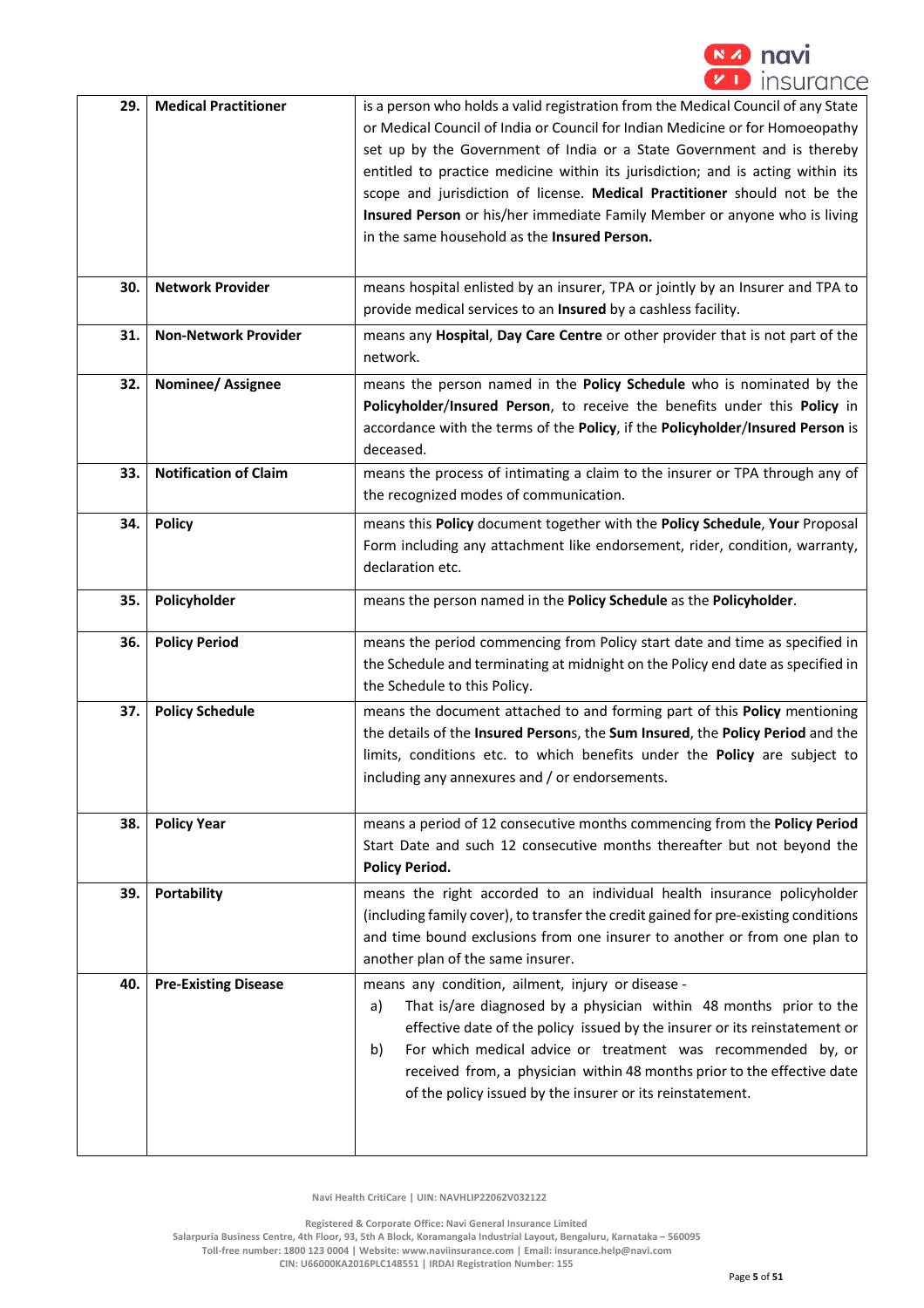| | | |
|---|---|---|
| **29.** | **Medical Practitioner** | is a person who holds a valid registration from the Medical Council of any State or Medical Council of India or Council for Indian Medicine or for Homoeopathy set up by the Government of India or a State Government and is thereby entitled to practice medicine within its jurisdiction; and is acting within its scope and jurisdiction of license. **Medical Practitioner** should not be the **Insured Person** or his/her immediate Family Member or anyone who is living in the same household as the **Insured Person.** |
| **30.** | **Network Provider** | means hospital enlisted by an insurer, TPA or jointly by an Insurer and TPA to provide medical services to an **Insured** by a cashless facility. |
| **31.** | **Non-Network Provider** | means any **Hospital**, **Day Care Centre** or other provider that is not part of the network. |
| **32.** | **Nominee/ Assignee** | means the person named in the **Policy Schedule** who is nominated by the **Policyholder**/**Insured Person**, to receive the benefits under this **Policy** in accordance with the terms of the **Policy**, if the **Policyholder**/**Insured Person** is deceased. |
| **33.** | **Notification of Claim** | means the process of intimating a claim to the insurer or TPA through any of the recognized modes of communication. |
| **34.** | **Policy** | means this **Policy** document together with the **Policy Schedule**, **Your** Proposal Form including any attachment like endorsement, rider, condition, warranty, declaration etc. |
| **35.** | **Policyholder** | means the person named in the **Policy Schedule** as the **Policyholder**. |
| **36.** | **Policy Period** | means the period commencing from Policy start date and time as specified in the Schedule and terminating at midnight on the Policy end date as specified in the Schedule to this Policy. |
| **37.** | **Policy Schedule** | means the document attached to and forming part of this **Policy** mentioning the details of the **Insured Person**s, the **Sum Insured**, the **Policy Period** and the limits, conditions etc. to which benefits under the **Policy** are subject to including any annexures and / or endorsements. |
| **38.** | **Policy Year** | means a period of 12 consecutive months commencing from the **Policy Period** Start Date and such 12 consecutive months thereafter but not beyond the **Policy Period.** |
| **39.** | **Portability** | means the right accorded to an individual health insurance policyholder (including family cover), to transfer the credit gained for pre-existing conditions and time bound exclusions from one insurer to another or from one plan to another plan of the same insurer. |
| **40.** | **Pre-Existing Disease** | means any condition, ailment, injury or disease - <br>a) That is/are diagnosed by a physician within 48 months prior to the effective date of the policy issued by the insurer or its reinstatement or <br>b) For which medical advice or treatment was recommended by, or received from, a physician within 48 months prior to the effective date of the policy issued by the insurer or its reinstatement. |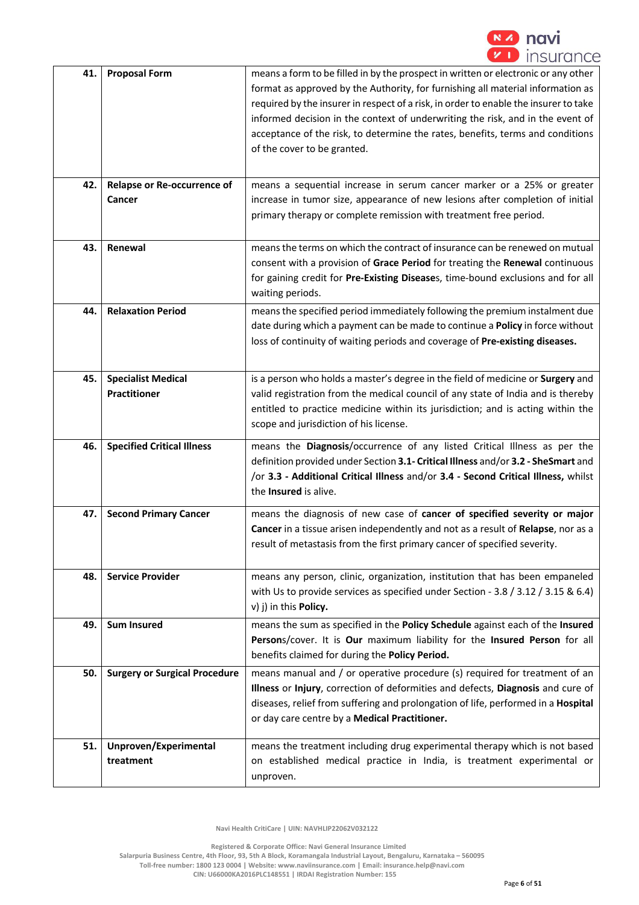| | | |
|---|---|---|
| **41.** | **Proposal Form** | means a form to be filled in by the prospect in written or electronic or any other format as approved by the Authority, for furnishing all material information as required by the insurer in respect of a risk, in order to enable the insurer to take informed decision in the context of underwriting the risk, and in the event of acceptance of the risk, to determine the rates, benefits, terms and conditions of the cover to be granted. |
| **42.** | **Relapse or Re-occurrence of Cancer** | means a sequential increase in serum cancer marker or a 25% or greater increase in tumor size, appearance of new lesions after completion of initial primary therapy or complete remission with treatment free period. |
| **43.** | **Renewal** | means the terms on which the contract of insurance can be renewed on mutual consent with a provision of **Grace Period** for treating the **Renewal** continuous for gaining credit for **Pre-Existing Disease**s, time-bound exclusions and for all waiting periods. |
| **44.** | **Relaxation Period** | means the specified period immediately following the premium instalment due date during which a payment can be made to continue a **Policy** in force without loss of continuity of waiting periods and coverage of **Pre-existing diseases.** |
| **45.** | **Specialist Medical Practitioner** | is a person who holds a master's degree in the field of medicine or **Surgery** and valid registration from the medical council of any state of India and is thereby entitled to practice medicine within its jurisdiction; and is acting within the scope and jurisdiction of his license. |
| **46.** | **Specified Critical Illness** | means the **Diagnosis**/occurrence of any listed Critical Illness as per the definition provided under Section **3.1- Critical Illness** and/or **3.2 - SheSmart** and /or **3.3 - Additional Critical Illness** and/or **3.4 - Second Critical Illness,** whilst the **Insured** is alive. |
| **47.** | **Second Primary Cancer** | means the diagnosis of new case of **cancer of specified severity or major Cancer** in a tissue arisen independently and not as a result of **Relapse**, nor as a result of metastasis from the first primary cancer of specified severity. |
| **48.** | **Service Provider** | means any person, clinic, organization, institution that has been empaneled with Us to provide services as specified under Section - 3.8 / 3.12 / 3.15 & 6.4) v) j) in this **Policy.** |
| **49.** | **Sum Insured** | means the sum as specified in the **Policy Schedule** against each of the **Insured Person**s/cover. It is **Our** maximum liability for the **Insured Person** for all benefits claimed for during the **Policy Period.** |
| **50.** | **Surgery or Surgical Procedure** | means manual and / or operative procedure (s) required for treatment of an **Illness** or **Injury**, correction of deformities and defects, **Diagnosis** and cure of diseases, relief from suffering and prolongation of life, performed in a **Hospital** or day care centre by a **Medical Practitioner.** |
| **51.** | **Unproven/Experimental treatment** | means the treatment including drug experimental therapy which is not based on established medical practice in India, is treatment experimental or unproven. |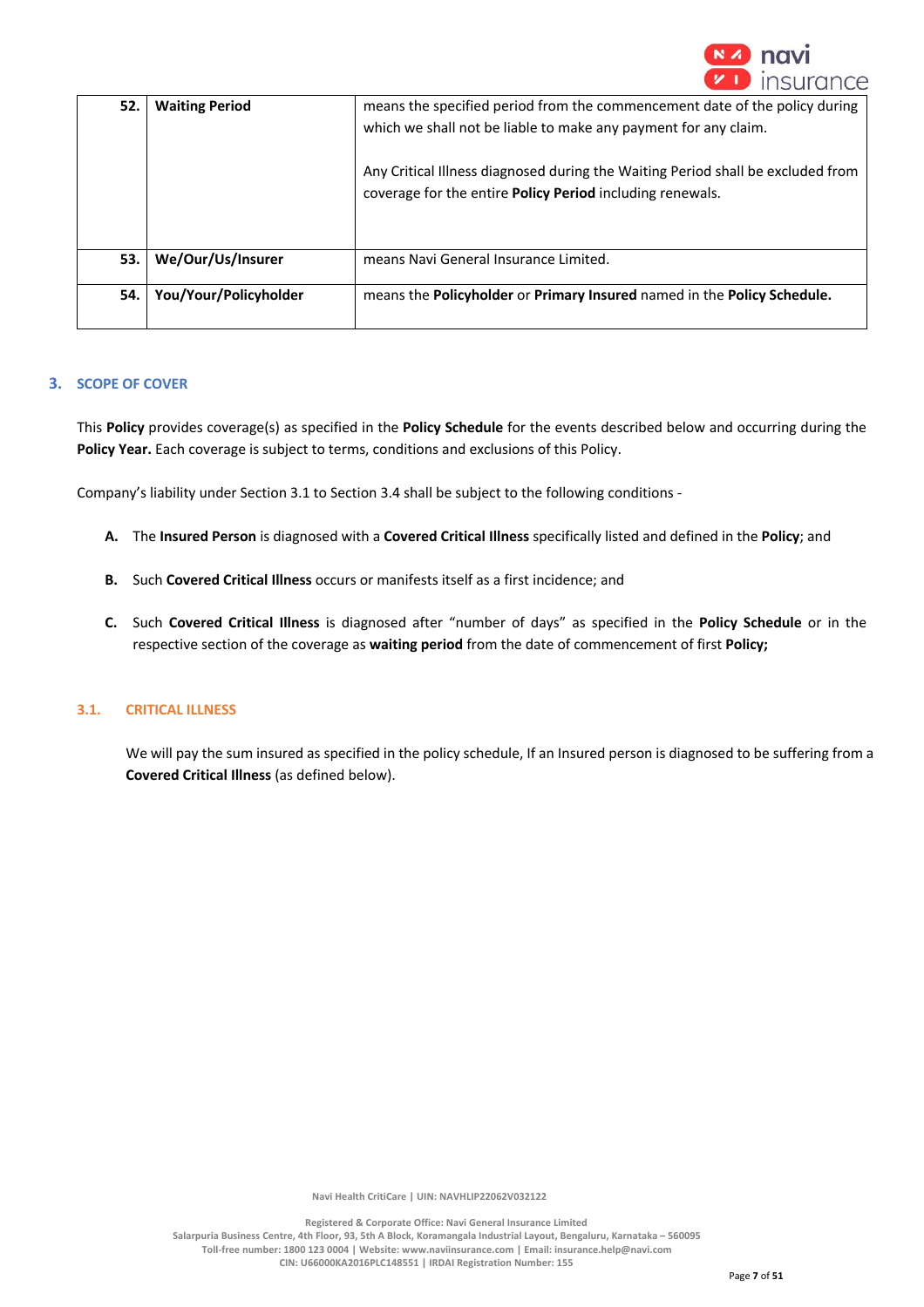| 52. | **Waiting Period** | means the specified period from the commencement date of the policy during which we shall not be liable to make any payment for any claim.<br><br>Any Critical Illness diagnosed during the Waiting Period shall be excluded from coverage for the entire **Policy Period** including renewals. |
|---|---|---|
| 53. | **We/Our/Us/Insurer** | means Navi General Insurance Limited. |
| 54. | **You/Your/Policyholder** | means the **Policyholder** or **Primary Insured** named in the **Policy Schedule.** |

## 3. SCOPE OF COVER

This **Policy** provides coverage(s) as specified in the **Policy Schedule** for the events described below and occurring during the **Policy Year.** Each coverage is subject to terms, conditions and exclusions of this Policy.

Company's liability under Section 3.1 to Section 3.4 shall be subject to the following conditions -

**A.** The **Insured Person** is diagnosed with a **Covered Critical Illness** specifically listed and defined in the **Policy**; and

**B.** Such **Covered Critical Illness** occurs or manifests itself as a first incidence; and

**C.** Such **Covered Critical Illness** is diagnosed after "number of days" as specified in the **Policy Schedule** or in the respective section of the coverage as **waiting period** from the date of commencement of first **Policy;**

### 3.1. CRITICAL ILLNESS

We will pay the sum insured as specified in the policy schedule, If an Insured person is diagnosed to be suffering from a **Covered Critical Illness** (as defined below).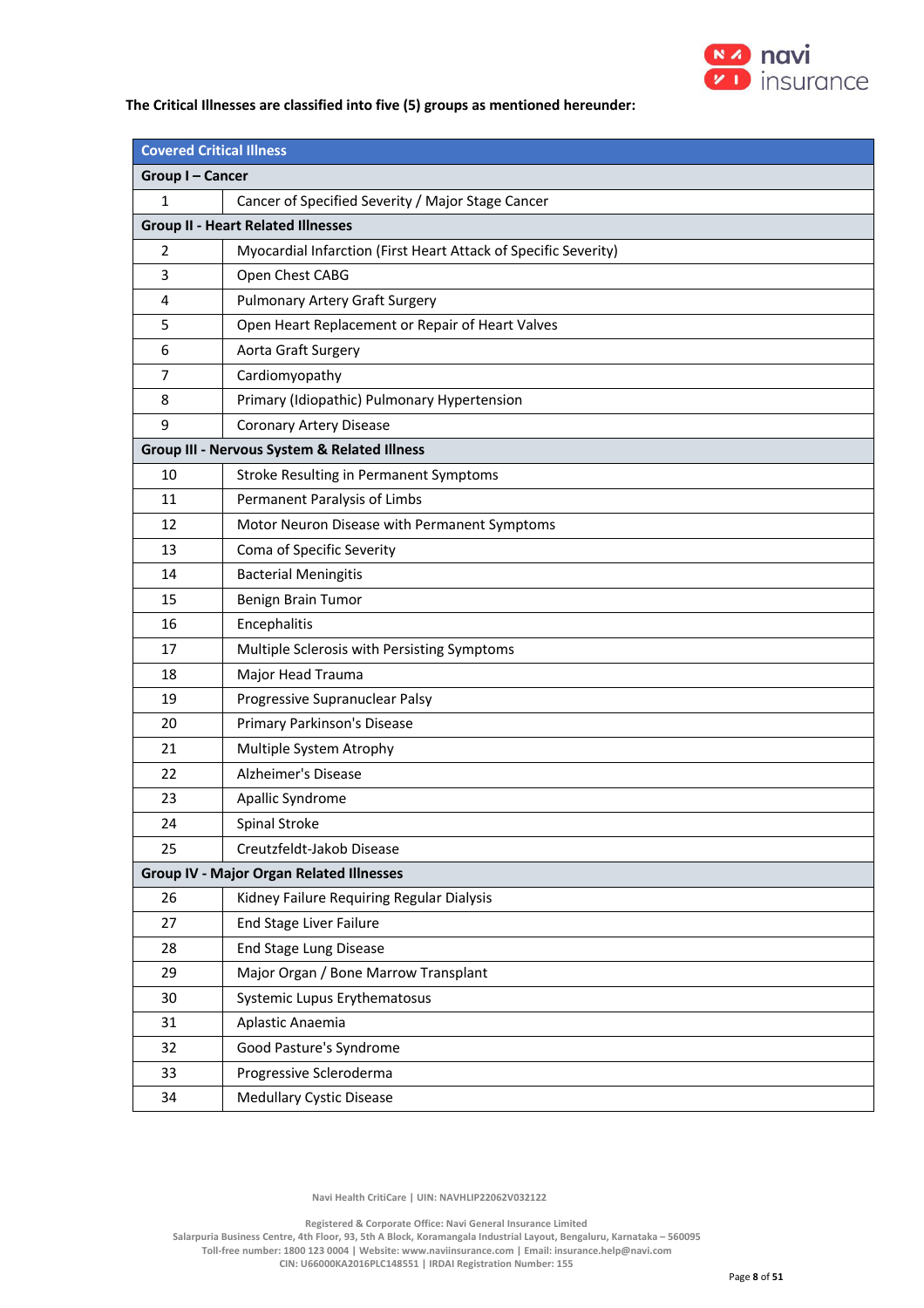**The Critical Illnesses are classified into five (5) groups as mentioned hereunder:**

| Covered Critical Illness | |
|---|---|
| **Group I – Cancer** | |
| 1 | Cancer of Specified Severity / Major Stage Cancer |
| **Group II - Heart Related Illnesses** | |
| 2 | Myocardial Infarction (First Heart Attack of Specific Severity) |
| 3 | Open Chest CABG |
| 4 | Pulmonary Artery Graft Surgery |
| 5 | Open Heart Replacement or Repair of Heart Valves |
| 6 | Aorta Graft Surgery |
| 7 | Cardiomyopathy |
| 8 | Primary (Idiopathic) Pulmonary Hypertension |
| 9 | Coronary Artery Disease |
| **Group III - Nervous System & Related Illness** | |
| 10 | Stroke Resulting in Permanent Symptoms |
| 11 | Permanent Paralysis of Limbs |
| 12 | Motor Neuron Disease with Permanent Symptoms |
| 13 | Coma of Specific Severity |
| 14 | Bacterial Meningitis |
| 15 | Benign Brain Tumor |
| 16 | Encephalitis |
| 17 | Multiple Sclerosis with Persisting Symptoms |
| 18 | Major Head Trauma |
| 19 | Progressive Supranuclear Palsy |
| 20 | Primary Parkinson's Disease |
| 21 | Multiple System Atrophy |
| 22 | Alzheimer's Disease |
| 23 | Apallic Syndrome |
| 24 | Spinal Stroke |
| 25 | Creutzfeldt-Jakob Disease |
| **Group IV - Major Organ Related Illnesses** | |
| 26 | Kidney Failure Requiring Regular Dialysis |
| 27 | End Stage Liver Failure |
| 28 | End Stage Lung Disease |
| 29 | Major Organ / Bone Marrow Transplant |
| 30 | Systemic Lupus Erythematosus |
| 31 | Aplastic Anaemia |
| 32 | Good Pasture's Syndrome |
| 33 | Progressive Scleroderma |
| 34 | Medullary Cystic Disease |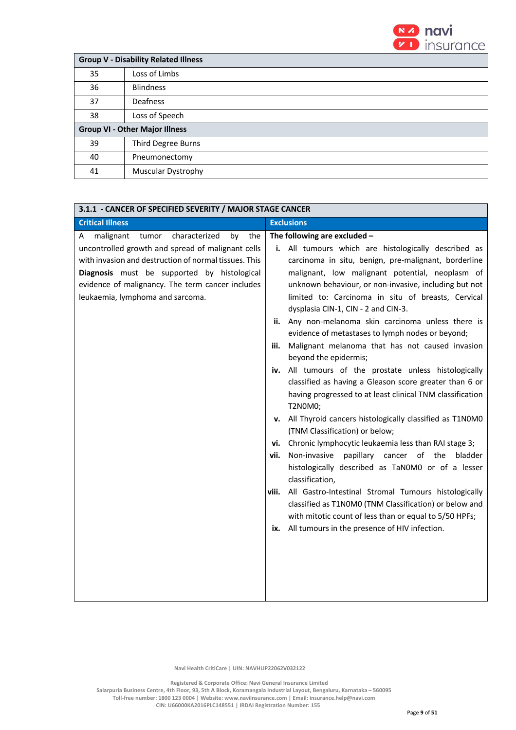| Group V - Disability Related Illness | |
|---|---|
| 35 | Loss of Limbs |
| 36 | Blindness |
| 37 | Deafness |
| 38 | Loss of Speech |
| **Group VI - Other Major Illness** | |
| 39 | Third Degree Burns |
| 40 | Pneumonectomy |
| 41 | Muscular Dystrophy |

### 3.1.1 - CANCER OF SPECIFIED SEVERITY / MAJOR STAGE CANCER

| Critical Illness | Exclusions |
|---|---|
| A malignant tumor characterized by the uncontrolled growth and spread of malignant cells with invasion and destruction of normal tissues. This **Diagnosis** must be supported by histological evidence of malignancy. The term cancer includes leukaemia, lymphoma and sarcoma. | **The following are excluded –**<br>**i.** All tumours which are histologically described as carcinoma in situ, benign, pre-malignant, borderline malignant, low malignant potential, neoplasm of unknown behaviour, or non-invasive, including but not limited to: Carcinoma in situ of breasts, Cervical dysplasia CIN-1, CIN - 2 and CIN-3.<br>**ii.** Any non-melanoma skin carcinoma unless there is evidence of metastases to lymph nodes or beyond;<br>**iii.** Malignant melanoma that has not caused invasion beyond the epidermis;<br>**iv.** All tumours of the prostate unless histologically classified as having a Gleason score greater than 6 or having progressed to at least clinical TNM classification T2N0M0;<br>**v.** All Thyroid cancers histologically classified as T1N0M0 (TNM Classification) or below;<br>**vi.** Chronic lymphocytic leukaemia less than RAI stage 3;<br>**vii.** Non-invasive papillary cancer of the bladder histologically described as TaN0M0 or of a lesser classification,<br>**viii.** All Gastro-Intestinal Stromal Tumours histologically classified as T1N0M0 (TNM Classification) or below and with mitotic count of less than or equal to 5/50 HPFs;<br>**ix.** All tumours in the presence of HIV infection. |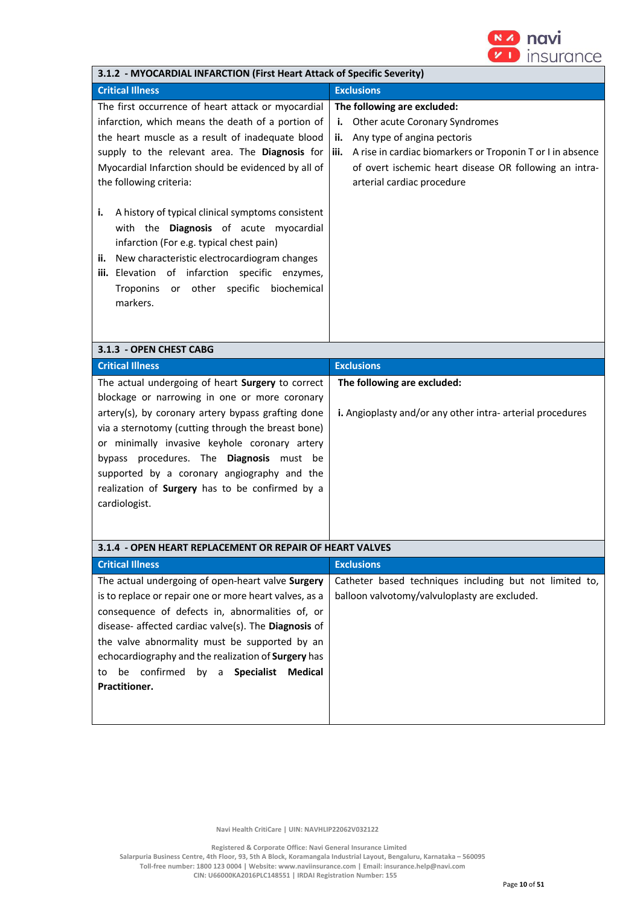### 3.1.2 - MYOCARDIAL INFARCTION (First Heart Attack of Specific Severity)

| Critical Illness | Exclusions |
|---|---|
| The first occurrence of heart attack or myocardial infarction, which means the death of a portion of the heart muscle as a result of inadequate blood supply to the relevant area. The **Diagnosis** for Myocardial Infarction should be evidenced by all of the following criteria:<br><br>**i.** A history of typical clinical symptoms consistent with the **Diagnosis** of acute myocardial infarction (For e.g. typical chest pain)<br>**ii.** New characteristic electrocardiogram changes<br>**iii.** Elevation of infarction specific enzymes, Troponins or other specific biochemical markers. | **The following are excluded:**<br>**i.** Other acute Coronary Syndromes<br>**ii.** Any type of angina pectoris<br>**iii.** A rise in cardiac biomarkers or Troponin T or I in absence of overt ischemic heart disease OR following an intra-arterial cardiac procedure |

### 3.1.3 - OPEN CHEST CABG

| Critical Illness | Exclusions |
|---|---|
| The actual undergoing of heart **Surgery** to correct blockage or narrowing in one or more coronary artery(s), by coronary artery bypass grafting done via a sternotomy (cutting through the breast bone) or minimally invasive keyhole coronary artery bypass procedures. The **Diagnosis** must be supported by a coronary angiography and the realization of **Surgery** has to be confirmed by a cardiologist. | **The following are excluded:**<br><br>**i.** Angioplasty and/or any other intra- arterial procedures |

### 3.1.4 - OPEN HEART REPLACEMENT OR REPAIR OF HEART VALVES

| Critical Illness | Exclusions |
|---|---|
| The actual undergoing of open-heart valve **Surgery** is to replace or repair one or more heart valves, as a consequence of defects in, abnormalities of, or disease- affected cardiac valve(s). The **Diagnosis** of the valve abnormality must be supported by an echocardiography and the realization of **Surgery** has to be confirmed by a **Specialist Medical Practitioner.** | Catheter based techniques including but not limited to, balloon valvotomy/valvuloplasty are excluded. |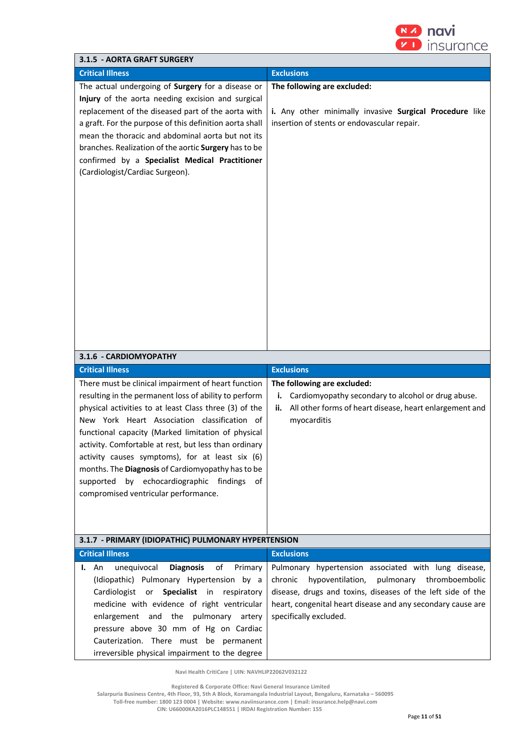### 3.1.5 - AORTA GRAFT SURGERY

| Critical Illness | Exclusions |
|---|---|
| The actual undergoing of **Surgery** for a disease or **Injury** of the aorta needing excision and surgical replacement of the diseased part of the aorta with a graft. For the purpose of this definition aorta shall mean the thoracic and abdominal aorta but not its branches. Realization of the aortic **Surgery** has to be confirmed by a **Specialist Medical Practitioner** (Cardiologist/Cardiac Surgeon). | **The following are excluded:**<br><br>**i.** Any other minimally invasive **Surgical Procedure** like insertion of stents or endovascular repair. |

### 3.1.6 - CARDIOMYOPATHY

| Critical Illness | Exclusions |
|---|---|
| There must be clinical impairment of heart function resulting in the permanent loss of ability to perform physical activities to at least Class three (3) of the New York Heart Association classification of functional capacity (Marked limitation of physical activity. Comfortable at rest, but less than ordinary activity causes symptoms), for at least six (6) months. The **Diagnosis** of Cardiomyopathy has to be supported by echocardiographic findings of compromised ventricular performance. | **The following are excluded:**<br>**i.** Cardiomyopathy secondary to alcohol or drug abuse.<br>**ii.** All other forms of heart disease, heart enlargement and myocarditis |

### 3.1.7 - PRIMARY (IDIOPATHIC) PULMONARY HYPERTENSION

| Critical Illness | Exclusions |
|---|---|
| **I.** An unequivocal **Diagnosis** of Primary (Idiopathic) Pulmonary Hypertension by a Cardiologist or **Specialist** in respiratory medicine with evidence of right ventricular enlargement and the pulmonary artery pressure above 30 mm of Hg on Cardiac Cauterization. There must be permanent irreversible physical impairment to the degree | Pulmonary hypertension associated with lung disease, chronic hypoventilation, pulmonary thromboembolic disease, drugs and toxins, diseases of the left side of the heart, congenital heart disease and any secondary cause are specifically excluded. |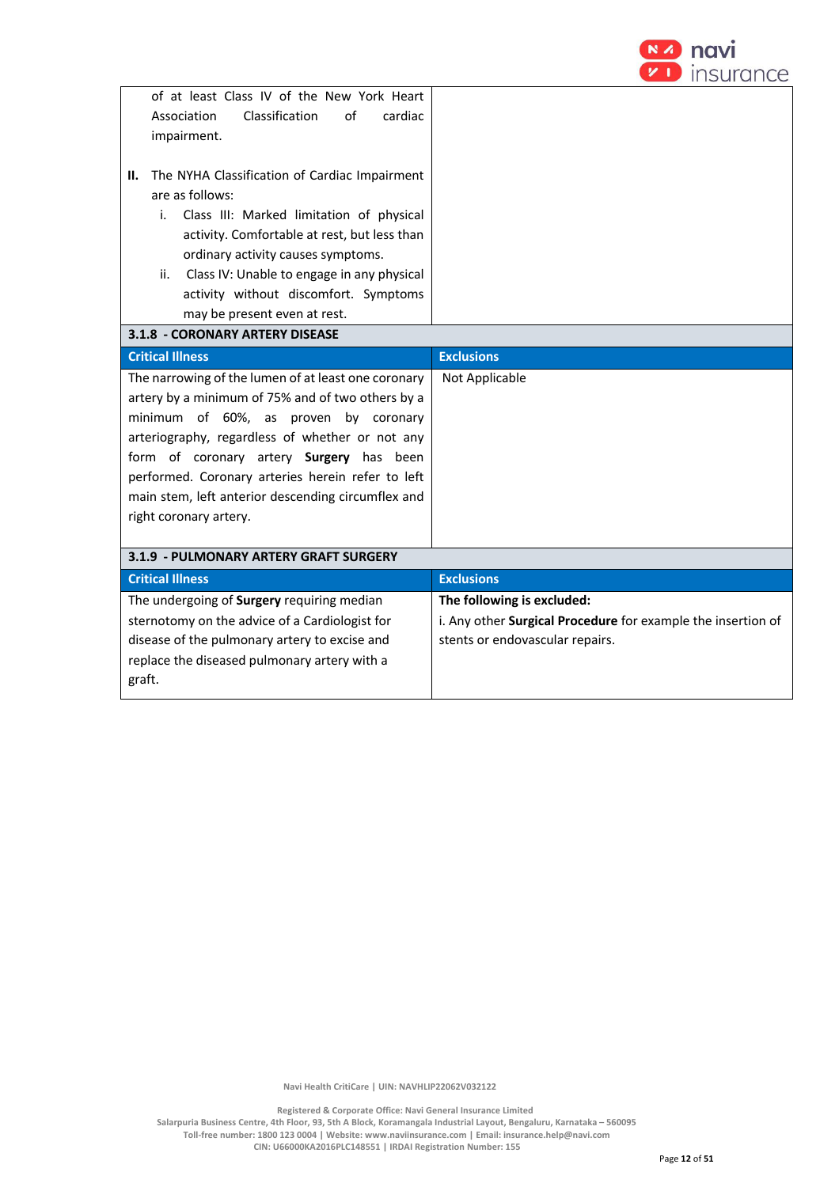| | |
|---|---|
| of at least Class IV of the New York Heart Association Classification of cardiac impairment.<br><br>**II.** The NYHA Classification of Cardiac Impairment are as follows:<br>i. Class III: Marked limitation of physical activity. Comfortable at rest, but less than ordinary activity causes symptoms.<br>ii. Class IV: Unable to engage in any physical activity without discomfort. Symptoms may be present even at rest. | |

**3.1.8 - CORONARY ARTERY DISEASE**

| Critical Illness | Exclusions |
|---|---|
| The narrowing of the lumen of at least one coronary artery by a minimum of 75% and of two others by a minimum of 60%, as proven by coronary arteriography, regardless of whether or not any form of coronary artery **Surgery** has been performed. Coronary arteries herein refer to left main stem, left anterior descending circumflex and right coronary artery. | Not Applicable |

**3.1.9 - PULMONARY ARTERY GRAFT SURGERY**

| Critical Illness | Exclusions |
|---|---|
| The undergoing of **Surgery** requiring median sternotomy on the advice of a Cardiologist for disease of the pulmonary artery to excise and replace the diseased pulmonary artery with a graft. | **The following is excluded:**<br>i. Any other **Surgical Procedure** for example the insertion of stents or endovascular repairs. |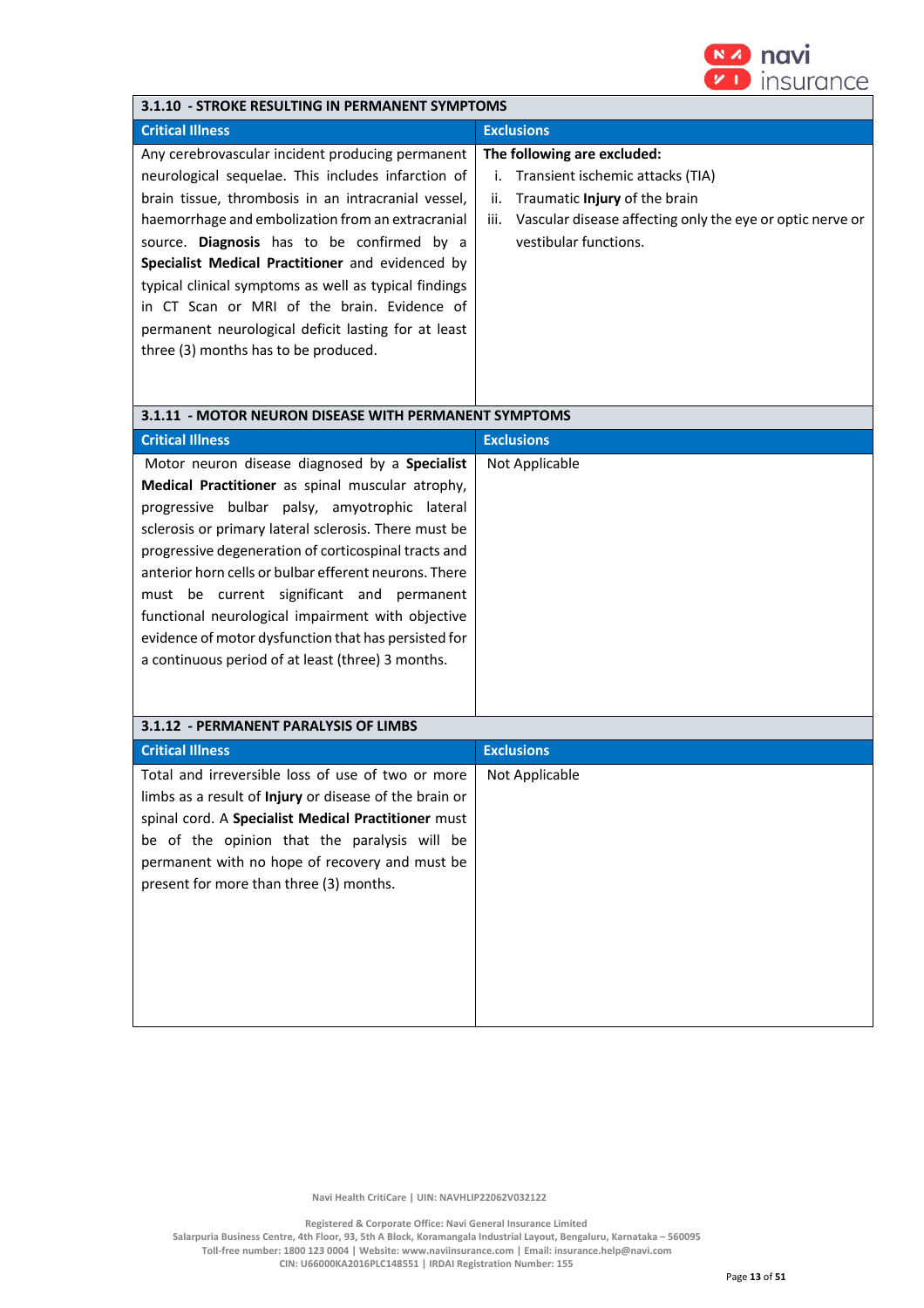### 3.1.10 - STROKE RESULTING IN PERMANENT SYMPTOMS

| Critical Illness | Exclusions |
|---|---|
| Any cerebrovascular incident producing permanent neurological sequelae. This includes infarction of brain tissue, thrombosis in an intracranial vessel, haemorrhage and embolization from an extracranial source. **Diagnosis** has to be confirmed by a **Specialist Medical Practitioner** and evidenced by typical clinical symptoms as well as typical findings in CT Scan or MRI of the brain. Evidence of permanent neurological deficit lasting for at least three (3) months has to be produced. | **The following are excluded:**<br>i. Transient ischemic attacks (TIA)<br>ii. Traumatic **Injury** of the brain<br>iii. Vascular disease affecting only the eye or optic nerve or vestibular functions. |

### 3.1.11 - MOTOR NEURON DISEASE WITH PERMANENT SYMPTOMS

| Critical Illness | Exclusions |
|---|---|
| Motor neuron disease diagnosed by a **Specialist Medical Practitioner** as spinal muscular atrophy, progressive bulbar palsy, amyotrophic lateral sclerosis or primary lateral sclerosis. There must be progressive degeneration of corticospinal tracts and anterior horn cells or bulbar efferent neurons. There must be current significant and permanent functional neurological impairment with objective evidence of motor dysfunction that has persisted for a continuous period of at least (three) 3 months. | Not Applicable |

### 3.1.12 - PERMANENT PARALYSIS OF LIMBS

| Critical Illness | Exclusions |
|---|---|
| Total and irreversible loss of use of two or more limbs as a result of **Injury** or disease of the brain or spinal cord. A **Specialist Medical Practitioner** must be of the opinion that the paralysis will be permanent with no hope of recovery and must be present for more than three (3) months. | Not Applicable |

Navi Health CritiCare | UIN: NAVHLIP22062V032122

Registered & Corporate Office: Navi General Insurance Limited
Salarpuria Business Centre, 4th Floor, 93, 5th A Block, Koramangala Industrial Layout, Bengaluru, Karnataka – 560095
Toll-free number: 1800 123 0004 | Website: www.naviinsurance.com | Email: insurance.help@navi.com
CIN: U66000KA2016PLC148551 | IRDAI Registration Number: 155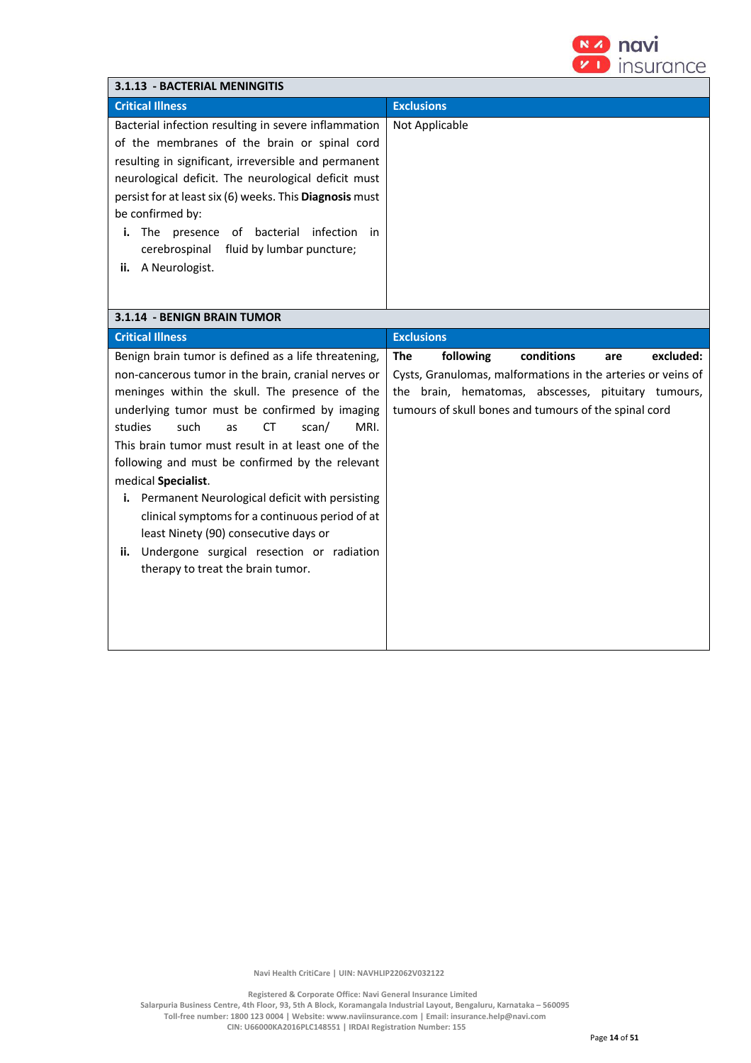## 3.1.13 - BACTERIAL MENINGITIS

| Critical Illness | Exclusions |
|---|---|
| Bacterial infection resulting in severe inflammation of the membranes of the brain or spinal cord resulting in significant, irreversible and permanent neurological deficit. The neurological deficit must persist for at least six (6) weeks. This **Diagnosis** must be confirmed by:<br>**i.** The presence of bacterial infection in cerebrospinal fluid by lumbar puncture;<br>**ii.** A Neurologist. | Not Applicable |

## 3.1.14 - BENIGN BRAIN TUMOR

| Critical Illness | Exclusions |
|---|---|
| Benign brain tumor is defined as a life threatening, non-cancerous tumor in the brain, cranial nerves or meninges within the skull. The presence of the underlying tumor must be confirmed by imaging studies such as CT scan/ MRI.<br>This brain tumor must result in at least one of the following and must be confirmed by the relevant medical **Specialist**.<br>**i.** Permanent Neurological deficit with persisting clinical symptoms for a continuous period of at least Ninety (90) consecutive days or<br>**ii.** Undergone surgical resection or radiation therapy to treat the brain tumor. | **The following conditions are excluded:** Cysts, Granulomas, malformations in the arteries or veins of the brain, hematomas, abscesses, pituitary tumours, tumours of skull bones and tumours of the spinal cord |

Navi Health CritiCare | UIN: NAVHLIP22062V032122

Registered & Corporate Office: Navi General Insurance Limited
Salarpuria Business Centre, 4th Floor, 93, 5th A Block, Koramangala Industrial Layout, Bengaluru, Karnataka – 560095
Toll-free number: 1800 123 0004 | Website: www.naviinsurance.com | Email: insurance.help@navi.com
CIN: U66000KA2016PLC148551 | IRDAI Registration Number: 155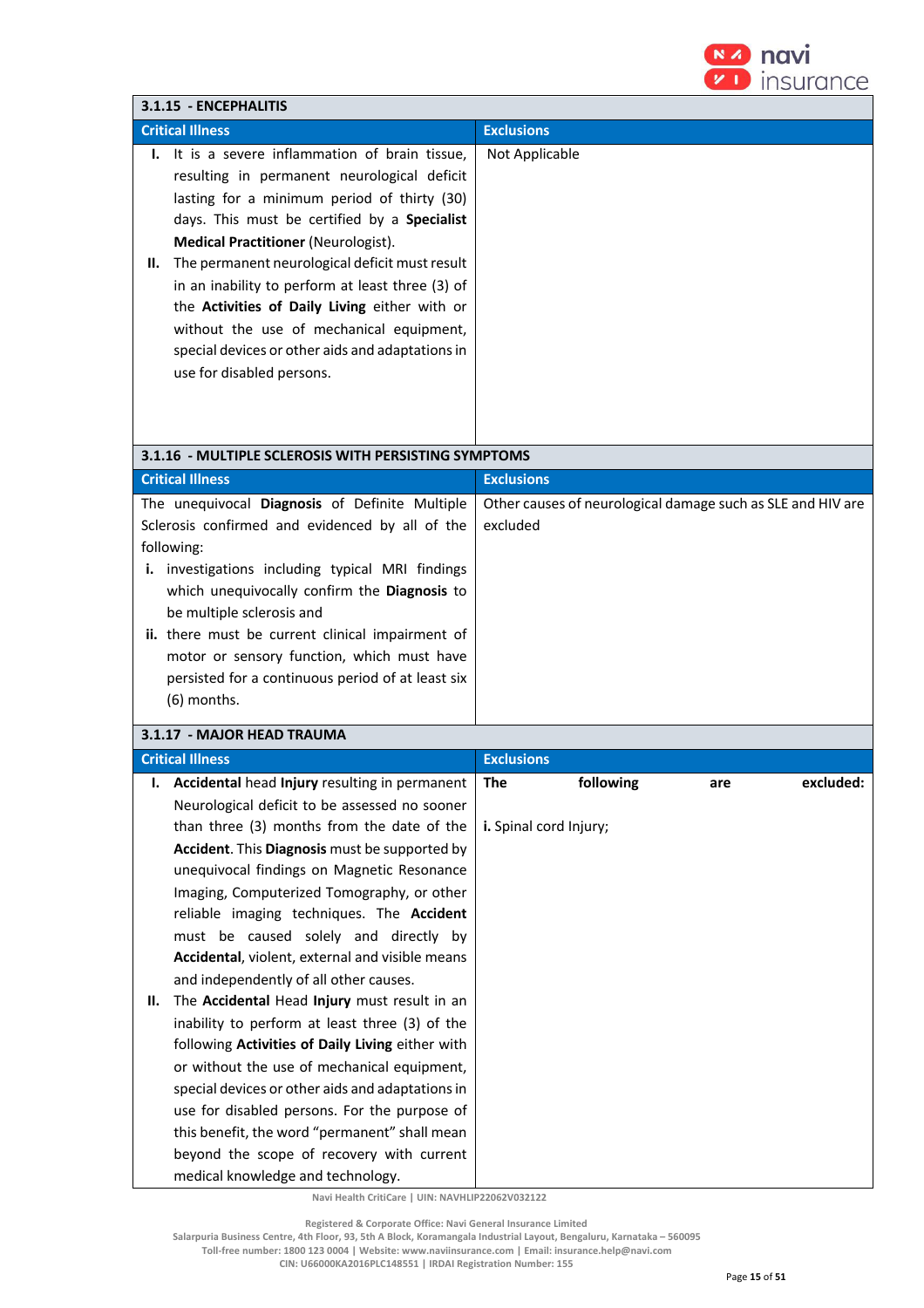| 3.1.15 - ENCEPHALITIS | |
|---|---|
| **Critical Illness** | **Exclusions** |
| **I.** It is a severe inflammation of brain tissue, resulting in permanent neurological deficit lasting for a minimum period of thirty (30) days. This must be certified by a **Specialist Medical Practitioner** (Neurologist).<br>**II.** The permanent neurological deficit must result in an inability to perform at least three (3) of the **Activities of Daily Living** either with or without the use of mechanical equipment, special devices or other aids and adaptations in use for disabled persons. | Not Applicable |

| 3.1.16 - MULTIPLE SCLEROSIS WITH PERSISTING SYMPTOMS | |
|---|---|
| **Critical Illness** | **Exclusions** |
| The unequivocal **Diagnosis** of Definite Multiple Sclerosis confirmed and evidenced by all of the following:<br>**i.** investigations including typical MRI findings which unequivocally confirm the **Diagnosis** to be multiple sclerosis and<br>**ii.** there must be current clinical impairment of motor or sensory function, which must have persisted for a continuous period of at least six (6) months. | Other causes of neurological damage such as SLE and HIV are excluded |

| 3.1.17 - MAJOR HEAD TRAUMA | |
|---|---|
| **Critical Illness** | **Exclusions** |
| **I.** **Accidental** head **Injury** resulting in permanent Neurological deficit to be assessed no sooner than three (3) months from the date of the **Accident**. This **Diagnosis** must be supported by unequivocal findings on Magnetic Resonance Imaging, Computerized Tomography, or other reliable imaging techniques. The **Accident** must be caused solely and directly by **Accidental**, violent, external and visible means and independently of all other causes.<br>**II.** The **Accidental** Head **Injury** must result in an inability to perform at least three (3) of the following **Activities of Daily Living** either with or without the use of mechanical equipment, special devices or other aids and adaptations in use for disabled persons. For the purpose of this benefit, the word "permanent" shall mean beyond the scope of recovery with current medical knowledge and technology. | **The following are excluded:**<br><br>**i.** Spinal cord Injury; |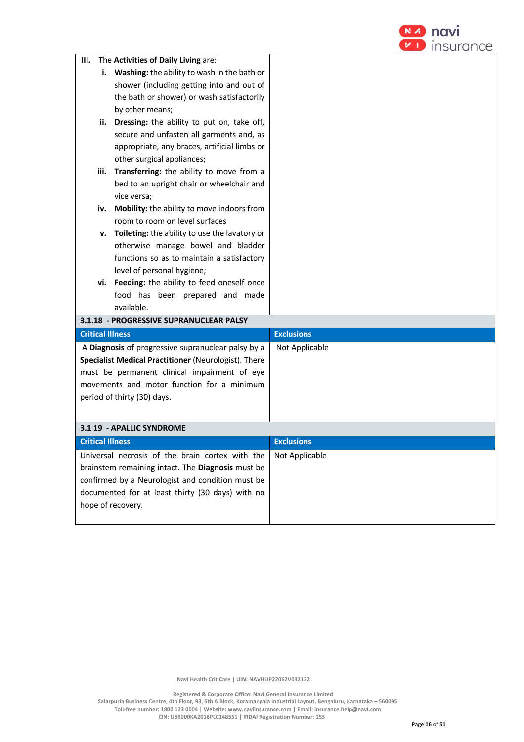| | |
|---|---|
| **III.** The **Activities of Daily Living** are:<br>**i. Washing:** the ability to wash in the bath or shower (including getting into and out of the bath or shower) or wash satisfactorily by other means;<br>**ii. Dressing:** the ability to put on, take off, secure and unfasten all garments and, as appropriate, any braces, artificial limbs or other surgical appliances;<br>**iii. Transferring:** the ability to move from a bed to an upright chair or wheelchair and vice versa;<br>**iv. Mobility:** the ability to move indoors from room to room on level surfaces<br>**v. Toileting:** the ability to use the lavatory or otherwise manage bowel and bladder functions so as to maintain a satisfactory level of personal hygiene;<br>**vi. Feeding:** the ability to feed oneself once food has been prepared and made available. | |

**3.1.18 - PROGRESSIVE SUPRANUCLEAR PALSY**

| Critical Illness | Exclusions |
|---|---|
| A **Diagnosis** of progressive supranuclear palsy by a **Specialist Medical Practitioner** (Neurologist). There must be permanent clinical impairment of eye movements and motor function for a minimum period of thirty (30) days. | Not Applicable |

**3.1 19 - APALLIC SYNDROME**

| Critical Illness | Exclusions |
|---|---|
| Universal necrosis of the brain cortex with the brainstem remaining intact. The **Diagnosis** must be confirmed by a Neurologist and condition must be documented for at least thirty (30 days) with no hope of recovery. | Not Applicable |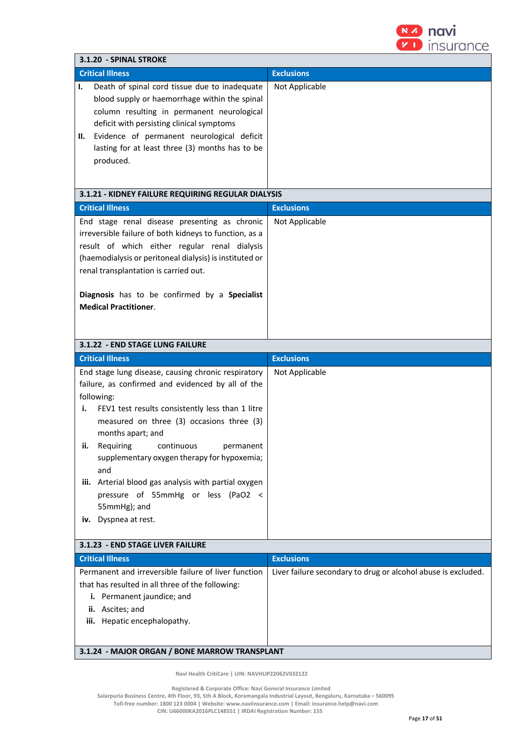| 3.1.20 - SPINAL STROKE | |
|---|---|
| **Critical Illness** | **Exclusions** |
| I. Death of spinal cord tissue due to inadequate blood supply or haemorrhage within the spinal column resulting in permanent neurological deficit with persisting clinical symptoms<br>II. Evidence of permanent neurological deficit lasting for at least three (3) months has to be produced. | Not Applicable |

| 3.1.21 - KIDNEY FAILURE REQUIRING REGULAR DIALYSIS | |
|---|---|
| **Critical Illness** | **Exclusions** |
| End stage renal disease presenting as chronic irreversible failure of both kidneys to function, as a result of which either regular renal dialysis (haemodialysis or peritoneal dialysis) is instituted or renal transplantation is carried out.<br><br>**Diagnosis** has to be confirmed by a **Specialist Medical Practitioner**. | Not Applicable |

| 3.1.22 - END STAGE LUNG FAILURE | |
|---|---|
| **Critical Illness** | **Exclusions** |
| End stage lung disease, causing chronic respiratory failure, as confirmed and evidenced by all of the following:<br>i. FEV1 test results consistently less than 1 litre measured on three (3) occasions three (3) months apart; and<br>ii. Requiring continuous permanent supplementary oxygen therapy for hypoxemia; and<br>iii. Arterial blood gas analysis with partial oxygen pressure of 55mmHg or less ($PaO_2$ < 55mmHg); and<br>iv. Dyspnea at rest. | Not Applicable |

| 3.1.23 - END STAGE LIVER FAILURE | |
|---|---|
| **Critical Illness** | **Exclusions** |
| Permanent and irreversible failure of liver function that has resulted in all three of the following:<br>i. Permanent jaundice; and<br>ii. Ascites; and<br>iii. Hepatic encephalopathy. | Liver failure secondary to drug or alcohol abuse is excluded. |

| 3.1.24 - MAJOR ORGAN / BONE MARROW TRANSPLANT |
|---|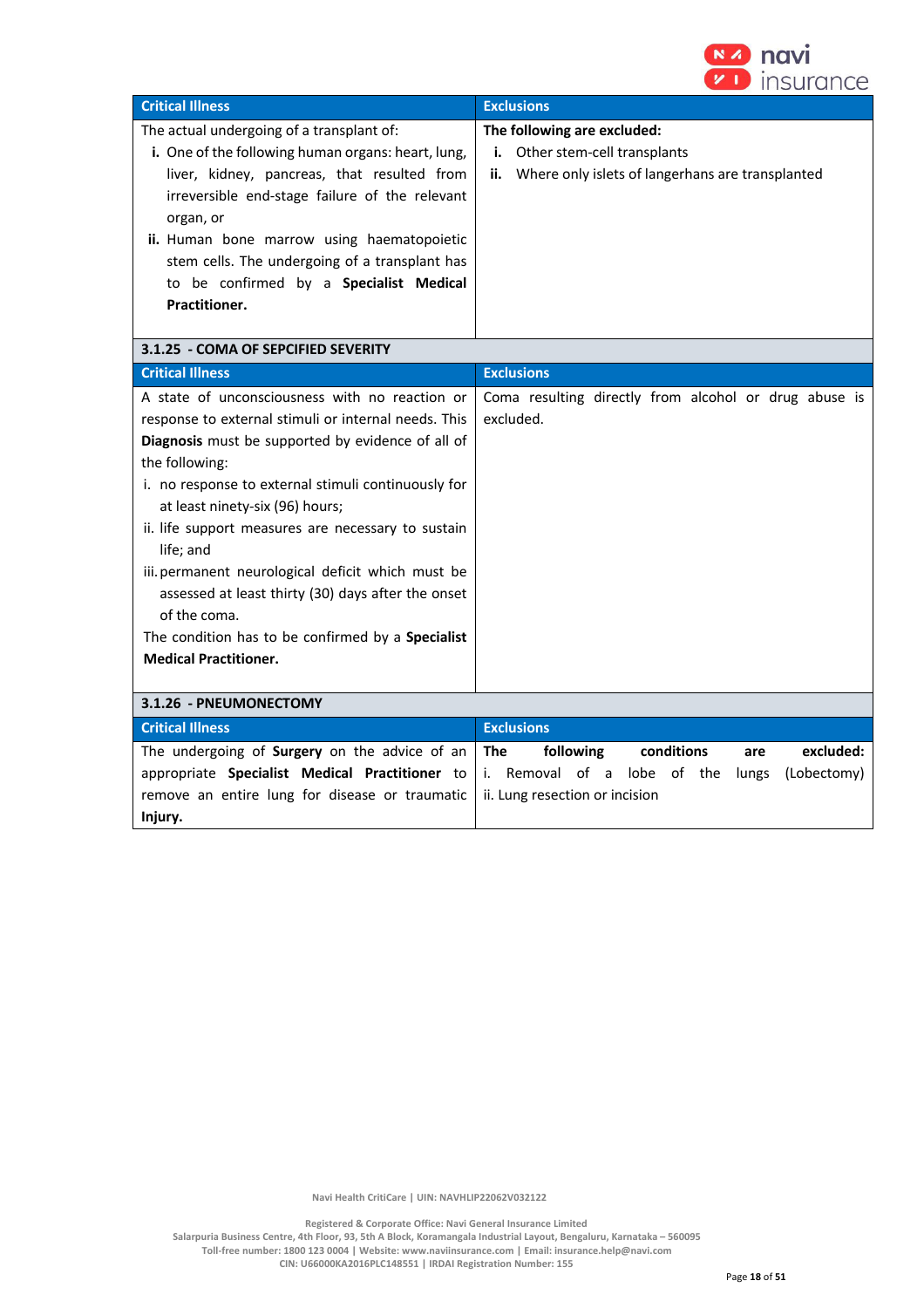| Critical Illness | Exclusions |
|---|---|
| The actual undergoing of a transplant of:<br>**i.** One of the following human organs: heart, lung, liver, kidney, pancreas, that resulted from irreversible end-stage failure of the relevant organ, or<br>**ii.** Human bone marrow using haematopoietic stem cells. The undergoing of a transplant has to be confirmed by a **Specialist Medical Practitioner.** | **The following are excluded:**<br>**i.** Other stem-cell transplants<br>**ii.** Where only islets of langerhans are transplanted |

### 3.1.25 - COMA OF SEPCIFIED SEVERITY

| Critical Illness | Exclusions |
|---|---|
| A state of unconsciousness with no reaction or response to external stimuli or internal needs. This **Diagnosis** must be supported by evidence of all of the following:<br>i. no response to external stimuli continuously for at least ninety-six (96) hours;<br>ii. life support measures are necessary to sustain life; and<br>iii. permanent neurological deficit which must be assessed at least thirty (30) days after the onset of the coma.<br>The condition has to be confirmed by a **Specialist Medical Practitioner.** | Coma resulting directly from alcohol or drug abuse is excluded. |

### 3.1.26 - PNEUMONECTOMY

| Critical Illness | Exclusions |
|---|---|
| The undergoing of **Surgery** on the advice of an appropriate **Specialist Medical Practitioner** to remove an entire lung for disease or traumatic **Injury.** | **The following conditions are excluded:**<br>i. Removal of a lobe of the lungs (Lobectomy)<br>ii. Lung resection or incision |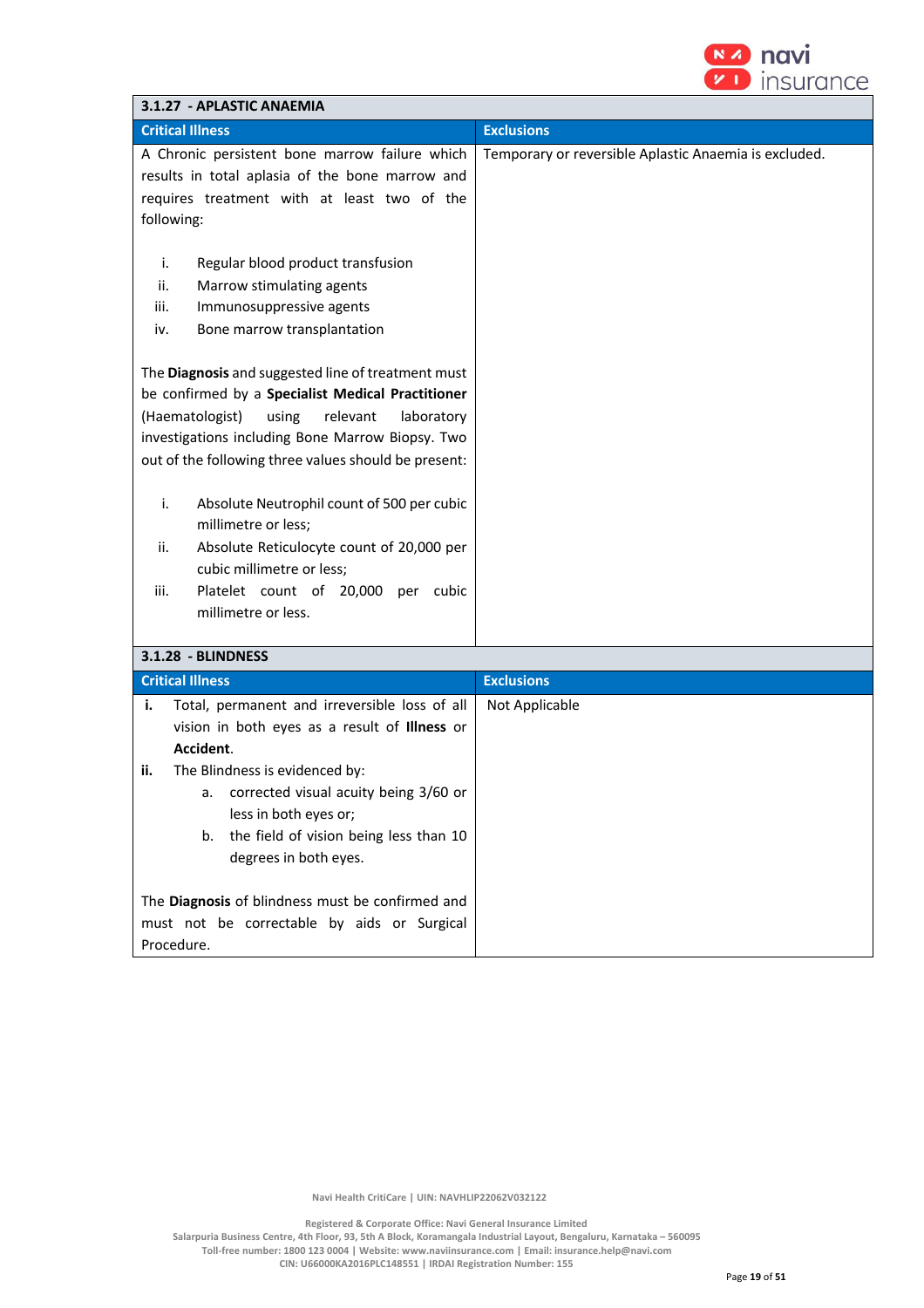### 3.1.27 - APLASTIC ANAEMIA

| Critical Illness | Exclusions |
|---|---|
| A Chronic persistent bone marrow failure which results in total aplasia of the bone marrow and requires treatment with at least two of the following:<br><br>i. Regular blood product transfusion<br>ii. Marrow stimulating agents<br>iii. Immunosuppressive agents<br>iv. Bone marrow transplantation<br><br>The **Diagnosis** and suggested line of treatment must be confirmed by a **Specialist Medical Practitioner** (Haematologist) using relevant laboratory investigations including Bone Marrow Biopsy. Two out of the following three values should be present:<br><br>i. Absolute Neutrophil count of 500 per cubic millimetre or less;<br>ii. Absolute Reticulocyte count of 20,000 per cubic millimetre or less;<br>iii. Platelet count of 20,000 per cubic millimetre or less. | Temporary or reversible Aplastic Anaemia is excluded. |

### 3.1.28 - BLINDNESS

| Critical Illness | Exclusions |
|---|---|
| **i.** Total, permanent and irreversible loss of all vision in both eyes as a result of **Illness** or **Accident**.<br>**ii.** The Blindness is evidenced by:<br>a. corrected visual acuity being 3/60 or less in both eyes or;<br>b. the field of vision being less than 10 degrees in both eyes.<br><br>The **Diagnosis** of blindness must be confirmed and must not be correctable by aids or Surgical Procedure. | Not Applicable |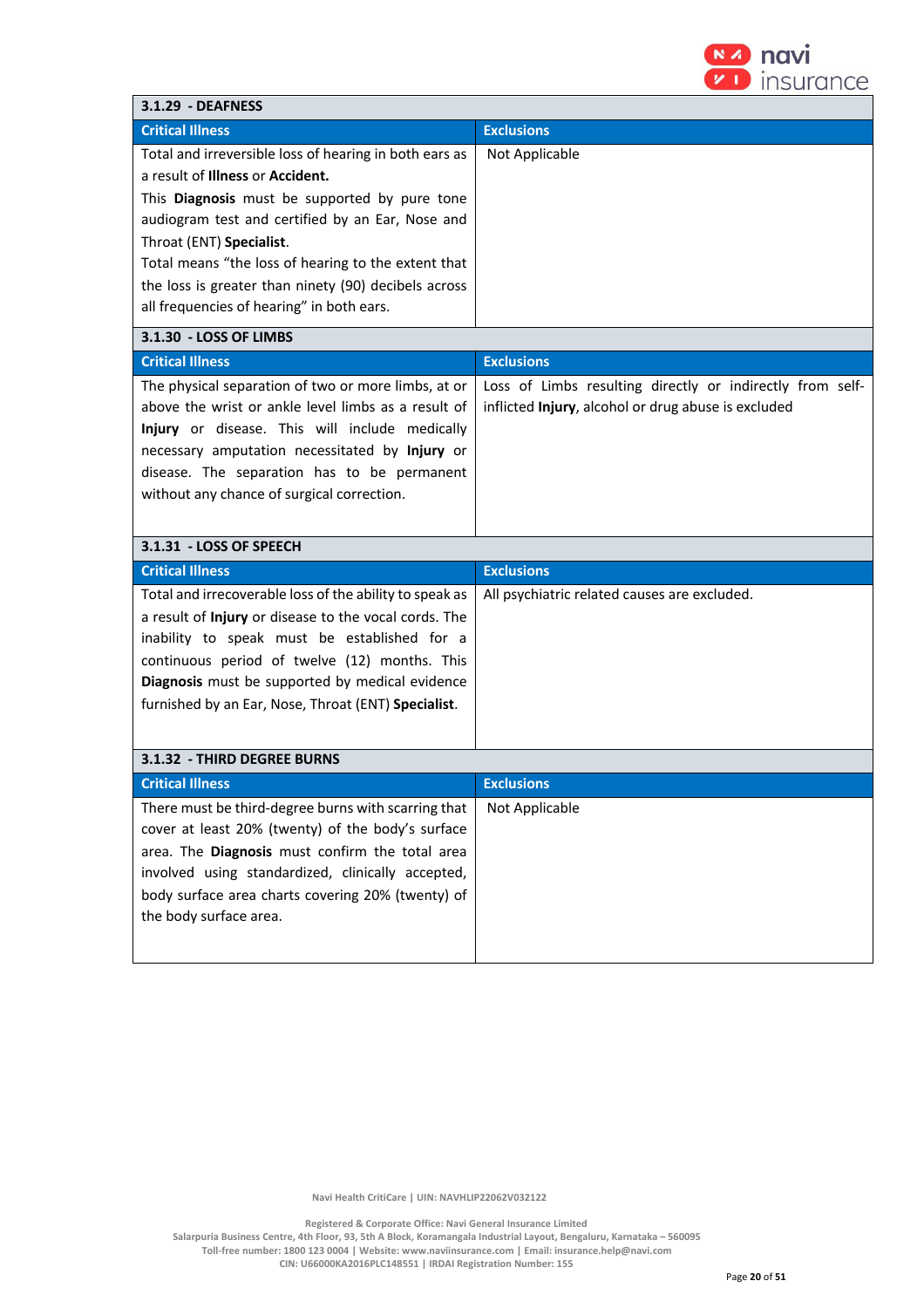### 3.1.29 - DEAFNESS

| Critical Illness | Exclusions |
|---|---|
| Total and irreversible loss of hearing in both ears as a result of **Illness** or **Accident.**<br>This **Diagnosis** must be supported by pure tone audiogram test and certified by an Ear, Nose and Throat (ENT) **Specialist**.<br>Total means "the loss of hearing to the extent that the loss is greater than ninety (90) decibels across all frequencies of hearing" in both ears. | Not Applicable |

### 3.1.30 - LOSS OF LIMBS

| Critical Illness | Exclusions |
|---|---|
| The physical separation of two or more limbs, at or above the wrist or ankle level limbs as a result of **Injury** or disease. This will include medically necessary amputation necessitated by **Injury** or disease. The separation has to be permanent without any chance of surgical correction. | Loss of Limbs resulting directly or indirectly from self-inflicted **Injury**, alcohol or drug abuse is excluded |

### 3.1.31 - LOSS OF SPEECH

| Critical Illness | Exclusions |
|---|---|
| Total and irrecoverable loss of the ability to speak as a result of **Injury** or disease to the vocal cords. The inability to speak must be established for a continuous period of twelve (12) months. This **Diagnosis** must be supported by medical evidence furnished by an Ear, Nose, Throat (ENT) **Specialist**. | All psychiatric related causes are excluded. |

### 3.1.32 - THIRD DEGREE BURNS

| Critical Illness | Exclusions |
|---|---|
| There must be third-degree burns with scarring that cover at least 20% (twenty) of the body's surface area. The **Diagnosis** must confirm the total area involved using standardized, clinically accepted, body surface area charts covering 20% (twenty) of the body surface area. | Not Applicable |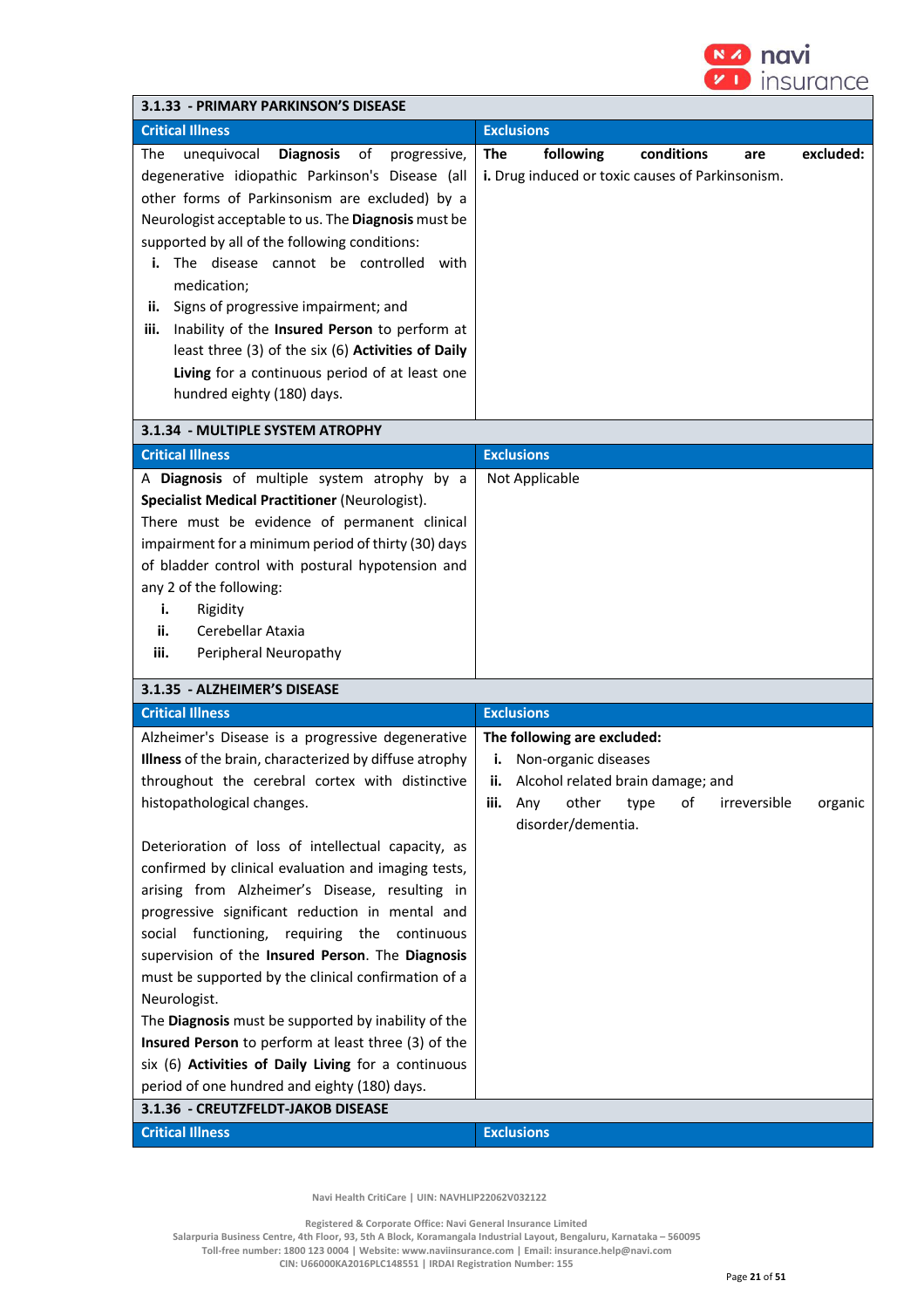### 3.1.33 - PRIMARY PARKINSON'S DISEASE

| Critical Illness | Exclusions |
|---|---|
| The unequivocal **Diagnosis** of progressive, degenerative idiopathic Parkinson's Disease (all other forms of Parkinsonism are excluded) by a Neurologist acceptable to us. The **Diagnosis** must be supported by all of the following conditions:<br>**i.** The disease cannot be controlled with medication;<br>**ii.** Signs of progressive impairment; and<br>**iii.** Inability of the **Insured Person** to perform at least three (3) of the six (6) **Activities of Daily Living** for a continuous period of at least one hundred eighty (180) days. | **The following conditions are excluded:**<br>**i.** Drug induced or toxic causes of Parkinsonism. |

### 3.1.34 - MULTIPLE SYSTEM ATROPHY

| Critical Illness | Exclusions |
|---|---|
| A **Diagnosis** of multiple system atrophy by a **Specialist Medical Practitioner** (Neurologist).<br>There must be evidence of permanent clinical impairment for a minimum period of thirty (30) days of bladder control with postural hypotension and any 2 of the following:<br>**i.** Rigidity<br>**ii.** Cerebellar Ataxia<br>**iii.** Peripheral Neuropathy | Not Applicable |

### 3.1.35 - ALZHEIMER'S DISEASE

| Critical Illness | Exclusions |
|---|---|
| Alzheimer's Disease is a progressive degenerative **Illness** of the brain, characterized by diffuse atrophy throughout the cerebral cortex with distinctive histopathological changes.<br><br>Deterioration of loss of intellectual capacity, as confirmed by clinical evaluation and imaging tests, arising from Alzheimer's Disease, resulting in progressive significant reduction in mental and social functioning, requiring the continuous supervision of the **Insured Person**. The **Diagnosis** must be supported by the clinical confirmation of a Neurologist.<br>The **Diagnosis** must be supported by inability of the **Insured Person** to perform at least three (3) of the six (6) **Activities of Daily Living** for a continuous period of one hundred and eighty (180) days. | **The following are excluded:**<br>**i.** Non-organic diseases<br>**ii.** Alcohol related brain damage; and<br>**iii.** Any other type of irreversible organic disorder/dementia. |

### 3.1.36 - CREUTZFELDT-JAKOB DISEASE

| Critical Illness | Exclusions |
|---|---|

Navi Health CritiCare | UIN: NAVHLIP22062V032122

Registered & Corporate Office: Navi General Insurance Limited
Salarpuria Business Centre, 4th Floor, 93, 5th A Block, Koramangala Industrial Layout, Bengaluru, Karnataka – 560095
Toll-free number: 1800 123 0004 | Website: www.naviinsurance.com | Email: insurance.help@navi.com
CIN: U66000KA2016PLC148551 | IRDAI Registration Number: 155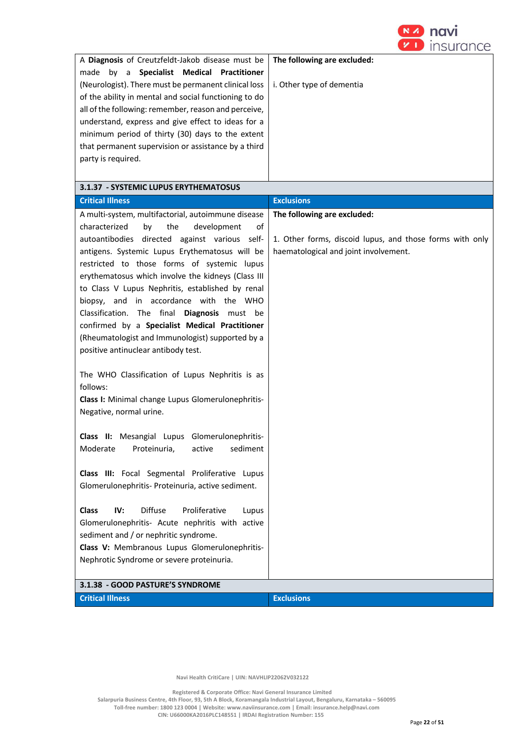| | |
|---|---|
| A **Diagnosis** of Creutzfeldt-Jakob disease must be made by a **Specialist Medical Practitioner** (Neurologist). There must be permanent clinical loss of the ability in mental and social functioning to do all of the following: remember, reason and perceive, understand, express and give effect to ideas for a minimum period of thirty (30) days to the extent that permanent supervision or assistance by a third party is required. | **The following are excluded:**<br><br>i. Other type of dementia |

### 3.1.37 - SYSTEMIC LUPUS ERYTHEMATOSUS

| Critical Illness | Exclusions |
|---|---|
| A multi-system, multifactorial, autoimmune disease characterized by the development of autoantibodies directed against various self-antigens. Systemic Lupus Erythematosus will be restricted to those forms of systemic lupus erythematosus which involve the kidneys (Class III to Class V Lupus Nephritis, established by renal biopsy, and in accordance with the WHO Classification. The final **Diagnosis** must be confirmed by a **Specialist Medical Practitioner** (Rheumatologist and Immunologist) supported by a positive antinuclear antibody test.<br><br>The WHO Classification of Lupus Nephritis is as follows:<br>**Class I:** Minimal change Lupus Glomerulonephritis- Negative, normal urine.<br><br>**Class II:** Mesangial Lupus Glomerulonephritis- Moderate Proteinuria, active sediment<br><br>**Class III:** Focal Segmental Proliferative Lupus Glomerulonephritis- Proteinuria, active sediment.<br><br>**Class IV:** Diffuse Proliferative Lupus Glomerulonephritis- Acute nephritis with active sediment and / or nephritic syndrome.<br>**Class V:** Membranous Lupus Glomerulonephritis- Nephrotic Syndrome or severe proteinuria. | **The following are excluded:**<br><br>1. Other forms, discoid lupus, and those forms with only haematological and joint involvement. |

### 3.1.38 - GOOD PASTURE'S SYNDROME

| Critical Illness | Exclusions |
|---|---|

Navi Health CritiCare | UIN: NAVHLIP22062V032122

Registered & Corporate Office: Navi General Insurance Limited
Salarpuria Business Centre, 4th Floor, 93, 5th A Block, Koramangala Industrial Layout, Bengaluru, Karnataka – 560095
Toll-free number: 1800 123 0004 | Website: www.naviinsurance.com | Email: insurance.help@navi.com
CIN: U66000KA2016PLC148551 | IRDAI Registration Number: 155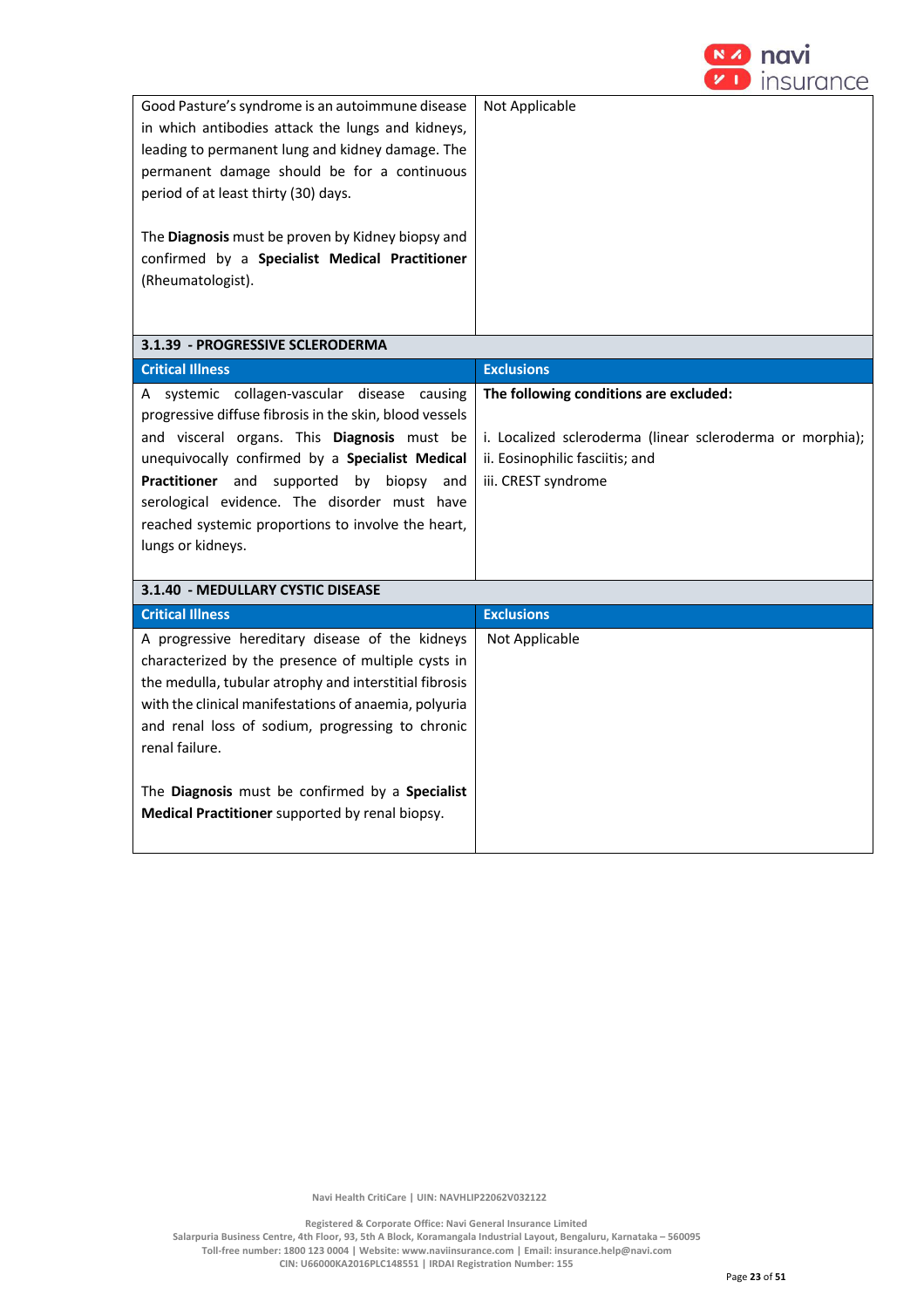| | |
|---|---|
| Good Pasture's syndrome is an autoimmune disease in which antibodies attack the lungs and kidneys, leading to permanent lung and kidney damage. The permanent damage should be for a continuous period of at least thirty (30) days.<br><br>The **Diagnosis** must be proven by Kidney biopsy and confirmed by a **Specialist Medical Practitioner** (Rheumatologist). | Not Applicable |

### 3.1.39 - PROGRESSIVE SCLERODERMA

| Critical Illness | Exclusions |
|---|---|
| A systemic collagen-vascular disease causing progressive diffuse fibrosis in the skin, blood vessels and visceral organs. This **Diagnosis** must be unequivocally confirmed by a **Specialist Medical Practitioner** and supported by biopsy and serological evidence. The disorder must have reached systemic proportions to involve the heart, lungs or kidneys. | **The following conditions are excluded:**<br><br>i. Localized scleroderma (linear scleroderma or morphia);<br>ii. Eosinophilic fasciitis; and<br>iii. CREST syndrome |

### 3.1.40 - MEDULLARY CYSTIC DISEASE

| Critical Illness | Exclusions |
|---|---|
| A progressive hereditary disease of the kidneys characterized by the presence of multiple cysts in the medulla, tubular atrophy and interstitial fibrosis with the clinical manifestations of anaemia, polyuria and renal loss of sodium, progressing to chronic renal failure.<br><br>The **Diagnosis** must be confirmed by a **Specialist Medical Practitioner** supported by renal biopsy. | Not Applicable |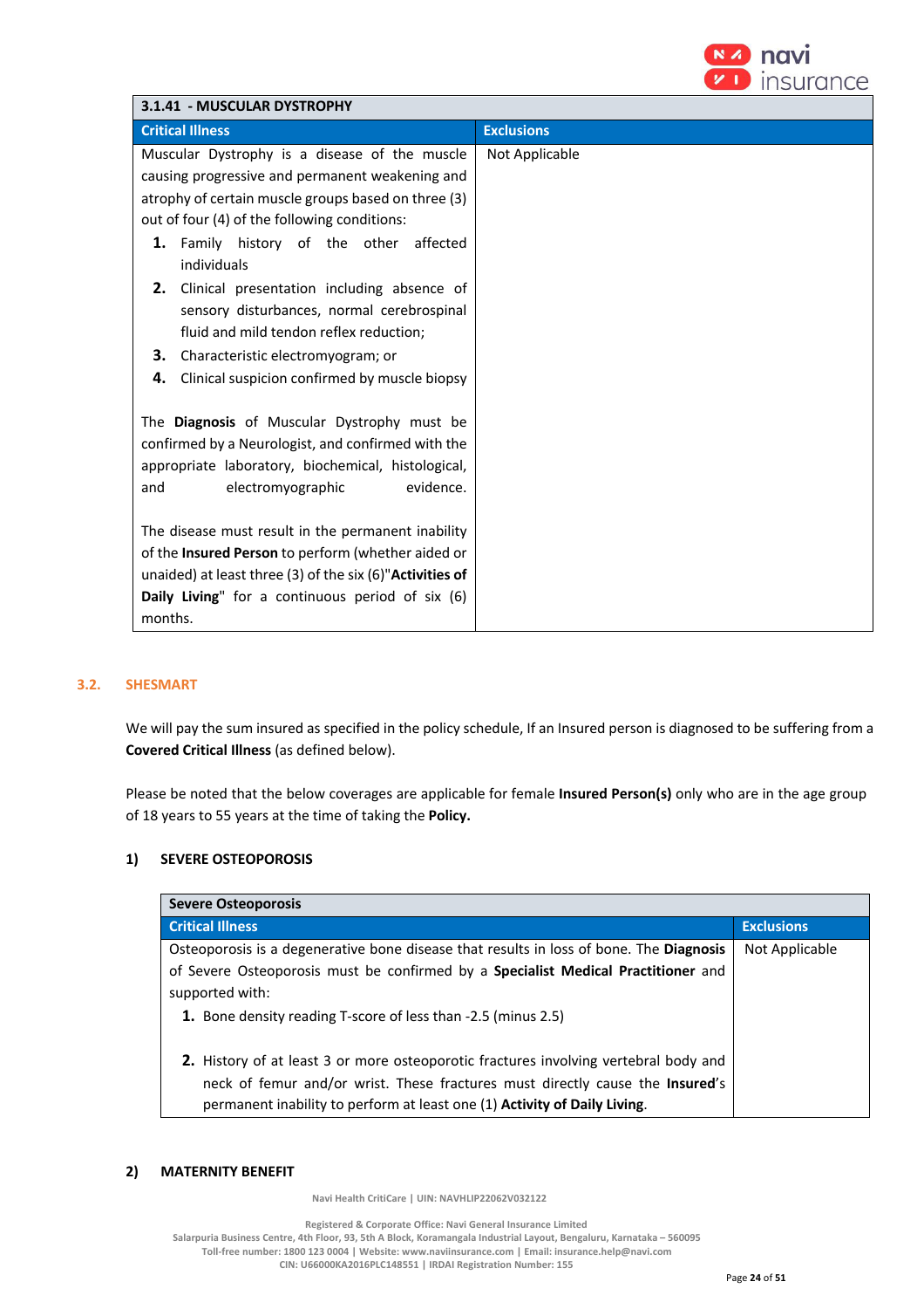| 3.1.41 - MUSCULAR DYSTROPHY | |
|---|---|
| **Critical Illness** | **Exclusions** |
| Muscular Dystrophy is a disease of the muscle causing progressive and permanent weakening and atrophy of certain muscle groups based on three (3) out of four (4) of the following conditions:<br>**1.** Family history of the other affected individuals<br>**2.** Clinical presentation including absence of sensory disturbances, normal cerebrospinal fluid and mild tendon reflex reduction;<br>**3.** Characteristic electromyogram; or<br>**4.** Clinical suspicion confirmed by muscle biopsy<br><br>The **Diagnosis** of Muscular Dystrophy must be confirmed by a Neurologist, and confirmed with the appropriate laboratory, biochemical, histological, and electromyographic evidence.<br><br>The disease must result in the permanent inability of the **Insured Person** to perform (whether aided or unaided) at least three (3) of the six (6)"**Activities of Daily Living**" for a continuous period of six (6) months. | Not Applicable |

## 3.2. SHESMART

We will pay the sum insured as specified in the policy schedule, If an Insured person is diagnosed to be suffering from a **Covered Critical Illness** (as defined below).

Please be noted that the below coverages are applicable for female **Insured Person(s)** only who are in the age group of 18 years to 55 years at the time of taking the **Policy.**

### 1) SEVERE OSTEOPOROSIS

| Severe Osteoporosis | |
|---|---|
| **Critical Illness** | **Exclusions** |
| Osteoporosis is a degenerative bone disease that results in loss of bone. The **Diagnosis** of Severe Osteoporosis must be confirmed by a **Specialist Medical Practitioner** and supported with:<br>**1.** Bone density reading T-score of less than -2.5 (minus 2.5)<br><br>**2.** History of at least 3 or more osteoporotic fractures involving vertebral body and neck of femur and/or wrist. These fractures must directly cause the **Insured**'s permanent inability to perform at least one (1) **Activity of Daily Living**. | Not Applicable |

### 2) MATERNITY BENEFIT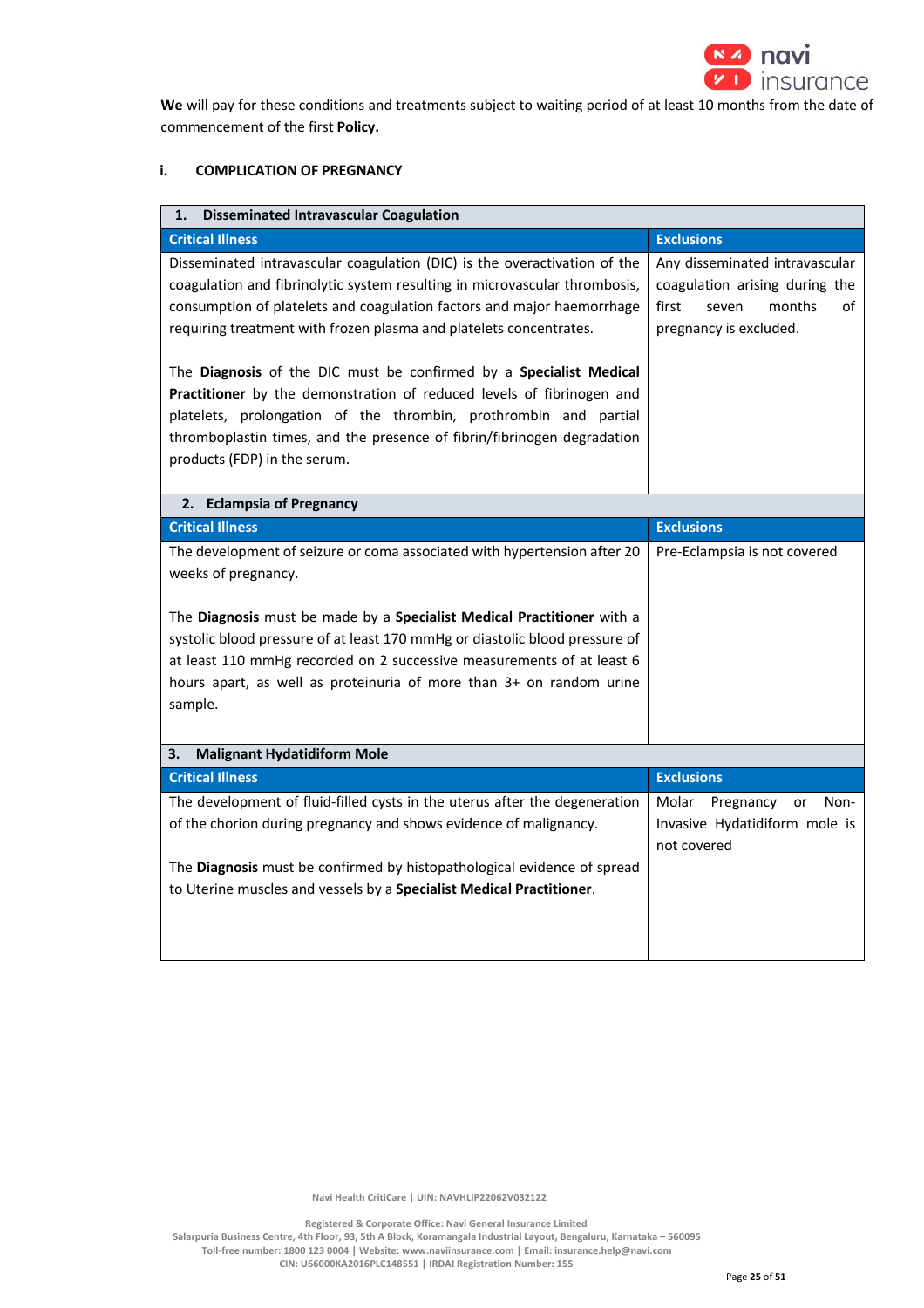**We** will pay for these conditions and treatments subject to waiting period of at least 10 months from the date of commencement of the first **Policy.**

### i. COMPLICATION OF PREGNANCY

| **1. Disseminated Intravascular Coagulation** | |
|---|---|
| **Critical Illness** | **Exclusions** |
| Disseminated intravascular coagulation (DIC) is the overactivation of the coagulation and fibrinolytic system resulting in microvascular thrombosis, consumption of platelets and coagulation factors and major haemorrhage requiring treatment with frozen plasma and platelets concentrates.<br><br>The **Diagnosis** of the DIC must be confirmed by a **Specialist Medical Practitioner** by the demonstration of reduced levels of fibrinogen and platelets, prolongation of the thrombin, prothrombin and partial thromboplastin times, and the presence of fibrin/fibrinogen degradation products (FDP) in the serum. | Any disseminated intravascular coagulation arising during the first seven months of pregnancy is excluded. |

| **2. Eclampsia of Pregnancy** | |
|---|---|
| **Critical Illness** | **Exclusions** |
| The development of seizure or coma associated with hypertension after 20 weeks of pregnancy.<br><br>The **Diagnosis** must be made by a **Specialist Medical Practitioner** with a systolic blood pressure of at least 170 mmHg or diastolic blood pressure of at least 110 mmHg recorded on 2 successive measurements of at least 6 hours apart, as well as proteinuria of more than 3+ on random urine sample. | Pre-Eclampsia is not covered |

| **3. Malignant Hydatidiform Mole** | |
|---|---|
| **Critical Illness** | **Exclusions** |
| The development of fluid-filled cysts in the uterus after the degeneration of the chorion during pregnancy and shows evidence of malignancy.<br><br>The **Diagnosis** must be confirmed by histopathological evidence of spread to Uterine muscles and vessels by a **Specialist Medical Practitioner**. | Molar Pregnancy or Non-Invasive Hydatidiform mole is not covered |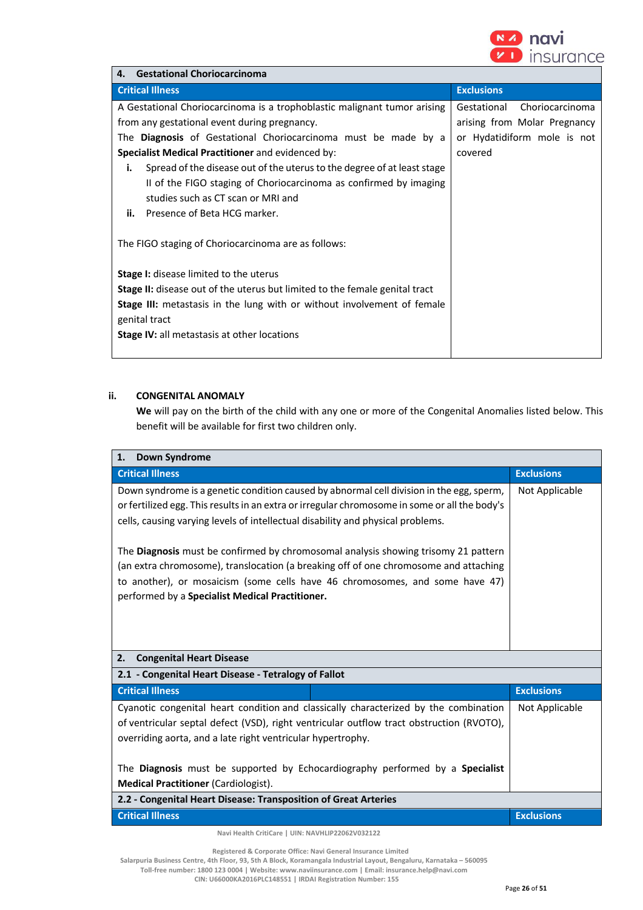| **4. Gestational Choriocarcinoma** | |
|---|---|
| **Critical Illness** | **Exclusions** |
| A Gestational Choriocarcinoma is a trophoblastic malignant tumor arising from any gestational event during pregnancy.<br>The **Diagnosis** of Gestational Choriocarcinoma must be made by a **Specialist Medical Practitioner** and evidenced by:<br>**i.** Spread of the disease out of the uterus to the degree of at least stage II of the FIGO staging of Choriocarcinoma as confirmed by imaging studies such as CT scan or MRI and<br>**ii.** Presence of Beta HCG marker.<br><br>The FIGO staging of Choriocarcinoma are as follows:<br><br>**Stage I:** disease limited to the uterus<br>**Stage II:** disease out of the uterus but limited to the female genital tract<br>**Stage III:** metastasis in the lung with or without involvement of female genital tract<br>**Stage IV:** all metastasis at other locations | Gestational Choriocarcinoma arising from Molar Pregnancy or Hydatidiform mole is not covered |

**ii. CONGENITAL ANOMALY**

**We** will pay on the birth of the child with any one or more of the Congenital Anomalies listed below. This benefit will be available for first two children only.

| **1. Down Syndrome** | |
|---|---|
| **Critical Illness** | **Exclusions** |
| Down syndrome is a genetic condition caused by abnormal cell division in the egg, sperm, or fertilized egg. This results in an extra or irregular chromosome in some or all the body's cells, causing varying levels of intellectual disability and physical problems.<br><br>The **Diagnosis** must be confirmed by chromosomal analysis showing trisomy 21 pattern (an extra chromosome), translocation (a breaking off of one chromosome and attaching to another), or mosaicism (some cells have 46 chromosomes, and some have 47) performed by a **Specialist Medical Practitioner.** | Not Applicable |
| **2. Congenital Heart Disease** | |
| **2.1 - Congenital Heart Disease - Tetralogy of Fallot** | |
| **Critical Illness** | **Exclusions** |
| Cyanotic congenital heart condition and classically characterized by the combination of ventricular septal defect (VSD), right ventricular outflow tract obstruction (RVOTO), overriding aorta, and a late right ventricular hypertrophy.<br><br>The **Diagnosis** must be supported by Echocardiography performed by a **Specialist Medical Practitioner** (Cardiologist). | Not Applicable |
| **2.2 - Congenital Heart Disease: Transposition of Great Arteries** | |
| **Critical Illness** | **Exclusions** |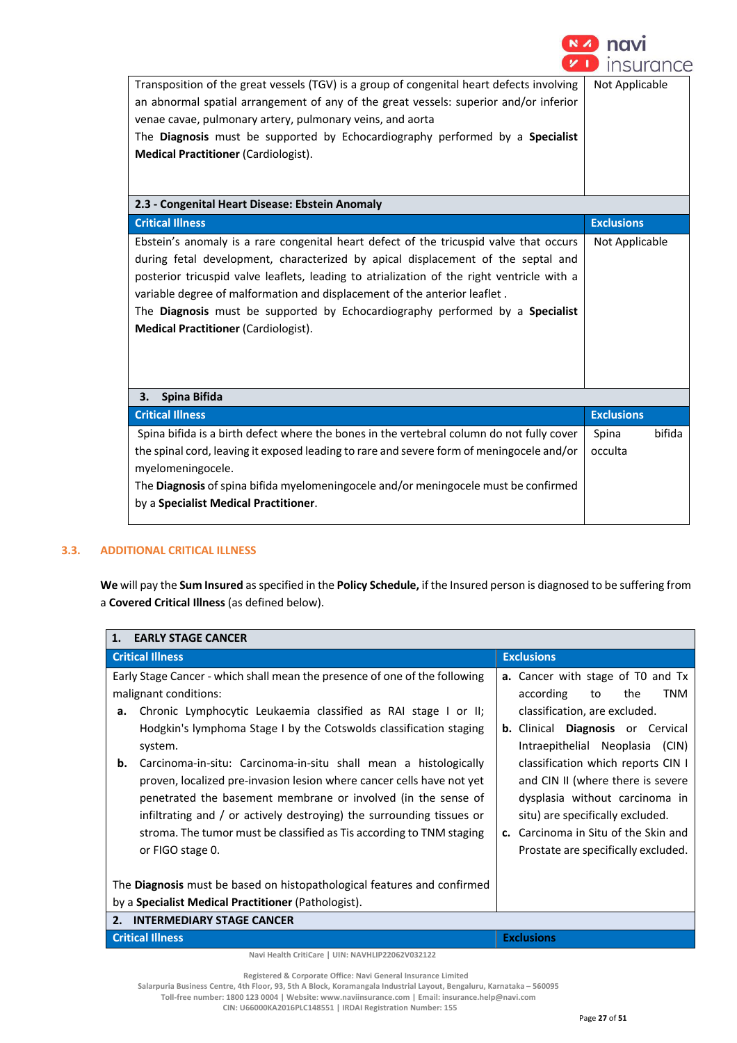| | |
|---|---|
| Transposition of the great vessels (TGV) is a group of congenital heart defects involving an abnormal spatial arrangement of any of the great vessels: superior and/or inferior venae cavae, pulmonary artery, pulmonary veins, and aorta<br>The **Diagnosis** must be supported by Echocardiography performed by a **Specialist Medical Practitioner** (Cardiologist). | Not Applicable |

| **2.3 - Congenital Heart Disease: Ebstein Anomaly** | |
|---|---|
| **Critical Illness** | **Exclusions** |
| Ebstein's anomaly is a rare congenital heart defect of the tricuspid valve that occurs during fetal development, characterized by apical displacement of the septal and posterior tricuspid valve leaflets, leading to atrialization of the right ventricle with a variable degree of malformation and displacement of the anterior leaflet .<br>The **Diagnosis** must be supported by Echocardiography performed by a **Specialist Medical Practitioner** (Cardiologist). | Not Applicable |

| **3. Spina Bifida** | |
|---|---|
| **Critical Illness** | **Exclusions** |
| Spina bifida is a birth defect where the bones in the vertebral column do not fully cover the spinal cord, leaving it exposed leading to rare and severe form of meningocele and/or myelomeningocele.<br>The **Diagnosis** of spina bifida myelomeningocele and/or meningocele must be confirmed by a **Specialist Medical Practitioner**. | Spina bifida occulta |

## 3.3. ADDITIONAL CRITICAL ILLNESS

**We** will pay the **Sum Insured** as specified in the **Policy Schedule,** if the Insured person is diagnosed to be suffering from a **Covered Critical Illness** (as defined below).

| **1. EARLY STAGE CANCER** | |
|---|---|
| **Critical Illness** | **Exclusions** |
| Early Stage Cancer - which shall mean the presence of one of the following malignant conditions:<br>**a.** Chronic Lymphocytic Leukaemia classified as RAI stage I or II; Hodgkin's lymphoma Stage I by the Cotswolds classification staging system.<br>**b.** Carcinoma-in-situ: Carcinoma-in-situ shall mean a histologically proven, localized pre-invasion lesion where cancer cells have not yet penetrated the basement membrane or involved (in the sense of infiltrating and / or actively destroying) the surrounding tissues or stroma. The tumor must be classified as Tis according to TNM staging or FIGO stage 0.<br><br>The **Diagnosis** must be based on histopathological features and confirmed by a **Specialist Medical Practitioner** (Pathologist). | **a.** Cancer with stage of T0 and Tx according to the TNM classification, are excluded.<br>**b.** Clinical **Diagnosis** or Cervical Intraepithelial Neoplasia (CIN) classification which reports CIN I and CIN II (where there is severe dysplasia without carcinoma in situ) are specifically excluded.<br>**c.** Carcinoma in Situ of the Skin and Prostate are specifically excluded. |

| **2. INTERMEDIARY STAGE CANCER** | |
|---|---|
| **Critical Illness** | **Exclusions** |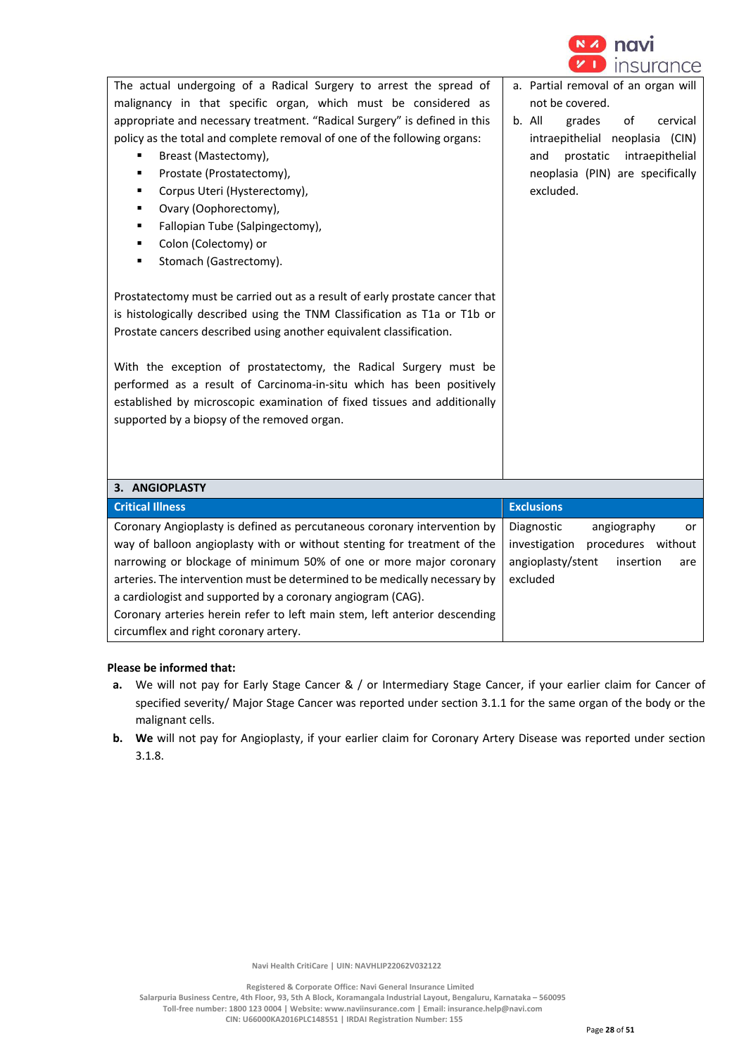| | |
|---|---|
| The actual undergoing of a Radical Surgery to arrest the spread of malignancy in that specific organ, which must be considered as appropriate and necessary treatment. "Radical Surgery" is defined in this policy as the total and complete removal of one of the following organs:<br>▪ Breast (Mastectomy),<br>▪ Prostate (Prostatectomy),<br>▪ Corpus Uteri (Hysterectomy),<br>▪ Ovary (Oophorectomy),<br>▪ Fallopian Tube (Salpingectomy),<br>▪ Colon (Colectomy) or<br>▪ Stomach (Gastrectomy).<br><br>Prostatectomy must be carried out as a result of early prostate cancer that is histologically described using the TNM Classification as T1a or T1b or Prostate cancers described using another equivalent classification.<br><br>With the exception of prostatectomy, the Radical Surgery must be performed as a result of Carcinoma-in-situ which has been positively established by microscopic examination of fixed tissues and additionally supported by a biopsy of the removed organ. | a. Partial removal of an organ will not be covered.<br>b. All grades of cervical intraepithelial neoplasia (CIN) and prostatic intraepithelial neoplasia (PIN) are specifically excluded. |
| **3. ANGIOPLASTY** | |
| **Critical Illness** | **Exclusions** |
| Coronary Angioplasty is defined as percutaneous coronary intervention by way of balloon angioplasty with or without stenting for treatment of the narrowing or blockage of minimum 50% of one or more major coronary arteries. The intervention must be determined to be medically necessary by a cardiologist and supported by a coronary angiogram (CAG).<br>Coronary arteries herein refer to left main stem, left anterior descending circumflex and right coronary artery. | Diagnostic angiography or investigation procedures without angioplasty/stent insertion are excluded |

**Please be informed that:**

a. We will not pay for Early Stage Cancer & / or Intermediary Stage Cancer, if your earlier claim for Cancer of specified severity/ Major Stage Cancer was reported under section 3.1.1 for the same organ of the body or the malignant cells.

b. **We** will not pay for Angioplasty, if your earlier claim for Coronary Artery Disease was reported under section 3.1.8.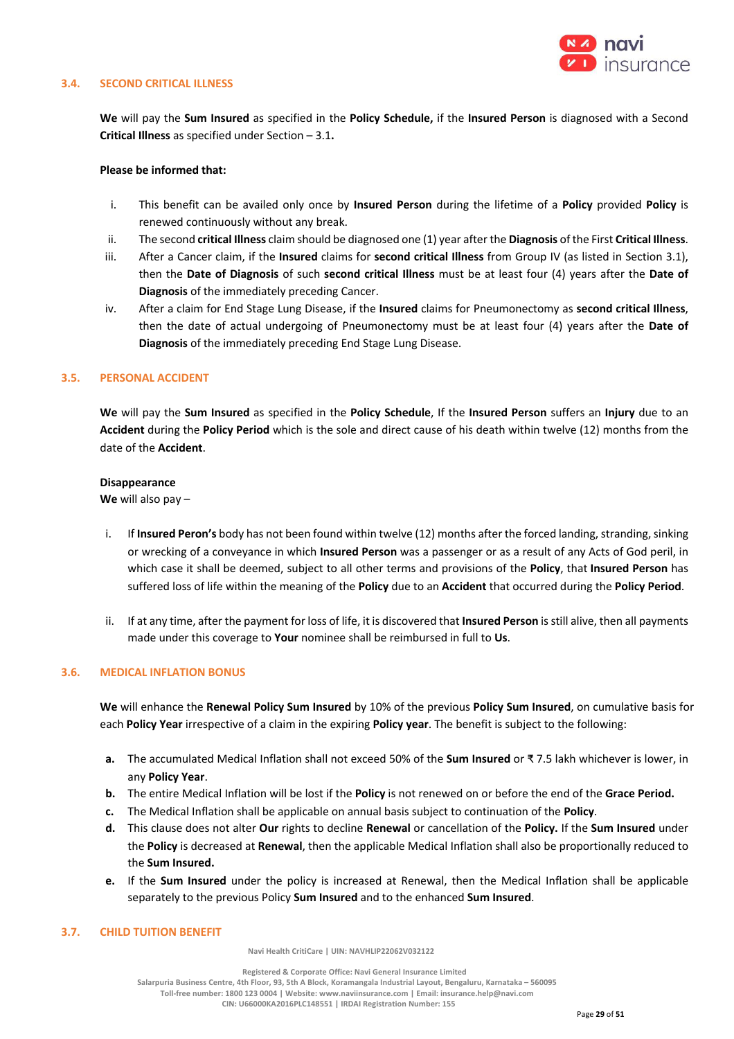### 3.4. SECOND CRITICAL ILLNESS

**We** will pay the **Sum Insured** as specified in the **Policy Schedule,** if the **Insured Person** is diagnosed with a Second **Critical Illness** as specified under Section – 3.1**.**

**Please be informed that:**

i. This benefit can be availed only once by **Insured Person** during the lifetime of a **Policy** provided **Policy** is renewed continuously without any break.
ii. The second **critical Illness** claim should be diagnosed one (1) year after the **Diagnosis** of the First **Critical Illness**.
iii. After a Cancer claim, if the **Insured** claims for **second critical Illness** from Group IV (as listed in Section 3.1), then the **Date of Diagnosis** of such **second critical Illness** must be at least four (4) years after the **Date of Diagnosis** of the immediately preceding Cancer.
iv. After a claim for End Stage Lung Disease, if the **Insured** claims for Pneumonectomy as **second critical Illness**, then the date of actual undergoing of Pneumonectomy must be at least four (4) years after the **Date of Diagnosis** of the immediately preceding End Stage Lung Disease.

### 3.5. PERSONAL ACCIDENT

**We** will pay the **Sum Insured** as specified in the **Policy Schedule**, If the **Insured Person** suffers an **Injury** due to an **Accident** during the **Policy Period** which is the sole and direct cause of his death within twelve (12) months from the date of the **Accident**.

**Disappearance**
**We** will also pay –

i. If **Insured Peron's** body has not been found within twelve (12) months after the forced landing, stranding, sinking or wrecking of a conveyance in which **Insured Person** was a passenger or as a result of any Acts of God peril, in which case it shall be deemed, subject to all other terms and provisions of the **Policy**, that **Insured Person** has suffered loss of life within the meaning of the **Policy** due to an **Accident** that occurred during the **Policy Period**.

ii. If at any time, after the payment for loss of life, it is discovered that **Insured Person** is still alive, then all payments made under this coverage to **Your** nominee shall be reimbursed in full to **Us**.

### 3.6. MEDICAL INFLATION BONUS

**We** will enhance the **Renewal Policy Sum Insured** by 10% of the previous **Policy Sum Insured**, on cumulative basis for each **Policy Year** irrespective of a claim in the expiring **Policy year**. The benefit is subject to the following:

**a.** The accumulated Medical Inflation shall not exceed 50% of the **Sum Insured** or ₹ 7.5 lakh whichever is lower, in any **Policy Year**.
**b.** The entire Medical Inflation will be lost if the **Policy** is not renewed on or before the end of the **Grace Period.**
**c.** The Medical Inflation shall be applicable on annual basis subject to continuation of the **Policy**.
**d.** This clause does not alter **Our** rights to decline **Renewal** or cancellation of the **Policy.** If the **Sum Insured** under the **Policy** is decreased at **Renewal**, then the applicable Medical Inflation shall also be proportionally reduced to the **Sum Insured.**
**e.** If the **Sum Insured** under the policy is increased at Renewal, then the Medical Inflation shall be applicable separately to the previous Policy **Sum Insured** and to the enhanced **Sum Insured**.

### 3.7. CHILD TUITION BENEFIT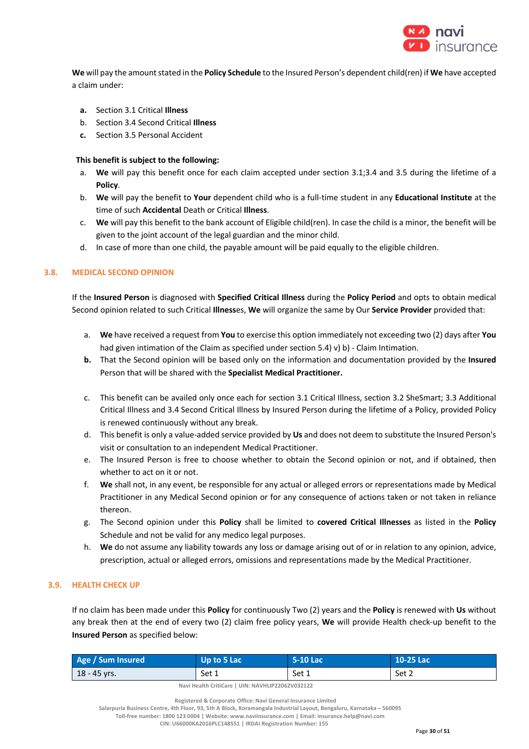**We** will pay the amount stated in the **Policy Schedule** to the Insured Person's dependent child(ren) if **We** have accepted a claim under:

**a.** Section 3.1 Critical **Illness**
b. Section 3.4 Second Critical **Illness**
**c.** Section 3.5 Personal Accident

**This benefit is subject to the following:**

a. **We** will pay this benefit once for each claim accepted under section 3.1;3.4 and 3.5 during the lifetime of a **Policy**.
b. **We** will pay the benefit to **Your** dependent child who is a full-time student in any **Educational Institute** at the time of such **Accidental** Death or Critical **Illness**.
c. **We** will pay this benefit to the bank account of Eligible child(ren). In case the child is a minor, the benefit will be given to the joint account of the legal guardian and the minor child.
d. In case of more than one child, the payable amount will be paid equally to the eligible children.

## 3.8. MEDICAL SECOND OPINION

If the **Insured Person** is diagnosed with **Specified Critical Illness** during the **Policy Period** and opts to obtain medical Second opinion related to such Critical **Illness**es, **We** will organize the same by Our **Service Provider** provided that:

a. **We** have received a request from **You** to exercise this option immediately not exceeding two (2) days after **You** had given intimation of the Claim as specified under section 5.4) v) b) - Claim Intimation.

**b.** That the Second opinion will be based only on the information and documentation provided by the **Insured** Person that will be shared with the **Specialist Medical Practitioner.**

c. This benefit can be availed only once each for section 3.1 Critical Illness, section 3.2 SheSmart; 3.3 Additional Critical Illness and 3.4 Second Critical Illness by Insured Person during the lifetime of a Policy, provided Policy is renewed continuously without any break.

d. This benefit is only a value-added service provided by **Us** and does not deem to substitute the Insured Person's visit or consultation to an independent Medical Practitioner.

e. The Insured Person is free to choose whether to obtain the Second opinion or not, and if obtained, then whether to act on it or not.

f. **We** shall not, in any event, be responsible for any actual or alleged errors or representations made by Medical Practitioner in any Medical Second opinion or for any consequence of actions taken or not taken in reliance thereon.

g. The Second opinion under this **Policy** shall be limited to **covered Critical Illnesses** as listed in the **Policy** Schedule and not be valid for any medico legal purposes.

h. **We** do not assume any liability towards any loss or damage arising out of or in relation to any opinion, advice, prescription, actual or alleged errors, omissions and representations made by the Medical Practitioner.

## 3.9. HEALTH CHECK UP

If no claim has been made under this **Policy** for continuously Two (2) years and the **Policy** is renewed with **Us** without any break then at the end of every two (2) claim free policy years, **We** will provide Health check-up benefit to the **Insured Person** as specified below:

| Age / Sum Insured | Up to 5 Lac | 5-10 Lac | 10-25 Lac |
|---|---|---|---|
| 18 - 45 yrs. | Set 1 | Set 1 | Set 2 |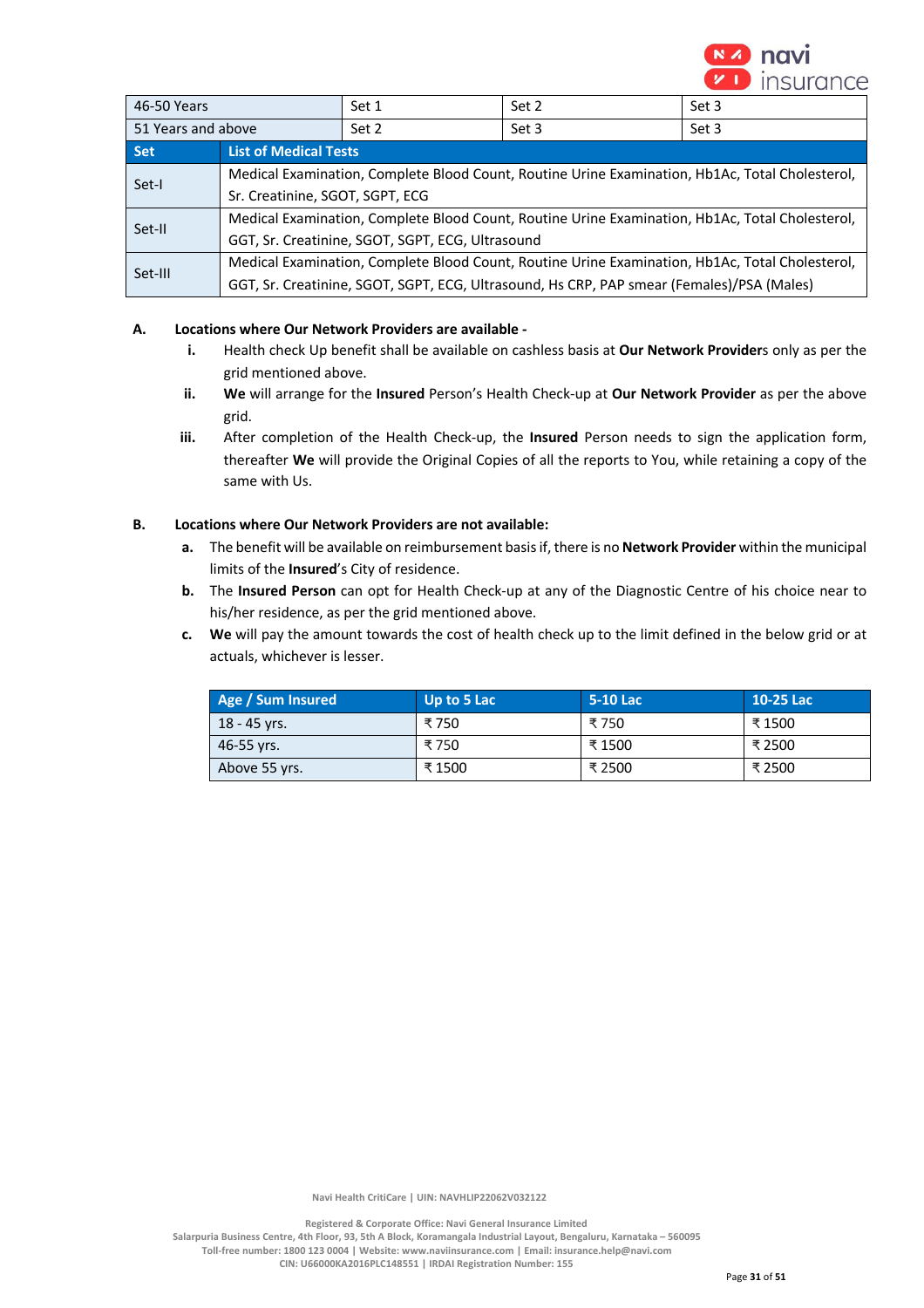| 46-50 Years | Set 1 | Set 2 | Set 3 |
|---|---|---|---|
| 51 Years and above | Set 2 | Set 3 | Set 3 |

| Set | List of Medical Tests |
|---|---|
| Set-I | Medical Examination, Complete Blood Count, Routine Urine Examination, Hb1Ac, Total Cholesterol, Sr. Creatinine, SGOT, SGPT, ECG |
| Set-II | Medical Examination, Complete Blood Count, Routine Urine Examination, Hb1Ac, Total Cholesterol, GGT, Sr. Creatinine, SGOT, SGPT, ECG, Ultrasound |
| Set-III | Medical Examination, Complete Blood Count, Routine Urine Examination, Hb1Ac, Total Cholesterol, GGT, Sr. Creatinine, SGOT, SGPT, ECG, Ultrasound, Hs CRP, PAP smear (Females)/PSA (Males) |

**A. Locations where Our Network Providers are available -**

i. Health check Up benefit shall be available on cashless basis at **Our Network Provider**s only as per the grid mentioned above.

ii. **We** will arrange for the **Insured** Person's Health Check-up at **Our Network Provider** as per the above grid.

iii. After completion of the Health Check-up, the **Insured** Person needs to sign the application form, thereafter **We** will provide the Original Copies of all the reports to You, while retaining a copy of the same with Us.

**B. Locations where Our Network Providers are not available:**

a. The benefit will be available on reimbursement basis if, there is no **Network Provider** within the municipal limits of the **Insured**'s City of residence.

b. The **Insured Person** can opt for Health Check-up at any of the Diagnostic Centre of his choice near to his/her residence, as per the grid mentioned above.

c. **We** will pay the amount towards the cost of health check up to the limit defined in the below grid or at actuals, whichever is lesser.

| Age / Sum Insured | Up to 5 Lac | 5-10 Lac | 10-25 Lac |
|---|---|---|---|
| 18 - 45 yrs. | ₹ 750 | ₹ 750 | ₹ 1500 |
| 46-55 yrs. | ₹ 750 | ₹ 1500 | ₹ 2500 |
| Above 55 yrs. | ₹ 1500 | ₹ 2500 | ₹ 2500 |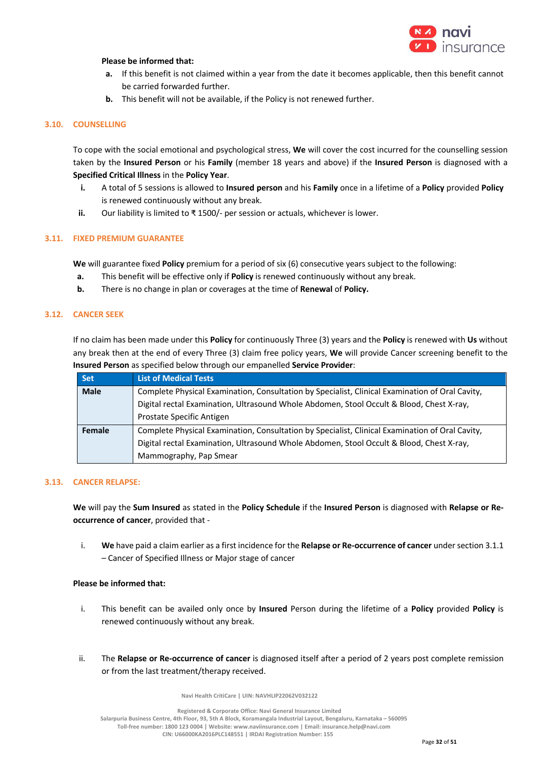**Please be informed that:**

- **a.** If this benefit is not claimed within a year from the date it becomes applicable, then this benefit cannot be carried forwarded further.
- **b.** This benefit will not be available, if the Policy is not renewed further.

## 3.10. COUNSELLING

To cope with the social emotional and psychological stress, **We** will cover the cost incurred for the counselling session taken by the **Insured Person** or his **Family** (member 18 years and above) if the **Insured Person** is diagnosed with a **Specified Critical Illness** in the **Policy Year**.

- **i.** A total of 5 sessions is allowed to **Insured person** and his **Family** once in a lifetime of a **Policy** provided **Policy** is renewed continuously without any break.
- **ii.** Our liability is limited to ₹ 1500/- per session or actuals, whichever is lower.

## 3.11. FIXED PREMIUM GUARANTEE

**We** will guarantee fixed **Policy** premium for a period of six (6) consecutive years subject to the following:

- **a.** This benefit will be effective only if **Policy** is renewed continuously without any break.
- **b.** There is no change in plan or coverages at the time of **Renewal** of **Policy.**

## 3.12. CANCER SEEK

If no claim has been made under this **Policy** for continuously Three (3) years and the **Policy** is renewed with **Us** without any break then at the end of every Three (3) claim free policy years, **We** will provide Cancer screening benefit to the **Insured Person** as specified below through our empanelled **Service Provider**:

| Set | List of Medical Tests |
|---|---|
| **Male** | Complete Physical Examination, Consultation by Specialist, Clinical Examination of Oral Cavity, Digital rectal Examination, Ultrasound Whole Abdomen, Stool Occult & Blood, Chest X-ray, Prostate Specific Antigen |
| **Female** | Complete Physical Examination, Consultation by Specialist, Clinical Examination of Oral Cavity, Digital rectal Examination, Ultrasound Whole Abdomen, Stool Occult & Blood, Chest X-ray, Mammography, Pap Smear |

## 3.13. CANCER RELAPSE:

**We** will pay the **Sum Insured** as stated in the **Policy Schedule** if the **Insured Person** is diagnosed with **Relapse or Re-occurrence of cancer**, provided that -

- i. **We** have paid a claim earlier as a first incidence for the **Relapse or Re-occurrence of cancer** under section 3.1.1 – Cancer of Specified Illness or Major stage of cancer

**Please be informed that:**

- i. This benefit can be availed only once by **Insured** Person during the lifetime of a **Policy** provided **Policy** is renewed continuously without any break.
- ii. The **Relapse or Re-occurrence of cancer** is diagnosed itself after a period of 2 years post complete remission or from the last treatment/therapy received.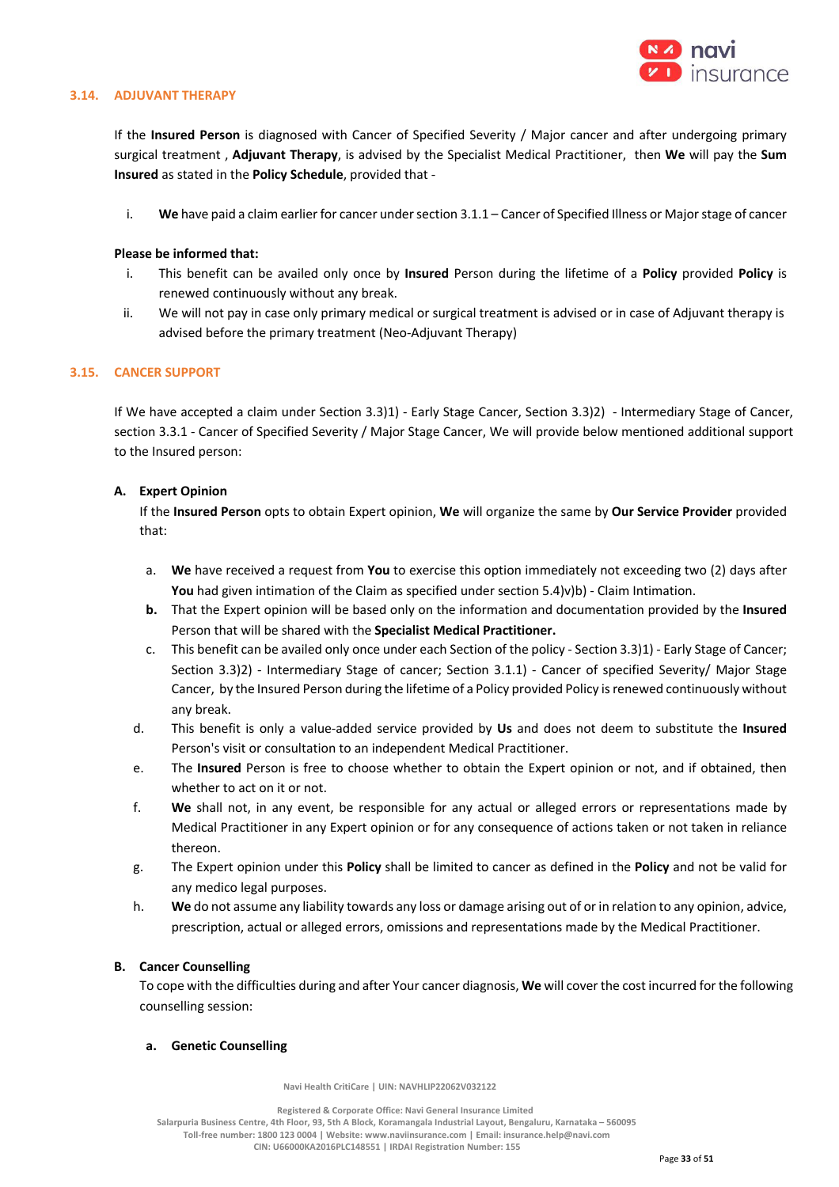### 3.14. ADJUVANT THERAPY

If the **Insured Person** is diagnosed with Cancer of Specified Severity / Major cancer and after undergoing primary surgical treatment , **Adjuvant Therapy**, is advised by the Specialist Medical Practitioner, then **We** will pay the **Sum Insured** as stated in the **Policy Schedule**, provided that -

i. **We** have paid a claim earlier for cancer under section 3.1.1 – Cancer of Specified Illness or Major stage of cancer

**Please be informed that:**

i. This benefit can be availed only once by **Insured** Person during the lifetime of a **Policy** provided **Policy** is renewed continuously without any break.

ii. We will not pay in case only primary medical or surgical treatment is advised or in case of Adjuvant therapy is advised before the primary treatment (Neo-Adjuvant Therapy)

### 3.15. CANCER SUPPORT

If We have accepted a claim under Section 3.3)1) - Early Stage Cancer, Section 3.3)2) - Intermediary Stage of Cancer, section 3.3.1 - Cancer of Specified Severity / Major Stage Cancer, We will provide below mentioned additional support to the Insured person:

**A. Expert Opinion**

If the **Insured Person** opts to obtain Expert opinion, **We** will organize the same by **Our Service Provider** provided that:

a. **We** have received a request from **You** to exercise this option immediately not exceeding two (2) days after **You** had given intimation of the Claim as specified under section 5.4)v)b) - Claim Intimation.

**b.** That the Expert opinion will be based only on the information and documentation provided by the **Insured** Person that will be shared with the **Specialist Medical Practitioner.**

c. This benefit can be availed only once under each Section of the policy - Section 3.3)1) - Early Stage of Cancer; Section 3.3)2) - Intermediary Stage of cancer; Section 3.1.1) - Cancer of specified Severity/ Major Stage Cancer, by the Insured Person during the lifetime of a Policy provided Policy is renewed continuously without any break.

d. This benefit is only a value-added service provided by **Us** and does not deem to substitute the **Insured** Person's visit or consultation to an independent Medical Practitioner.

e. The **Insured** Person is free to choose whether to obtain the Expert opinion or not, and if obtained, then whether to act on it or not.

f. **We** shall not, in any event, be responsible for any actual or alleged errors or representations made by Medical Practitioner in any Expert opinion or for any consequence of actions taken or not taken in reliance thereon.

g. The Expert opinion under this **Policy** shall be limited to cancer as defined in the **Policy** and not be valid for any medico legal purposes.

h. **We** do not assume any liability towards any loss or damage arising out of or in relation to any opinion, advice, prescription, actual or alleged errors, omissions and representations made by the Medical Practitioner.

**B. Cancer Counselling**

To cope with the difficulties during and after Your cancer diagnosis, **We** will cover the cost incurred for the following counselling session:

**a. Genetic Counselling**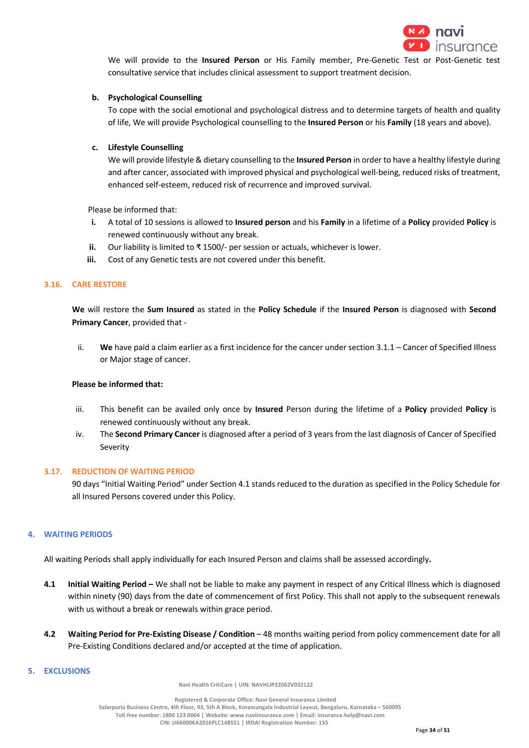We will provide to the **Insured Person** or His Family member, Pre-Genetic Test or Post-Genetic test consultative service that includes clinical assessment to support treatment decision.

**b. Psychological Counselling**

To cope with the social emotional and psychological distress and to determine targets of health and quality of life, We will provide Psychological counselling to the **Insured Person** or his **Family** (18 years and above).

**c. Lifestyle Counselling**

We will provide lifestyle & dietary counselling to the **Insured Person** in order to have a healthy lifestyle during and after cancer, associated with improved physical and psychological well-being, reduced risks of treatment, enhanced self-esteem, reduced risk of recurrence and improved survival.

Please be informed that:

i. A total of 10 sessions is allowed to **Insured person** and his **Family** in a lifetime of a **Policy** provided **Policy** is renewed continuously without any break.

ii. Our liability is limited to ₹ 1500/- per session or actuals, whichever is lower.

iii. Cost of any Genetic tests are not covered under this benefit.

### 3.16. CARE RESTORE

**We** will restore the **Sum Insured** as stated in the **Policy Schedule** if the **Insured Person** is diagnosed with **Second Primary Cancer**, provided that -

ii. **We** have paid a claim earlier as a first incidence for the cancer under section 3.1.1 – Cancer of Specified Illness or Major stage of cancer.

**Please be informed that:**

iii. This benefit can be availed only once by **Insured** Person during the lifetime of a **Policy** provided **Policy** is renewed continuously without any break.

iv. The **Second Primary Cancer** is diagnosed after a period of 3 years from the last diagnosis of Cancer of Specified Severity

### 3.17. REDUCTION OF WAITING PERIOD

90 days "Initial Waiting Period" under Section 4.1 stands reduced to the duration as specified in the Policy Schedule for all Insured Persons covered under this Policy.

## 4. WAITING PERIODS

All waiting Periods shall apply individually for each Insured Person and claims shall be assessed accordingly**.**

**4.1 Initial Waiting Period –** We shall not be liable to make any payment in respect of any Critical Illness which is diagnosed within ninety (90) days from the date of commencement of first Policy. This shall not apply to the subsequent renewals with us without a break or renewals within grace period.

**4.2 Waiting Period for Pre-Existing Disease / Condition** – 48 months waiting period from policy commencement date for all Pre-Existing Conditions declared and/or accepted at the time of application.

## 5. EXCLUSIONS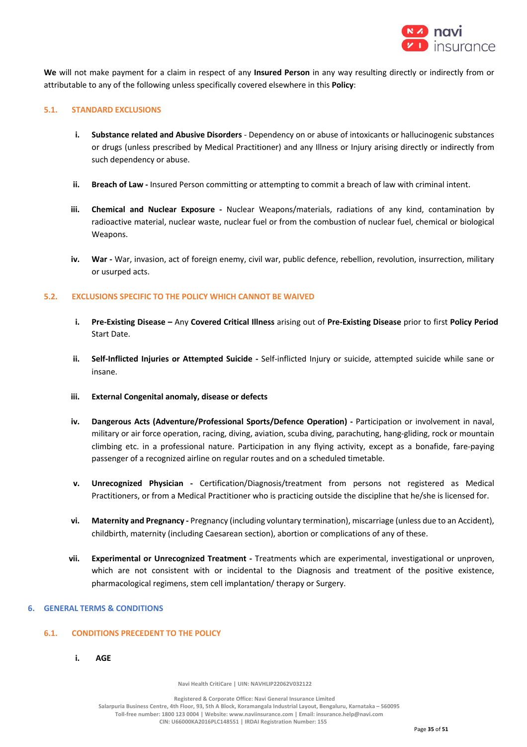**We** will not make payment for a claim in respect of any **Insured Person** in any way resulting directly or indirectly from or attributable to any of the following unless specifically covered elsewhere in this **Policy**:

### 5.1. STANDARD EXCLUSIONS

i. **Substance related and Abusive Disorders** - Dependency on or abuse of intoxicants or hallucinogenic substances or drugs (unless prescribed by Medical Practitioner) and any Illness or Injury arising directly or indirectly from such dependency or abuse.

ii. **Breach of Law -** Insured Person committing or attempting to commit a breach of law with criminal intent.

iii. **Chemical and Nuclear Exposure -** Nuclear Weapons/materials, radiations of any kind, contamination by radioactive material, nuclear waste, nuclear fuel or from the combustion of nuclear fuel, chemical or biological Weapons.

iv. **War -** War, invasion, act of foreign enemy, civil war, public defence, rebellion, revolution, insurrection, military or usurped acts.

### 5.2. EXCLUSIONS SPECIFIC TO THE POLICY WHICH CANNOT BE WAIVED

i. **Pre-Existing Disease –** Any **Covered Critical Illness** arising out of **Pre-Existing Disease** prior to first **Policy Period** Start Date.

ii. **Self-Inflicted Injuries or Attempted Suicide -** Self-inflicted Injury or suicide, attempted suicide while sane or insane.

iii. **External Congenital anomaly, disease or defects**

iv. **Dangerous Acts (Adventure/Professional Sports/Defence Operation) -** Participation or involvement in naval, military or air force operation, racing, diving, aviation, scuba diving, parachuting, hang-gliding, rock or mountain climbing etc. in a professional nature. Participation in any flying activity, except as a bonafide, fare-paying passenger of a recognized airline on regular routes and on a scheduled timetable.

v. **Unrecognized Physician -** Certification/Diagnosis/treatment from persons not registered as Medical Practitioners, or from a Medical Practitioner who is practicing outside the discipline that he/she is licensed for.

vi. **Maternity and Pregnancy -** Pregnancy (including voluntary termination), miscarriage (unless due to an Accident), childbirth, maternity (including Caesarean section), abortion or complications of any of these.

vii. **Experimental or Unrecognized Treatment -** Treatments which are experimental, investigational or unproven, which are not consistent with or incidental to the Diagnosis and treatment of the positive existence, pharmacological regimens, stem cell implantation/ therapy or Surgery.

## 6. GENERAL TERMS & CONDITIONS

### 6.1. CONDITIONS PRECEDENT TO THE POLICY

i. **AGE**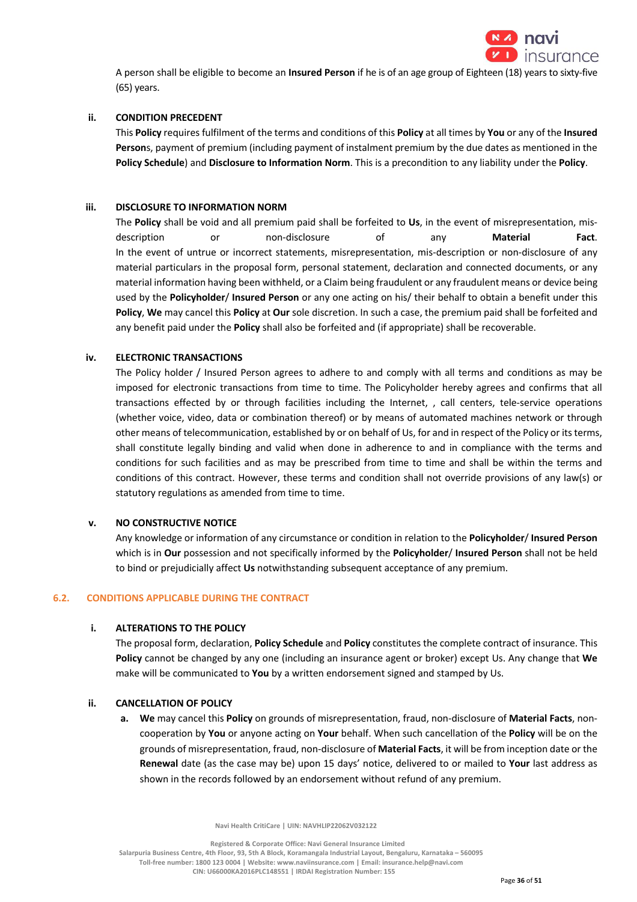A person shall be eligible to become an **Insured Person** if he is of an age group of Eighteen (18) years to sixty-five (65) years.

#### ii. CONDITION PRECEDENT

This **Policy** requires fulfilment of the terms and conditions of this **Policy** at all times by **You** or any of the **Insured Person**s, payment of premium (including payment of instalment premium by the due dates as mentioned in the **Policy Schedule**) and **Disclosure to Information Norm**. This is a precondition to any liability under the **Policy**.

#### iii. DISCLOSURE TO INFORMATION NORM

The **Policy** shall be void and all premium paid shall be forfeited to **Us**, in the event of misrepresentation, mis-description or non-disclosure of any **Material Fact**.
In the event of untrue or incorrect statements, misrepresentation, mis-description or non-disclosure of any material particulars in the proposal form, personal statement, declaration and connected documents, or any material information having been withheld, or a Claim being fraudulent or any fraudulent means or device being used by the **Policyholder**/ **Insured Person** or any one acting on his/ their behalf to obtain a benefit under this **Policy**, **We** may cancel this **Policy** at **Our** sole discretion. In such a case, the premium paid shall be forfeited and any benefit paid under the **Policy** shall also be forfeited and (if appropriate) shall be recoverable.

#### iv. ELECTRONIC TRANSACTIONS

The Policy holder / Insured Person agrees to adhere to and comply with all terms and conditions as may be imposed for electronic transactions from time to time. The Policyholder hereby agrees and confirms that all transactions effected by or through facilities including the Internet, , call centers, tele-service operations (whether voice, video, data or combination thereof) or by means of automated machines network or through other means of telecommunication, established by or on behalf of Us, for and in respect of the Policy or its terms, shall constitute legally binding and valid when done in adherence to and in compliance with the terms and conditions for such facilities and as may be prescribed from time to time and shall be within the terms and conditions of this contract. However, these terms and condition shall not override provisions of any law(s) or statutory regulations as amended from time to time.

#### v. NO CONSTRUCTIVE NOTICE

Any knowledge or information of any circumstance or condition in relation to the **Policyholder**/ **Insured Person** which is in **Our** possession and not specifically informed by the **Policyholder**/ **Insured Person** shall not be held to bind or prejudicially affect **Us** notwithstanding subsequent acceptance of any premium.

### 6.2. CONDITIONS APPLICABLE DURING THE CONTRACT

#### i. ALTERATIONS TO THE POLICY

The proposal form, declaration, **Policy Schedule** and **Policy** constitutes the complete contract of insurance. This **Policy** cannot be changed by any one (including an insurance agent or broker) except Us. Any change that **We** make will be communicated to **You** by a written endorsement signed and stamped by Us.

#### ii. CANCELLATION OF POLICY

a. **We** may cancel this **Policy** on grounds of misrepresentation, fraud, non-disclosure of **Material Facts**, non-cooperation by **You** or anyone acting on **Your** behalf. When such cancellation of the **Policy** will be on the grounds of misrepresentation, fraud, non-disclosure of **Material Facts**, it will be from inception date or the **Renewal** date (as the case may be) upon 15 days' notice, delivered to or mailed to **Your** last address as shown in the records followed by an endorsement without refund of any premium.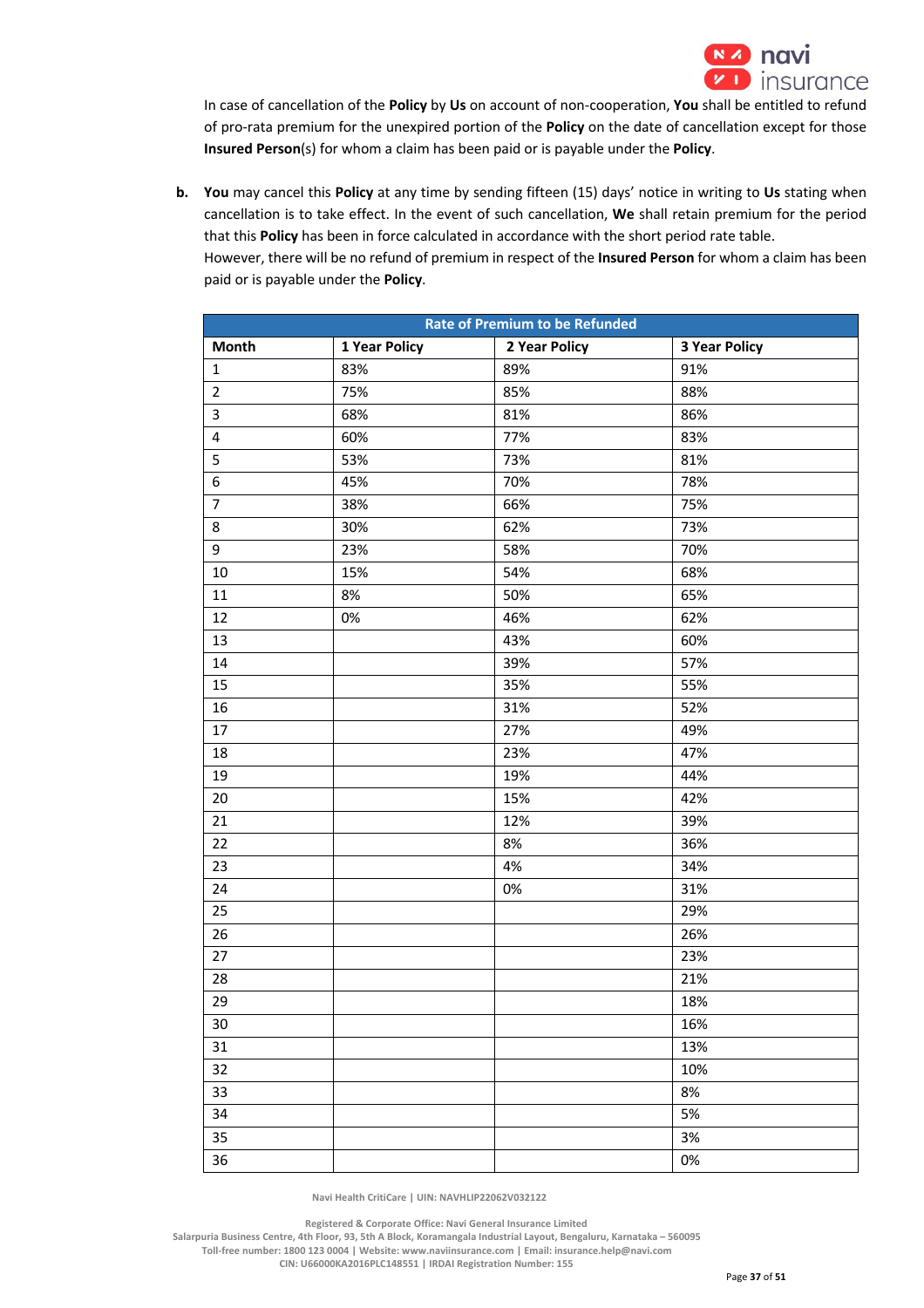In case of cancellation of the **Policy** by **Us** on account of non-cooperation, **You** shall be entitled to refund of pro-rata premium for the unexpired portion of the **Policy** on the date of cancellation except for those **Insured Person**(s) for whom a claim has been paid or is payable under the **Policy**.

**b.** **You** may cancel this **Policy** at any time by sending fifteen (15) days' notice in writing to **Us** stating when cancellation is to take effect. In the event of such cancellation, **We** shall retain premium for the period that this **Policy** has been in force calculated in accordance with the short period rate table.
However, there will be no refund of premium in respect of the **Insured Person** for whom a claim has been paid or is payable under the **Policy**.

| Rate of Premium to be Refunded | | | |
|---|---|---|---|
| **Month** | **1 Year Policy** | **2 Year Policy** | **3 Year Policy** |
| 1 | 83% | 89% | 91% |
| 2 | 75% | 85% | 88% |
| 3 | 68% | 81% | 86% |
| 4 | 60% | 77% | 83% |
| 5 | 53% | 73% | 81% |
| 6 | 45% | 70% | 78% |
| 7 | 38% | 66% | 75% |
| 8 | 30% | 62% | 73% |
| 9 | 23% | 58% | 70% |
| 10 | 15% | 54% | 68% |
| 11 | 8% | 50% | 65% |
| 12 | 0% | 46% | 62% |
| 13 | | 43% | 60% |
| 14 | | 39% | 57% |
| 15 | | 35% | 55% |
| 16 | | 31% | 52% |
| 17 | | 27% | 49% |
| 18 | | 23% | 47% |
| 19 | | 19% | 44% |
| 20 | | 15% | 42% |
| 21 | | 12% | 39% |
| 22 | | 8% | 36% |
| 23 | | 4% | 34% |
| 24 | | 0% | 31% |
| 25 | | | 29% |
| 26 | | | 26% |
| 27 | | | 23% |
| 28 | | | 21% |
| 29 | | | 18% |
| 30 | | | 16% |
| 31 | | | 13% |
| 32 | | | 10% |
| 33 | | | 8% |
| 34 | | | 5% |
| 35 | | | 3% |
| 36 | | | 0% |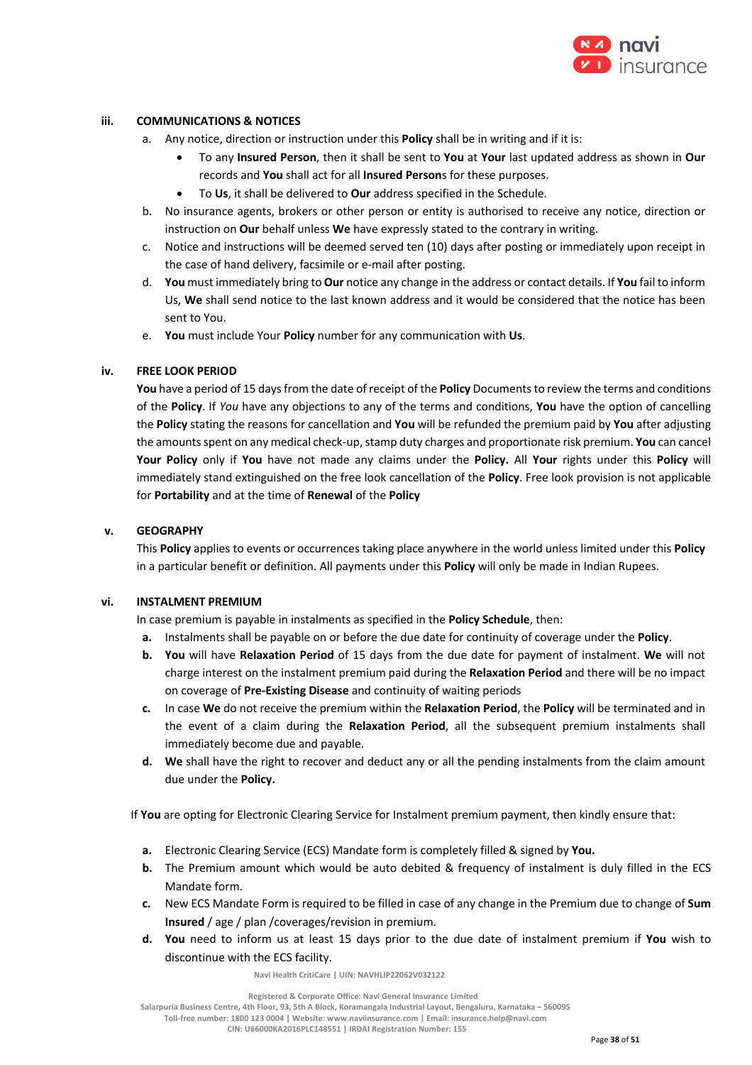### iii. COMMUNICATIONS & NOTICES

a. Any notice, direction or instruction under this **Policy** shall be in writing and if it is:
   - To any **Insured Person**, then it shall be sent to **You** at **Your** last updated address as shown in **Our** records and **You** shall act for all **Insured Person**s for these purposes.
   - To **Us**, it shall be delivered to **Our** address specified in the Schedule.

b. No insurance agents, brokers or other person or entity is authorised to receive any notice, direction or instruction on **Our** behalf unless **We** have expressly stated to the contrary in writing.

c. Notice and instructions will be deemed served ten (10) days after posting or immediately upon receipt in the case of hand delivery, facsimile or e-mail after posting.

d. **You** must immediately bring to **Our** notice any change in the address or contact details. If **You** fail to inform Us, **We** shall send notice to the last known address and it would be considered that the notice has been sent to You.

e. **You** must include Your **Policy** number for any communication with **Us**.

### iv. FREE LOOK PERIOD

**You** have a period of 15 days from the date of receipt of the **Policy** Documents to review the terms and conditions of the **Policy**. If *You* have any objections to any of the terms and conditions, **You** have the option of cancelling the **Policy** stating the reasons for cancellation and **You** will be refunded the premium paid by **You** after adjusting the amounts spent on any medical check-up, stamp duty charges and proportionate risk premium. **You** can cancel **Your Policy** only if **You** have not made any claims under the **Policy.** All **Your** rights under this **Policy** will immediately stand extinguished on the free look cancellation of the **Policy**. Free look provision is not applicable for **Portability** and at the time of **Renewal** of the **Policy**

### v. GEOGRAPHY

This **Policy** applies to events or occurrences taking place anywhere in the world unless limited under this **Policy** in a particular benefit or definition. All payments under this **Policy** will only be made in Indian Rupees.

### vi. INSTALMENT PREMIUM

In case premium is payable in instalments as specified in the **Policy Schedule**, then:

**a.** Instalments shall be payable on or before the due date for continuity of coverage under the **Policy**.

**b.** **You** will have **Relaxation Period** of 15 days from the due date for payment of instalment. **We** will not charge interest on the instalment premium paid during the **Relaxation Period** and there will be no impact on coverage of **Pre-Existing Disease** and continuity of waiting periods

**c.** In case **We** do not receive the premium within the **Relaxation Period**, the **Policy** will be terminated and in the event of a claim during the **Relaxation Period**, all the subsequent premium instalments shall immediately become due and payable.

**d.** **We** shall have the right to recover and deduct any or all the pending instalments from the claim amount due under the **Policy.**

If **You** are opting for Electronic Clearing Service for Instalment premium payment, then kindly ensure that:

**a.** Electronic Clearing Service (ECS) Mandate form is completely filled & signed by **You.**

**b.** The Premium amount which would be auto debited & frequency of instalment is duly filled in the ECS Mandate form.

**c.** New ECS Mandate Form is required to be filled in case of any change in the Premium due to change of **Sum Insured** / age / plan /coverages/revision in premium.

**d.** **You** need to inform us at least 15 days prior to the due date of instalment premium if **You** wish to discontinue with the ECS facility.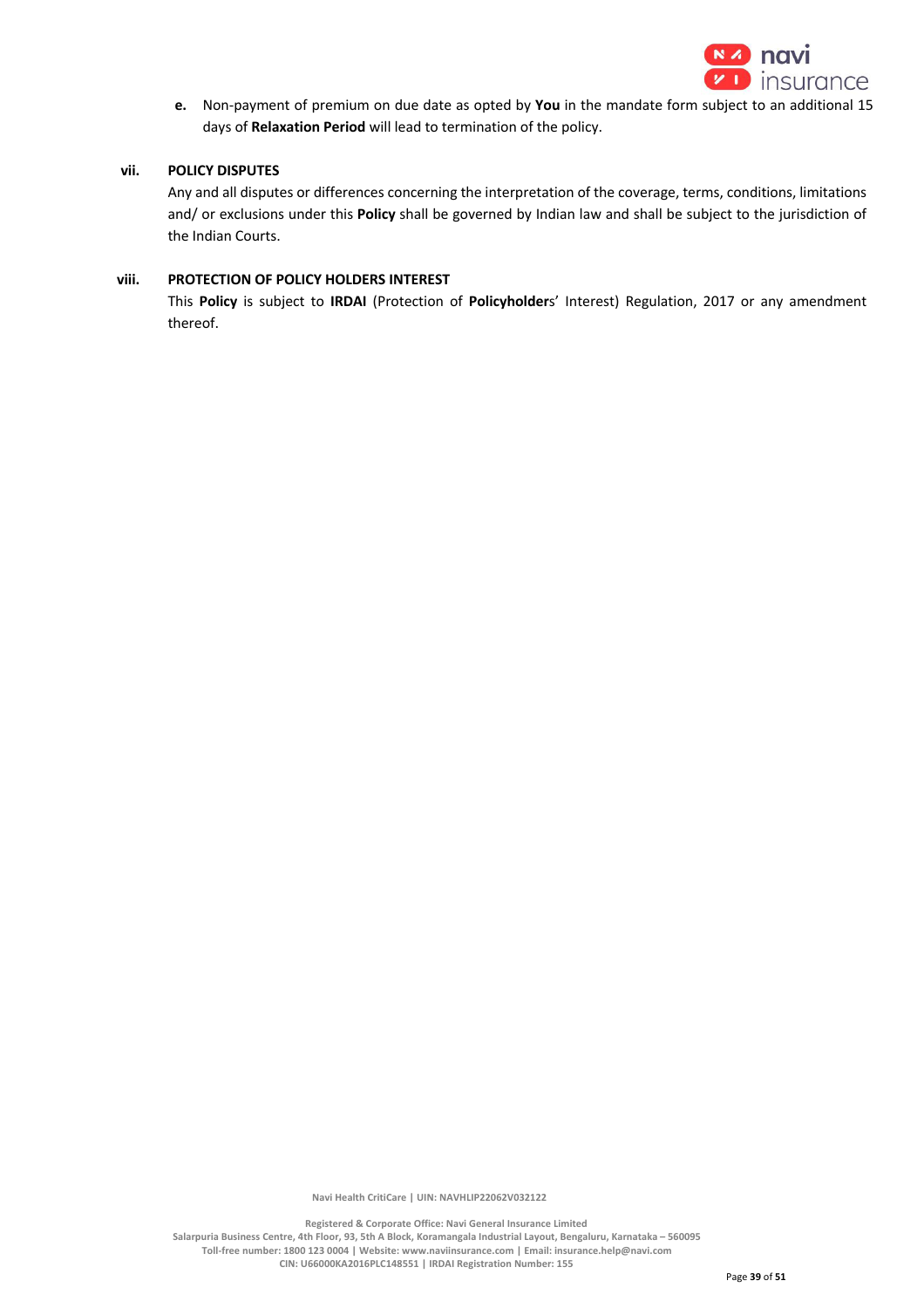**e.** Non-payment of premium on due date as opted by **You** in the mandate form subject to an additional 15 days of **Relaxation Period** will lead to termination of the policy.

**vii. POLICY DISPUTES**

Any and all disputes or differences concerning the interpretation of the coverage, terms, conditions, limitations and/ or exclusions under this **Policy** shall be governed by Indian law and shall be subject to the jurisdiction of the Indian Courts.

**viii. PROTECTION OF POLICY HOLDERS INTEREST**

This **Policy** is subject to **IRDAI** (Protection of **Policyholder**s' Interest) Regulation, 2017 or any amendment thereof.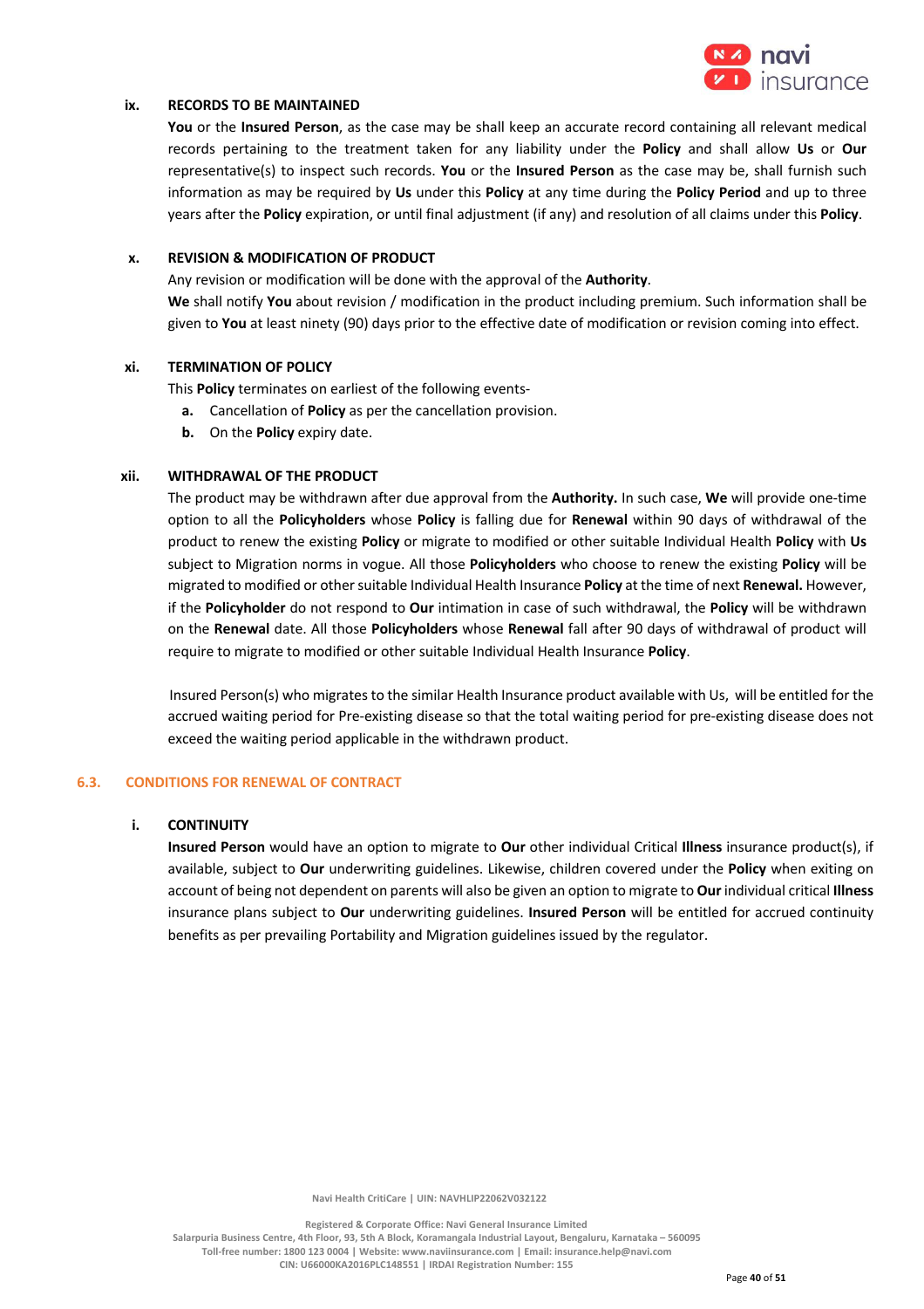**ix. RECORDS TO BE MAINTAINED**

**You** or the **Insured Person**, as the case may be shall keep an accurate record containing all relevant medical records pertaining to the treatment taken for any liability under the **Policy** and shall allow **Us** or **Our** representative(s) to inspect such records. **You** or the **Insured Person** as the case may be, shall furnish such information as may be required by **Us** under this **Policy** at any time during the **Policy Period** and up to three years after the **Policy** expiration, or until final adjustment (if any) and resolution of all claims under this **Policy**.

**x. REVISION & MODIFICATION OF PRODUCT**

Any revision or modification will be done with the approval of the **Authority**.

**We** shall notify **You** about revision / modification in the product including premium. Such information shall be given to **You** at least ninety (90) days prior to the effective date of modification or revision coming into effect.

**xi. TERMINATION OF POLICY**

This **Policy** terminates on earliest of the following events-

- **a.** Cancellation of **Policy** as per the cancellation provision.
- **b.** On the **Policy** expiry date.

**xii. WITHDRAWAL OF THE PRODUCT**

The product may be withdrawn after due approval from the **Authority.** In such case, **We** will provide one-time option to all the **Policyholders** whose **Policy** is falling due for **Renewal** within 90 days of withdrawal of the product to renew the existing **Policy** or migrate to modified or other suitable Individual Health **Policy** with **Us** subject to Migration norms in vogue. All those **Policyholders** who choose to renew the existing **Policy** will be migrated to modified or other suitable Individual Health Insurance **Policy** at the time of next **Renewal.** However, if the **Policyholder** do not respond to **Our** intimation in case of such withdrawal, the **Policy** will be withdrawn on the **Renewal** date. All those **Policyholders** whose **Renewal** fall after 90 days of withdrawal of product will require to migrate to modified or other suitable Individual Health Insurance **Policy**.

Insured Person(s) who migrates to the similar Health Insurance product available with Us, will be entitled for the accrued waiting period for Pre-existing disease so that the total waiting period for pre-existing disease does not exceed the waiting period applicable in the withdrawn product.

## 6.3. CONDITIONS FOR RENEWAL OF CONTRACT

**i. CONTINUITY**

**Insured Person** would have an option to migrate to **Our** other individual Critical **Illness** insurance product(s), if available, subject to **Our** underwriting guidelines. Likewise, children covered under the **Policy** when exiting on account of being not dependent on parents will also be given an option to migrate to **Our** individual critical **Illness** insurance plans subject to **Our** underwriting guidelines. **Insured Person** will be entitled for accrued continuity benefits as per prevailing Portability and Migration guidelines issued by the regulator.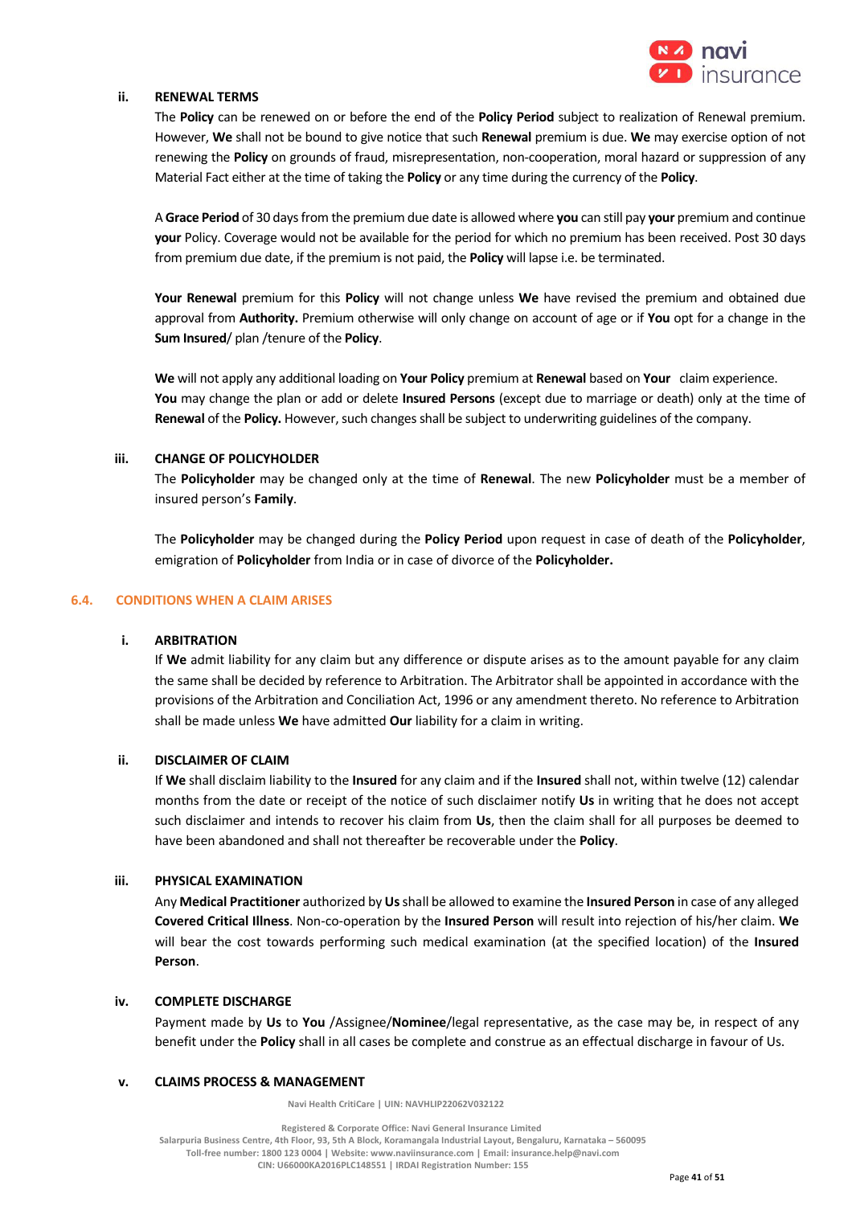### ii. RENEWAL TERMS

The **Policy** can be renewed on or before the end of the **Policy Period** subject to realization of Renewal premium. However, **We** shall not be bound to give notice that such **Renewal** premium is due. **We** may exercise option of not renewing the **Policy** on grounds of fraud, misrepresentation, non-cooperation, moral hazard or suppression of any Material Fact either at the time of taking the **Policy** or any time during the currency of the **Policy**.

A **Grace Period** of 30 days from the premium due date is allowed where **you** can still pay **your** premium and continue **your** Policy. Coverage would not be available for the period for which no premium has been received. Post 30 days from premium due date, if the premium is not paid, the **Policy** will lapse i.e. be terminated.

**Your Renewal** premium for this **Policy** will not change unless **We** have revised the premium and obtained due approval from **Authority.** Premium otherwise will only change on account of age or if **You** opt for a change in the **Sum Insured**/ plan /tenure of the **Policy**.

**We** will not apply any additional loading on **Your Policy** premium at **Renewal** based on **Your** claim experience.
**You** may change the plan or add or delete **Insured Persons** (except due to marriage or death) only at the time of **Renewal** of the **Policy.** However, such changes shall be subject to underwriting guidelines of the company.

### iii. CHANGE OF POLICYHOLDER

The **Policyholder** may be changed only at the time of **Renewal**. The new **Policyholder** must be a member of insured person's **Family**.

The **Policyholder** may be changed during the **Policy Period** upon request in case of death of the **Policyholder**, emigration of **Policyholder** from India or in case of divorce of the **Policyholder.**

## 6.4. CONDITIONS WHEN A CLAIM ARISES

### i. ARBITRATION

If **We** admit liability for any claim but any difference or dispute arises as to the amount payable for any claim the same shall be decided by reference to Arbitration. The Arbitrator shall be appointed in accordance with the provisions of the Arbitration and Conciliation Act, 1996 or any amendment thereto. No reference to Arbitration shall be made unless **We** have admitted **Our** liability for a claim in writing.

### ii. DISCLAIMER OF CLAIM

If **We** shall disclaim liability to the **Insured** for any claim and if the **Insured** shall not, within twelve (12) calendar months from the date or receipt of the notice of such disclaimer notify **Us** in writing that he does not accept such disclaimer and intends to recover his claim from **Us**, then the claim shall for all purposes be deemed to have been abandoned and shall not thereafter be recoverable under the **Policy**.

### iii. PHYSICAL EXAMINATION

Any **Medical Practitioner** authorized by **Us** shall be allowed to examine the **Insured Person** in case of any alleged **Covered Critical Illness**. Non-co-operation by the **Insured Person** will result into rejection of his/her claim. **We** will bear the cost towards performing such medical examination (at the specified location) of the **Insured Person**.

### iv. COMPLETE DISCHARGE

Payment made by **Us** to **You** /Assignee/**Nominee**/legal representative, as the case may be, in respect of any benefit under the **Policy** shall in all cases be complete and construe as an effectual discharge in favour of Us.

### v. CLAIMS PROCESS & MANAGEMENT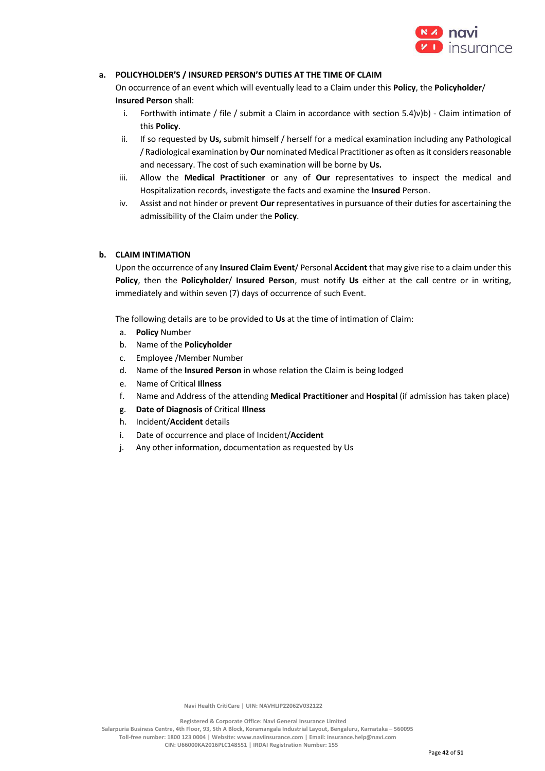**a. POLICYHOLDER'S / INSURED PERSON'S DUTIES AT THE TIME OF CLAIM**

On occurrence of an event which will eventually lead to a Claim under this **Policy**, the **Policyholder**/ **Insured Person** shall:

i. Forthwith intimate / file / submit a Claim in accordance with section 5.4)v)b) - Claim intimation of this **Policy**.

ii. If so requested by **Us,** submit himself / herself for a medical examination including any Pathological / Radiological examination by **Our** nominated Medical Practitioner as often as it considers reasonable and necessary. The cost of such examination will be borne by **Us.**

iii. Allow the **Medical Practitioner** or any of **Our** representatives to inspect the medical and Hospitalization records, investigate the facts and examine the **Insured** Person.

iv. Assist and not hinder or prevent **Our** representatives in pursuance of their duties for ascertaining the admissibility of the Claim under the **Policy**.

**b. CLAIM INTIMATION**

Upon the occurrence of any **Insured Claim Event**/ Personal **Accident** that may give rise to a claim under this **Policy**, then the **Policyholder**/ **Insured Person**, must notify **Us** either at the call centre or in writing, immediately and within seven (7) days of occurrence of such Event.

The following details are to be provided to **Us** at the time of intimation of Claim:

a. **Policy** Number
b. Name of the **Policyholder**
c. Employee /Member Number
d. Name of the **Insured Person** in whose relation the Claim is being lodged
e. Name of Critical **Illness**
f. Name and Address of the attending **Medical Practitioner** and **Hospital** (if admission has taken place)
g. **Date of Diagnosis** of Critical **Illness**
h. Incident/**Accident** details
i. Date of occurrence and place of Incident/**Accident**
j. Any other information, documentation as requested by Us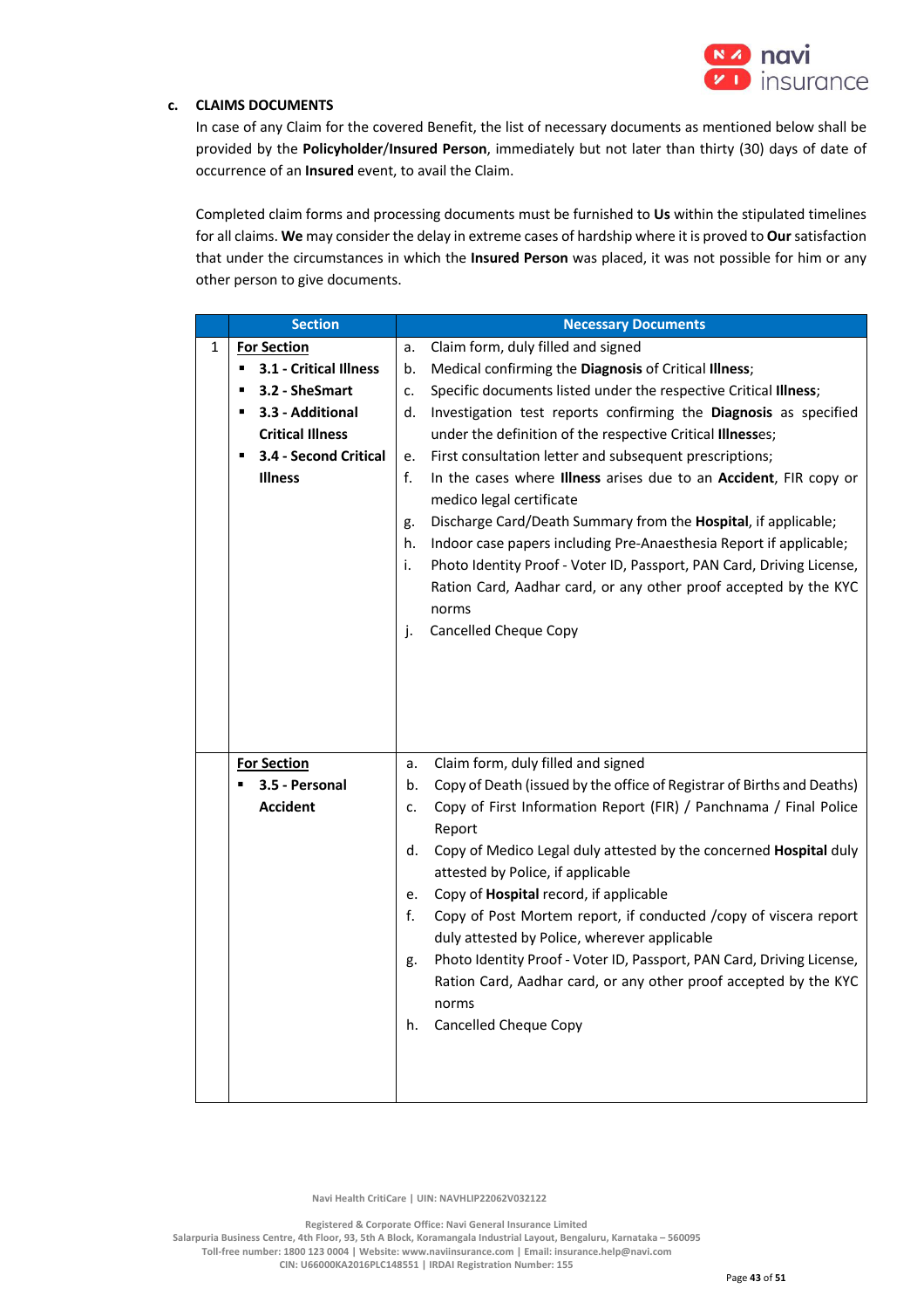**c. CLAIMS DOCUMENTS**

In case of any Claim for the covered Benefit, the list of necessary documents as mentioned below shall be provided by the **Policyholder**/**Insured Person**, immediately but not later than thirty (30) days of date of occurrence of an **Insured** event, to avail the Claim.

Completed claim forms and processing documents must be furnished to **Us** within the stipulated timelines for all claims. **We** may consider the delay in extreme cases of hardship where it is proved to **Our** satisfaction that under the circumstances in which the **Insured Person** was placed, it was not possible for him or any other person to give documents.

| | Section | Necessary Documents |
|---|---|---|
| 1 | <u>**For Section**</u><br>▪ **3.1 - Critical Illness**<br>▪ **3.2 - SheSmart**<br>▪ **3.3 - Additional Critical Illness**<br>▪ **3.4 - Second Critical Illness** | a. Claim form, duly filled and signed<br>b. Medical confirming the **Diagnosis** of Critical **Illness**;<br>c. Specific documents listed under the respective Critical **Illness**;<br>d. Investigation test reports confirming the **Diagnosis** as specified under the definition of the respective Critical **Illness**es;<br>e. First consultation letter and subsequent prescriptions;<br>f. In the cases where **Illness** arises due to an **Accident**, FIR copy or medico legal certificate<br>g. Discharge Card/Death Summary from the **Hospital**, if applicable;<br>h. Indoor case papers including Pre-Anaesthesia Report if applicable;<br>i. Photo Identity Proof - Voter ID, Passport, PAN Card, Driving License, Ration Card, Aadhar card, or any other proof accepted by the KYC norms<br>j. Cancelled Cheque Copy |
| | <u>**For Section**</u><br>▪ **3.5 - Personal Accident** | a. Claim form, duly filled and signed<br>b. Copy of Death (issued by the office of Registrar of Births and Deaths)<br>c. Copy of First Information Report (FIR) / Panchnama / Final Police Report<br>d. Copy of Medico Legal duly attested by the concerned **Hospital** duly attested by Police, if applicable<br>e. Copy of **Hospital** record, if applicable<br>f. Copy of Post Mortem report, if conducted /copy of viscera report duly attested by Police, wherever applicable<br>g. Photo Identity Proof - Voter ID, Passport, PAN Card, Driving License, Ration Card, Aadhar card, or any other proof accepted by the KYC norms<br>h. Cancelled Cheque Copy |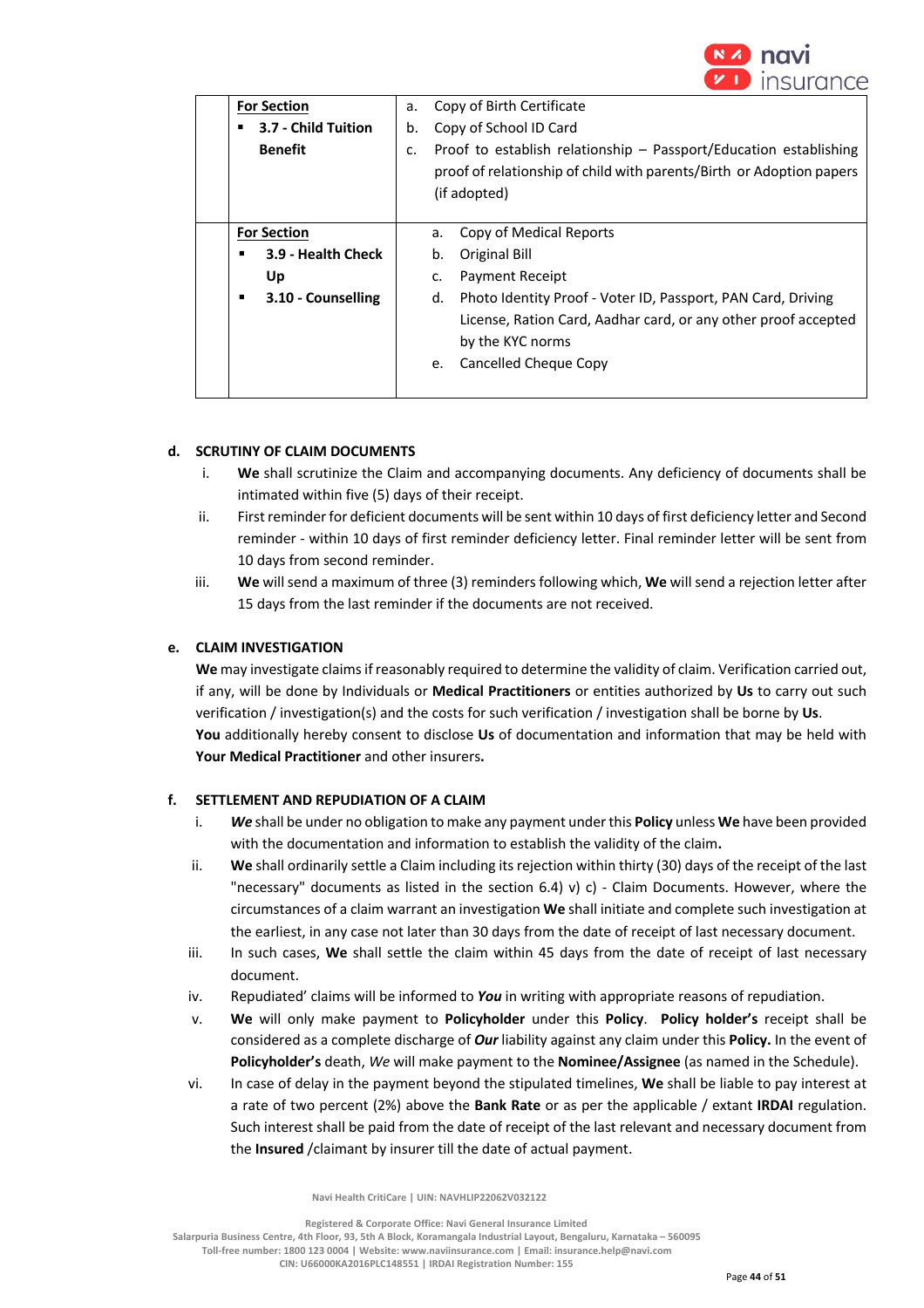|  | **For Section**<br>▪ **3.7 - Child Tuition Benefit** | a. Copy of Birth Certificate<br>b. Copy of School ID Card<br>c. Proof to establish relationship – Passport/Education establishing proof of relationship of child with parents/Birth or Adoption papers (if adopted) |
|---|---|---|
|  | **For Section**<br>▪ **3.9 - Health Check Up**<br>▪ **3.10 - Counselling** | a. Copy of Medical Reports<br>b. Original Bill<br>c. Payment Receipt<br>d. Photo Identity Proof - Voter ID, Passport, PAN Card, Driving License, Ration Card, Aadhar card, or any other proof accepted by the KYC norms<br>e. Cancelled Cheque Copy |

**d. SCRUTINY OF CLAIM DOCUMENTS**

i. **We** shall scrutinize the Claim and accompanying documents. Any deficiency of documents shall be intimated within five (5) days of their receipt.

ii. First reminder for deficient documents will be sent within 10 days of first deficiency letter and Second reminder - within 10 days of first reminder deficiency letter. Final reminder letter will be sent from 10 days from second reminder.

iii. **We** will send a maximum of three (3) reminders following which, **We** will send a rejection letter after 15 days from the last reminder if the documents are not received.

**e. CLAIM INVESTIGATION**

**We** may investigate claims if reasonably required to determine the validity of claim. Verification carried out, if any, will be done by Individuals or **Medical Practitioners** or entities authorized by **Us** to carry out such verification / investigation(s) and the costs for such verification / investigation shall be borne by **Us**.

**You** additionally hereby consent to disclose **Us** of documentation and information that may be held with **Your Medical Practitioner** and other insurers**.**

**f. SETTLEMENT AND REPUDIATION OF A CLAIM**

i. ***We*** shall be under no obligation to make any payment under this **Policy** unless **We** have been provided with the documentation and information to establish the validity of the claim**.**

ii. **We** shall ordinarily settle a Claim including its rejection within thirty (30) days of the receipt of the last "necessary" documents as listed in the section 6.4) v) c) - Claim Documents. However, where the circumstances of a claim warrant an investigation **We** shall initiate and complete such investigation at the earliest, in any case not later than 30 days from the date of receipt of last necessary document.

iii. In such cases, **We** shall settle the claim within 45 days from the date of receipt of last necessary document.

iv. Repudiated' claims will be informed to ***You*** in writing with appropriate reasons of repudiation.

v. **We** will only make payment to **Policyholder** under this **Policy**. **Policy holder's** receipt shall be considered as a complete discharge of ***Our*** liability against any claim under this **Policy.** In the event of **Policyholder's** death, *We* will make payment to the **Nominee/Assignee** (as named in the Schedule).

vi. In case of delay in the payment beyond the stipulated timelines, **We** shall be liable to pay interest at a rate of two percent (2%) above the **Bank Rate** or as per the applicable / extant **IRDAI** regulation. Such interest shall be paid from the date of receipt of the last relevant and necessary document from the **Insured** /claimant by insurer till the date of actual payment.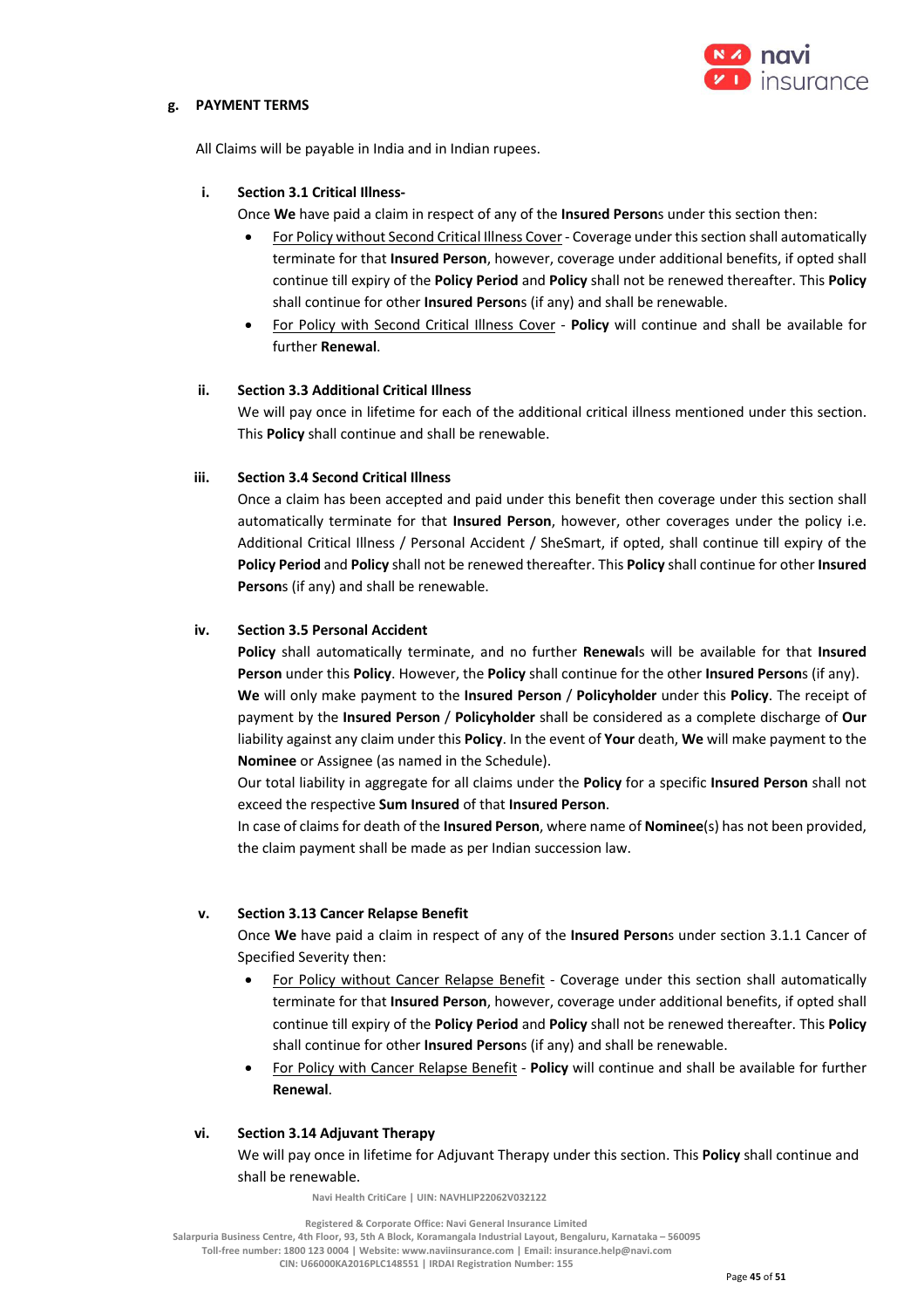## g. PAYMENT TERMS

All Claims will be payable in India and in Indian rupees.

### i. Section 3.1 Critical Illness-

Once **We** have paid a claim in respect of any of the **Insured Person**s under this section then:

- For Policy without Second Critical Illness Cover - Coverage under this section shall automatically terminate for that **Insured Person**, however, coverage under additional benefits, if opted shall continue till expiry of the **Policy Period** and **Policy** shall not be renewed thereafter. This **Policy** shall continue for other **Insured Person**s (if any) and shall be renewable.
- For Policy with Second Critical Illness Cover - **Policy** will continue and shall be available for further **Renewal**.

### ii. Section 3.3 Additional Critical Illness

We will pay once in lifetime for each of the additional critical illness mentioned under this section. This **Policy** shall continue and shall be renewable.

### iii. Section 3.4 Second Critical Illness

Once a claim has been accepted and paid under this benefit then coverage under this section shall automatically terminate for that **Insured Person**, however, other coverages under the policy i.e. Additional Critical Illness / Personal Accident / SheSmart, if opted, shall continue till expiry of the **Policy Period** and **Policy** shall not be renewed thereafter. This **Policy** shall continue for other **Insured Person**s (if any) and shall be renewable.

### iv. Section 3.5 Personal Accident

**Policy** shall automatically terminate, and no further **Renewal**s will be available for that **Insured Person** under this **Policy**. However, the **Policy** shall continue for the other **Insured Person**s (if any).

**We** will only make payment to the **Insured Person** / **Policyholder** under this **Policy**. The receipt of payment by the **Insured Person** / **Policyholder** shall be considered as a complete discharge of **Our** liability against any claim under this **Policy**. In the event of **Your** death, **We** will make payment to the **Nominee** or Assignee (as named in the Schedule).

Our total liability in aggregate for all claims under the **Policy** for a specific **Insured Person** shall not exceed the respective **Sum Insured** of that **Insured Person**.

In case of claims for death of the **Insured Person**, where name of **Nominee**(s) has not been provided, the claim payment shall be made as per Indian succession law.

### v. Section 3.13 Cancer Relapse Benefit

Once **We** have paid a claim in respect of any of the **Insured Person**s under section 3.1.1 Cancer of Specified Severity then:

- For Policy without Cancer Relapse Benefit - Coverage under this section shall automatically terminate for that **Insured Person**, however, coverage under additional benefits, if opted shall continue till expiry of the **Policy Period** and **Policy** shall not be renewed thereafter. This **Policy** shall continue for other **Insured Person**s (if any) and shall be renewable.
- For Policy with Cancer Relapse Benefit - **Policy** will continue and shall be available for further **Renewal**.

### vi. Section 3.14 Adjuvant Therapy

We will pay once in lifetime for Adjuvant Therapy under this section. This **Policy** shall continue and shall be renewable.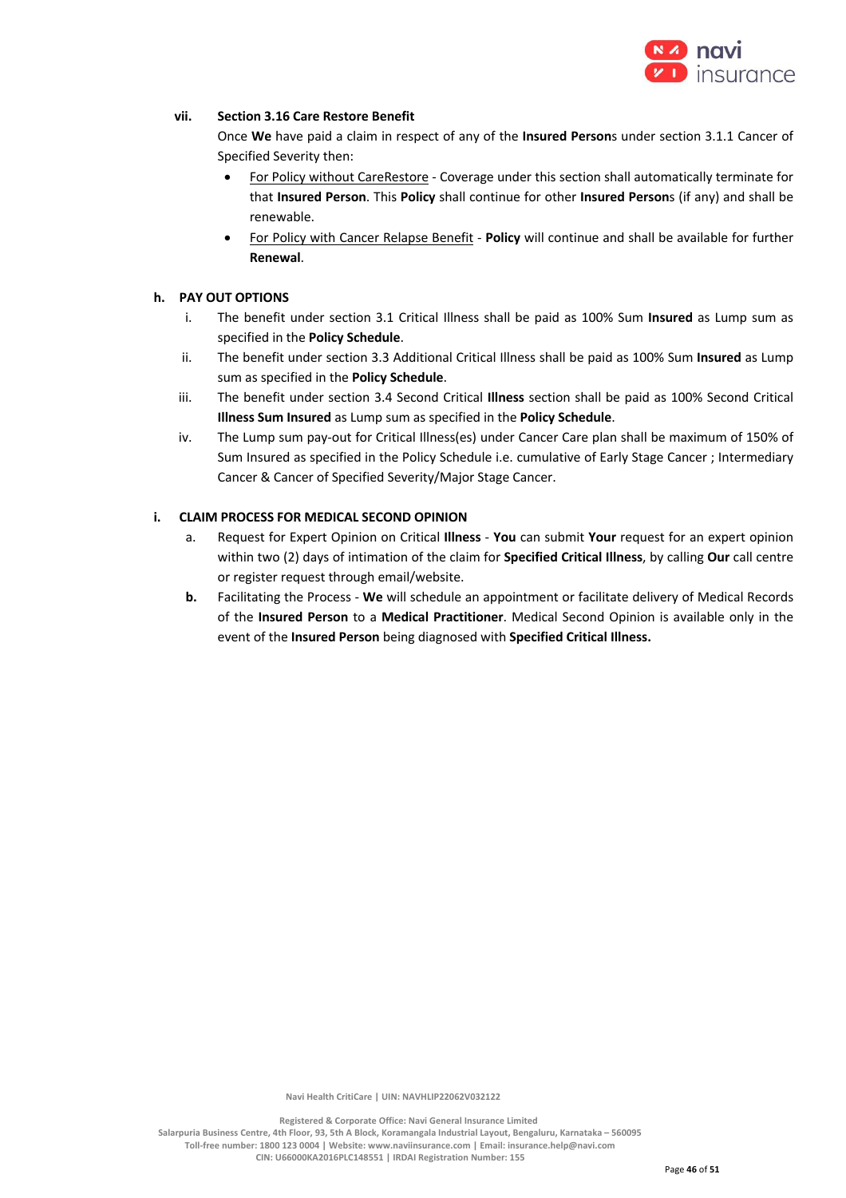**vii. Section 3.16 Care Restore Benefit**

Once **We** have paid a claim in respect of any of the **Insured Person**s under section 3.1.1 Cancer of Specified Severity then:

- For Policy without CareRestore - Coverage under this section shall automatically terminate for that **Insured Person**. This **Policy** shall continue for other **Insured Person**s (if any) and shall be renewable.
- For Policy with Cancer Relapse Benefit - **Policy** will continue and shall be available for further **Renewal**.

**h. PAY OUT OPTIONS**

i. The benefit under section 3.1 Critical Illness shall be paid as 100% Sum **Insured** as Lump sum as specified in the **Policy Schedule**.

ii. The benefit under section 3.3 Additional Critical Illness shall be paid as 100% Sum **Insured** as Lump sum as specified in the **Policy Schedule**.

iii. The benefit under section 3.4 Second Critical **Illness** section shall be paid as 100% Second Critical **Illness Sum Insured** as Lump sum as specified in the **Policy Schedule**.

iv. The Lump sum pay-out for Critical Illness(es) under Cancer Care plan shall be maximum of 150% of Sum Insured as specified in the Policy Schedule i.e. cumulative of Early Stage Cancer ; Intermediary Cancer & Cancer of Specified Severity/Major Stage Cancer.

**i. CLAIM PROCESS FOR MEDICAL SECOND OPINION**

a. Request for Expert Opinion on Critical **Illness** - **You** can submit **Your** request for an expert opinion within two (2) days of intimation of the claim for **Specified Critical Illness**, by calling **Our** call centre or register request through email/website.

**b.** Facilitating the Process - **We** will schedule an appointment or facilitate delivery of Medical Records of the **Insured Person** to a **Medical Practitioner**. Medical Second Opinion is available only in the event of the **Insured Person** being diagnosed with **Specified Critical Illness.**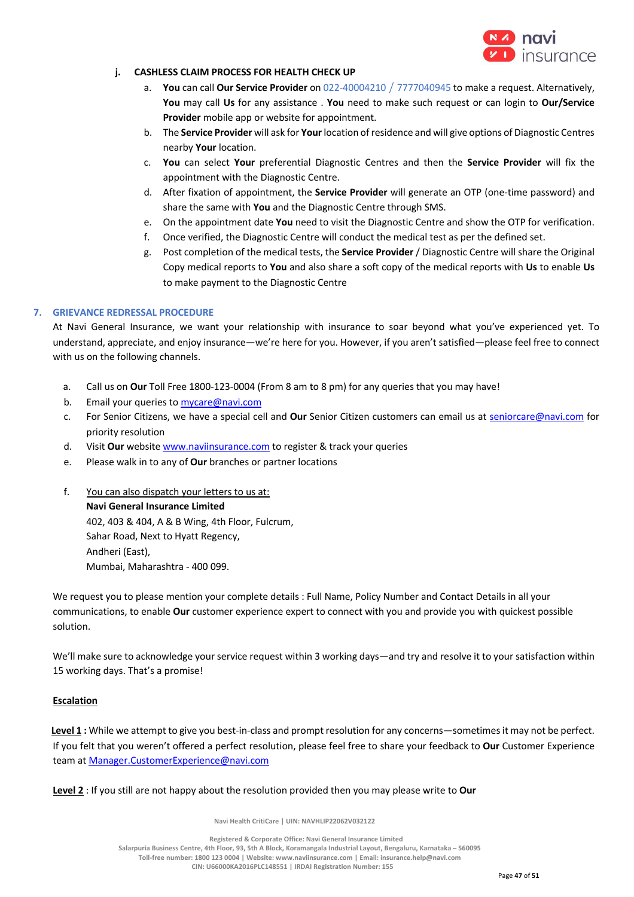#### j. CASHLESS CLAIM PROCESS FOR HEALTH CHECK UP

a. **You** can call **Our Service Provider** on 022-40004210 / 7777040945 to make a request. Alternatively, **You** may call **Us** for any assistance . **You** need to make such request or can login to **Our/Service Provider** mobile app or website for appointment.

b. The **Service Provider** will ask for **Your** location of residence and will give options of Diagnostic Centres nearby **Your** location.

c. **You** can select **Your** preferential Diagnostic Centres and then the **Service Provider** will fix the appointment with the Diagnostic Centre.

d. After fixation of appointment, the **Service Provider** will generate an OTP (one-time password) and share the same with **You** and the Diagnostic Centre through SMS.

e. On the appointment date **You** need to visit the Diagnostic Centre and show the OTP for verification.

f. Once verified, the Diagnostic Centre will conduct the medical test as per the defined set.

g. Post completion of the medical tests, the **Service Provider** / Diagnostic Centre will share the Original Copy medical reports to **You** and also share a soft copy of the medical reports with **Us** to enable **Us** to make payment to the Diagnostic Centre

## 7. GRIEVANCE REDRESSAL PROCEDURE

At Navi General Insurance, we want your relationship with insurance to soar beyond what you've experienced yet. To understand, appreciate, and enjoy insurance—we're here for you. However, if you aren't satisfied—please feel free to connect with us on the following channels.

a. Call us on **Our** Toll Free 1800-123-0004 (From 8 am to 8 pm) for any queries that you may have!

b. Email your queries to mycare@navi.com

c. For Senior Citizens, we have a special cell and **Our** Senior Citizen customers can email us at seniorcare@navi.com for priority resolution

d. Visit **Our** website www.naviinsurance.com to register & track your queries

e. Please walk in to any of **Our** branches or partner locations

f. You can also dispatch your letters to us at:
**Navi General Insurance Limited**
402, 403 & 404, A & B Wing, 4th Floor, Fulcrum,
Sahar Road, Next to Hyatt Regency,
Andheri (East),
Mumbai, Maharashtra - 400 099.

We request you to please mention your complete details : Full Name, Policy Number and Contact Details in all your communications, to enable **Our** customer experience expert to connect with you and provide you with quickest possible solution.

We'll make sure to acknowledge your service request within 3 working days—and try and resolve it to your satisfaction within 15 working days. That's a promise!

**Escalation**

**Level 1 :** While we attempt to give you best-in-class and prompt resolution for any concerns—sometimes it may not be perfect. If you felt that you weren't offered a perfect resolution, please feel free to share your feedback to **Our** Customer Experience team at Manager.CustomerExperience@navi.com

**Level 2** : If you still are not happy about the resolution provided then you may please write to **Our**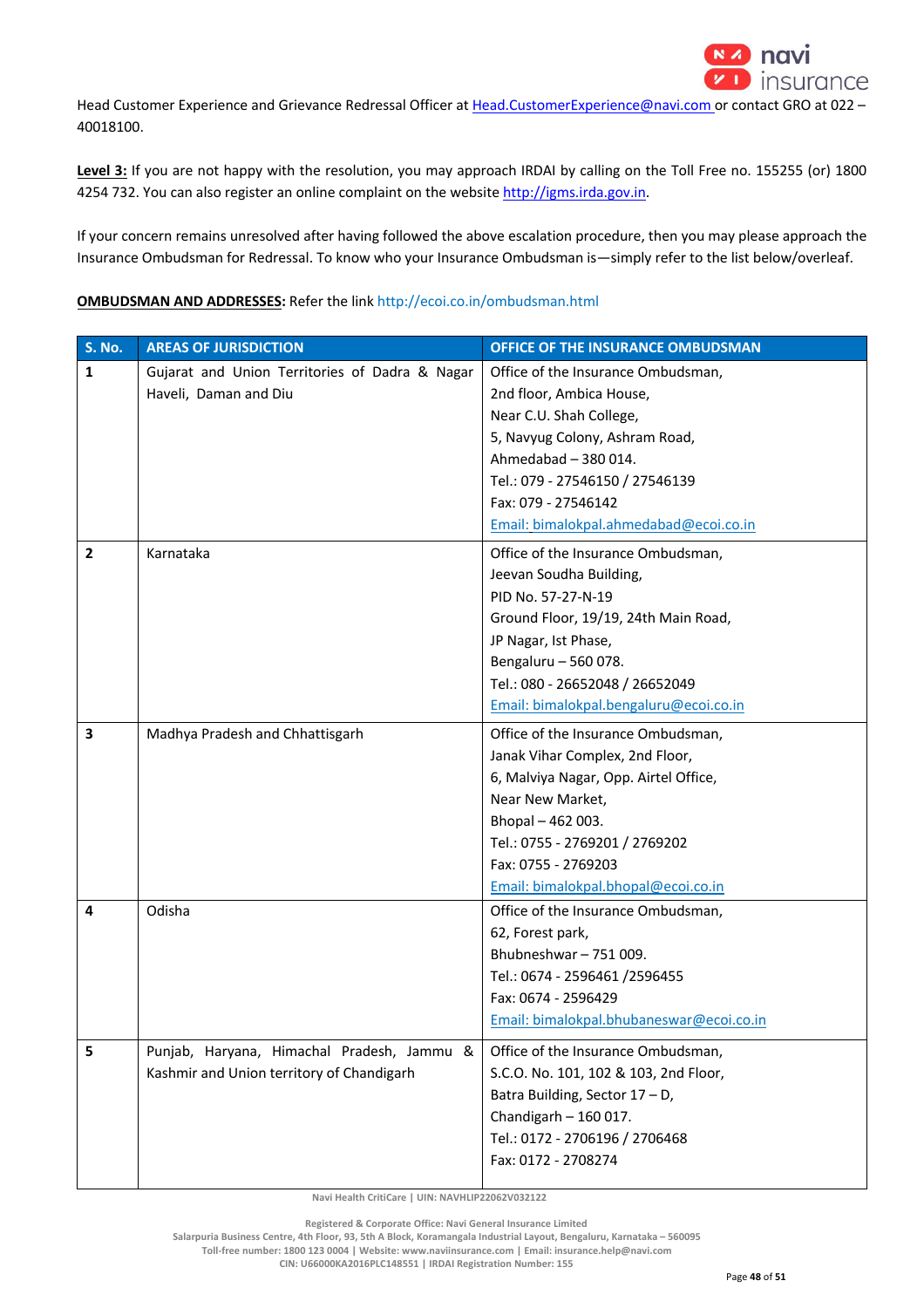Head Customer Experience and Grievance Redressal Officer at Head.CustomerExperience@navi.com or contact GRO at 022 – 40018100.

**Level 3:** If you are not happy with the resolution, you may approach IRDAI by calling on the Toll Free no. 155255 (or) 1800 4254 732. You can also register an online complaint on the website http://igms.irda.gov.in.

If your concern remains unresolved after having followed the above escalation procedure, then you may please approach the Insurance Ombudsman for Redressal. To know who your Insurance Ombudsman is—simply refer to the list below/overleaf.

**OMBUDSMAN AND ADDRESSES:** Refer the link http://ecoi.co.in/ombudsman.html

| S. No. | AREAS OF JURISDICTION | OFFICE OF THE INSURANCE OMBUDSMAN |
|---|---|---|
| 1 | Gujarat and Union Territories of Dadra & Nagar Haveli, Daman and Diu | Office of the Insurance Ombudsman,<br>2nd floor, Ambica House,<br>Near C.U. Shah College,<br>5, Navyug Colony, Ashram Road,<br>Ahmedabad – 380 014.<br>Tel.: 079 - 27546150 / 27546139<br>Fax: 079 - 27546142<br>Email: bimalokpal.ahmedabad@ecoi.co.in |
| 2 | Karnataka | Office of the Insurance Ombudsman,<br>Jeevan Soudha Building,<br>PID No. 57-27-N-19<br>Ground Floor, 19/19, 24th Main Road,<br>JP Nagar, Ist Phase,<br>Bengaluru – 560 078.<br>Tel.: 080 - 26652048 / 26652049<br>Email: bimalokpal.bengaluru@ecoi.co.in |
| 3 | Madhya Pradesh and Chhattisgarh | Office of the Insurance Ombudsman,<br>Janak Vihar Complex, 2nd Floor,<br>6, Malviya Nagar, Opp. Airtel Office,<br>Near New Market,<br>Bhopal – 462 003.<br>Tel.: 0755 - 2769201 / 2769202<br>Fax: 0755 - 2769203<br>Email: bimalokpal.bhopal@ecoi.co.in |
| 4 | Odisha | Office of the Insurance Ombudsman,<br>62, Forest park,<br>Bhubneshwar – 751 009.<br>Tel.: 0674 - 2596461 /2596455<br>Fax: 0674 - 2596429<br>Email: bimalokpal.bhubaneswar@ecoi.co.in |
| 5 | Punjab, Haryana, Himachal Pradesh, Jammu & Kashmir and Union territory of Chandigarh | Office of the Insurance Ombudsman,<br>S.C.O. No. 101, 102 & 103, 2nd Floor,<br>Batra Building, Sector 17 – D,<br>Chandigarh – 160 017.<br>Tel.: 0172 - 2706196 / 2706468<br>Fax: 0172 - 2708274 |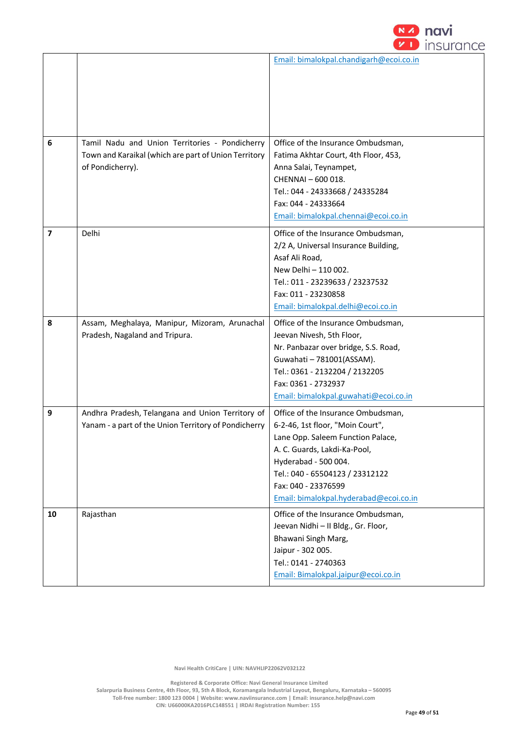| | | |
|---|---|---|
| | | Email: bimalokpal.chandigarh@ecoi.co.in |
| **6** | Tamil Nadu and Union Territories - Pondicherry Town and Karaikal (which are part of Union Territory of Pondicherry). | Office of the Insurance Ombudsman,<br>Fatima Akhtar Court, 4th Floor, 453,<br>Anna Salai, Teynampet,<br>CHENNAI – 600 018.<br>Tel.: 044 - 24333668 / 24335284<br>Fax: 044 - 24333664<br>Email: bimalokpal.chennai@ecoi.co.in |
| **7** | Delhi | Office of the Insurance Ombudsman,<br>2/2 A, Universal Insurance Building,<br>Asaf Ali Road,<br>New Delhi – 110 002.<br>Tel.: 011 - 23239633 / 23237532<br>Fax: 011 - 23230858<br>Email: bimalokpal.delhi@ecoi.co.in |
| **8** | Assam, Meghalaya, Manipur, Mizoram, Arunachal Pradesh, Nagaland and Tripura. | Office of the Insurance Ombudsman,<br>Jeevan Nivesh, 5th Floor,<br>Nr. Panbazar over bridge, S.S. Road,<br>Guwahati – 781001(ASSAM).<br>Tel.: 0361 - 2132204 / 2132205<br>Fax: 0361 - 2732937<br>Email: bimalokpal.guwahati@ecoi.co.in |
| **9** | Andhra Pradesh, Telangana and Union Territory of Yanam - a part of the Union Territory of Pondicherry | Office of the Insurance Ombudsman,<br>6-2-46, 1st floor, "Moin Court",<br>Lane Opp. Saleem Function Palace,<br>A. C. Guards, Lakdi-Ka-Pool,<br>Hyderabad - 500 004.<br>Tel.: 040 - 65504123 / 23312122<br>Fax: 040 - 23376599<br>Email: bimalokpal.hyderabad@ecoi.co.in |
| **10** | Rajasthan | Office of the Insurance Ombudsman,<br>Jeevan Nidhi – II Bldg., Gr. Floor,<br>Bhawani Singh Marg,<br>Jaipur - 302 005.<br>Tel.: 0141 - 2740363<br>Email: Bimalokpal.jaipur@ecoi.co.in |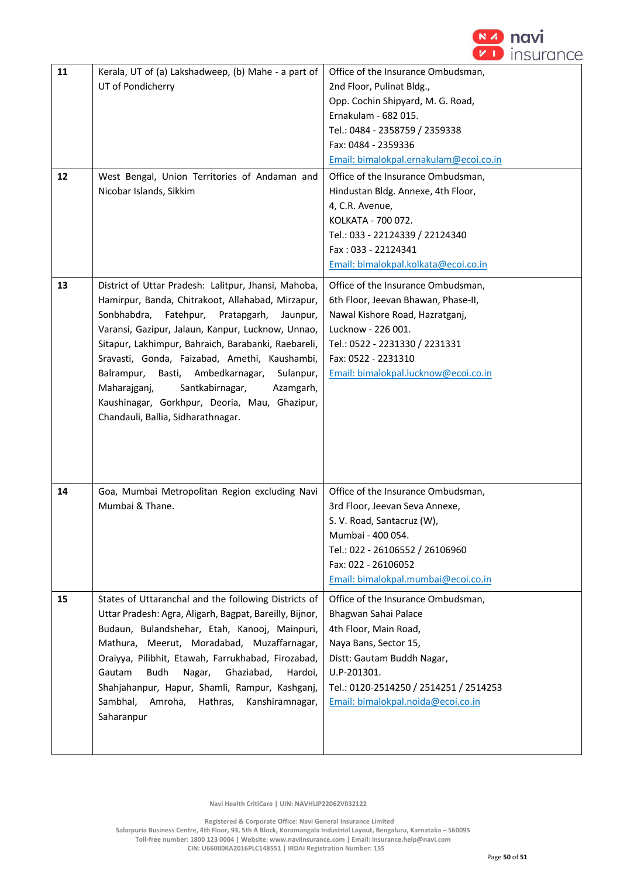| | | |
|---|---|---|
| **11** | Kerala, UT of (a) Lakshadweep, (b) Mahe - a part of UT of Pondicherry | Office of the Insurance Ombudsman,<br>2nd Floor, Pulinat Bldg.,<br>Opp. Cochin Shipyard, M. G. Road,<br>Ernakulam - 682 015.<br>Tel.: 0484 - 2358759 / 2359338<br>Fax: 0484 - 2359336<br>Email: bimalokpal.ernakulam@ecoi.co.in |
| **12** | West Bengal, Union Territories of Andaman and Nicobar Islands, Sikkim | Office of the Insurance Ombudsman,<br>Hindustan Bldg. Annexe, 4th Floor,<br>4, C.R. Avenue,<br>KOLKATA - 700 072.<br>Tel.: 033 - 22124339 / 22124340<br>Fax : 033 - 22124341<br>Email: bimalokpal.kolkata@ecoi.co.in |
| **13** | District of Uttar Pradesh: Lalitpur, Jhansi, Mahoba, Hamirpur, Banda, Chitrakoot, Allahabad, Mirzapur, Sonbhabdra, Fatehpur, Pratapgarh, Jaunpur, Varansi, Gazipur, Jalaun, Kanpur, Lucknow, Unnao, Sitapur, Lakhimpur, Bahraich, Barabanki, Raebareli, Sravasti, Gonda, Faizabad, Amethi, Kaushambi, Balrampur, Basti, Ambedkarnagar, Sulanpur, Maharajganj, Santkabirnagar, Azamgarh, Kaushinagar, Gorkhpur, Deoria, Mau, Ghazipur, Chandauli, Ballia, Sidharathnagar. | Office of the Insurance Ombudsman,<br>6th Floor, Jeevan Bhawan, Phase-II,<br>Nawal Kishore Road, Hazratganj,<br>Lucknow - 226 001.<br>Tel.: 0522 - 2231330 / 2231331<br>Fax: 0522 - 2231310<br>Email: bimalokpal.lucknow@ecoi.co.in |
| **14** | Goa, Mumbai Metropolitan Region excluding Navi Mumbai & Thane. | Office of the Insurance Ombudsman,<br>3rd Floor, Jeevan Seva Annexe,<br>S. V. Road, Santacruz (W),<br>Mumbai - 400 054.<br>Tel.: 022 - 26106552 / 26106960<br>Fax: 022 - 26106052<br>Email: bimalokpal.mumbai@ecoi.co.in |
| **15** | States of Uttaranchal and the following Districts of Uttar Pradesh: Agra, Aligarh, Bagpat, Bareilly, Bijnor, Budaun, Bulandshehar, Etah, Kanooj, Mainpuri, Mathura, Meerut, Moradabad, Muzaffarnagar, Oraiyya, Pilibhit, Etawah, Farrukhabad, Firozabad, Gautam Budh Nagar, Ghaziabad, Hardoi, Shahjahanpur, Hapur, Shamli, Rampur, Kashganj, Sambhal, Amroha, Hathras, Kanshiramnagar, Saharanpur | Office of the Insurance Ombudsman,<br>Bhagwan Sahai Palace<br>4th Floor, Main Road,<br>Naya Bans, Sector 15,<br>Distt: Gautam Buddh Nagar,<br>U.P-201301.<br>Tel.: 0120-2514250 / 2514251 / 2514253<br>Email: bimalokpal.noida@ecoi.co.in |

Navi Health CritiCare | UIN: NAVHLIP22062V032122

Registered & Corporate Office: Navi General Insurance Limited
Salarpuria Business Centre, 4th Floor, 93, 5th A Block, Koramangala Industrial Layout, Bengaluru, Karnataka – 560095
Toll-free number: 1800 123 0004 | Website: www.naviinsurance.com | Email: insurance.help@navi.com
CIN: U66000KA2016PLC148551 | IRDAI Registration Number: 155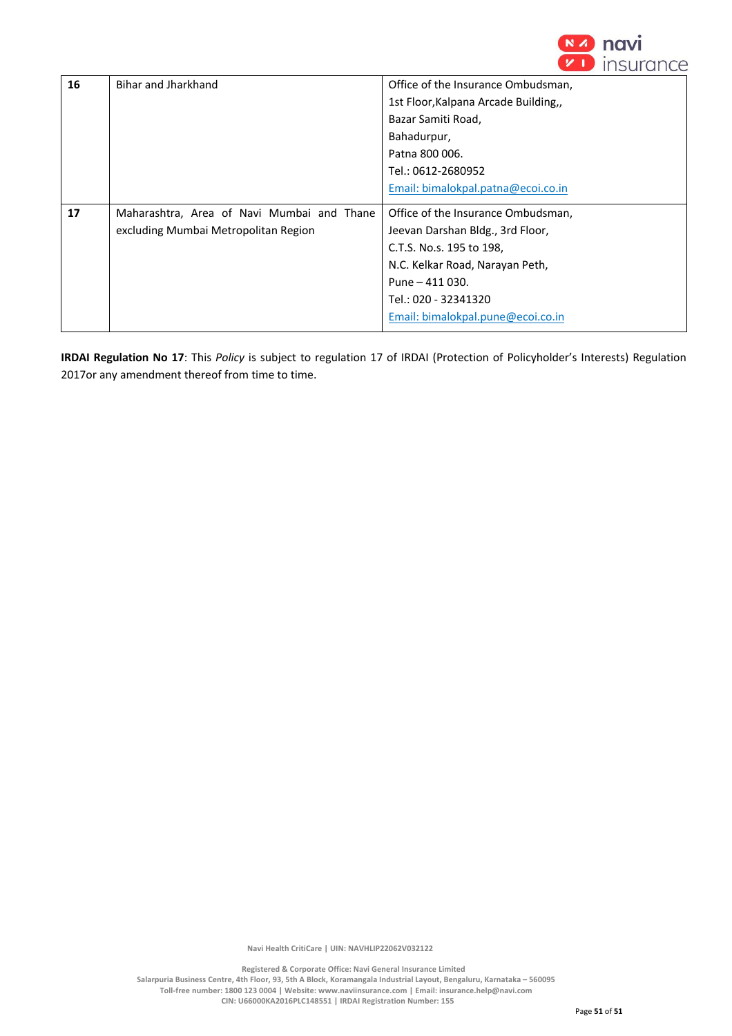| | | |
|---|---|---|
| **16** | Bihar and Jharkhand | Office of the Insurance Ombudsman,<br>1st Floor,Kalpana Arcade Building,,<br>Bazar Samiti Road,<br>Bahadurpur,<br>Patna 800 006.<br>Tel.: 0612-2680952<br>Email: bimalokpal.patna@ecoi.co.in |
| **17** | Maharashtra, Area of Navi Mumbai and Thane excluding Mumbai Metropolitan Region | Office of the Insurance Ombudsman,<br>Jeevan Darshan Bldg., 3rd Floor,<br>C.T.S. No.s. 195 to 198,<br>N.C. Kelkar Road, Narayan Peth,<br>Pune – 411 030.<br>Tel.: 020 - 32341320<br>Email: bimalokpal.pune@ecoi.co.in |

**IRDAI Regulation No 17**: This *Policy* is subject to regulation 17 of IRDAI (Protection of Policyholder's Interests) Regulation 2017or any amendment thereof from time to time.